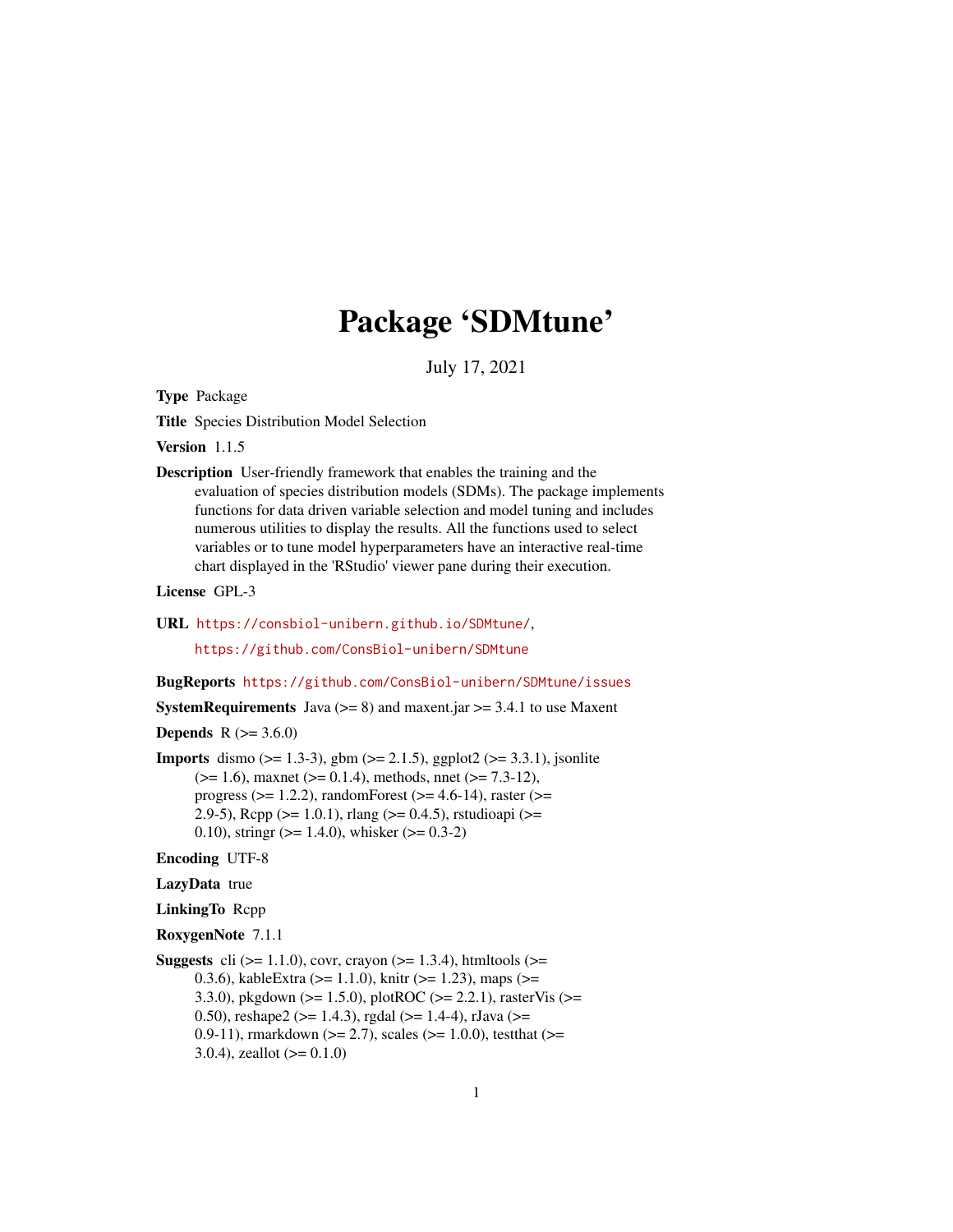# Package 'SDMtune'

July 17, 2021

**Type** Package

**Title** Species Distribution Model Selection

**Version** 1.1.5

**Description** User-friendly framework that enables the training and the evaluation of species distribution models (SDMs). The package implements functions for data driven variable selection and model tuning and includes numerous utilities to display the results. All the functions used to select variables or to tune model hyperparameters have an interactive real-time chart displayed in the 'RStudio' viewer pane during their execution.

**License** GPL-3

**URL** https://consbiol-unibern.github.io/SDMtune/, https://github.com/ConsBiol-unibern/SDMtune

**BugReports** https://github.com/ConsBiol-unibern/SDMtune/issues

**SystemRequirements** Java (>= 8) and maxent.jar >= 3.4.1 to use Maxent

**Depends** R (>= 3.6.0)

**Imports** dismo (>= 1.3-3), gbm (>= 2.1.5), ggplot2 (>= 3.3.1), jsonlite (>= 1.6), maxnet (>= 0.1.4), methods, nnet (>= 7.3-12), progress (>= 1.2.2), randomForest (>= 4.6-14), raster (>= 2.9-5), Rcpp (>= 1.0.1), rlang (>= 0.4.5), rstudioapi (>= 0.10), stringr (>= 1.4.0), whisker (>= 0.3-2)

**Encoding** UTF-8

**LazyData** true

**LinkingTo** Rcpp

**RoxygenNote** 7.1.1

**Suggests** cli (>= 1.1.0), covr, crayon (>= 1.3.4), htmltools (>= 0.3.6), kableExtra (>= 1.1.0), knitr (>= 1.23), maps (>= 3.3.0), pkgdown (>= 1.5.0), plotROC (>= 2.2.1), rasterVis (>= 0.50), reshape2 (>= 1.4.3), rgdal (>= 1.4-4), rJava (>= 0.9-11), rmarkdown (>= 2.7), scales (>= 1.0.0), testthat (>= 3.0.4), zeallot (>= 0.1.0)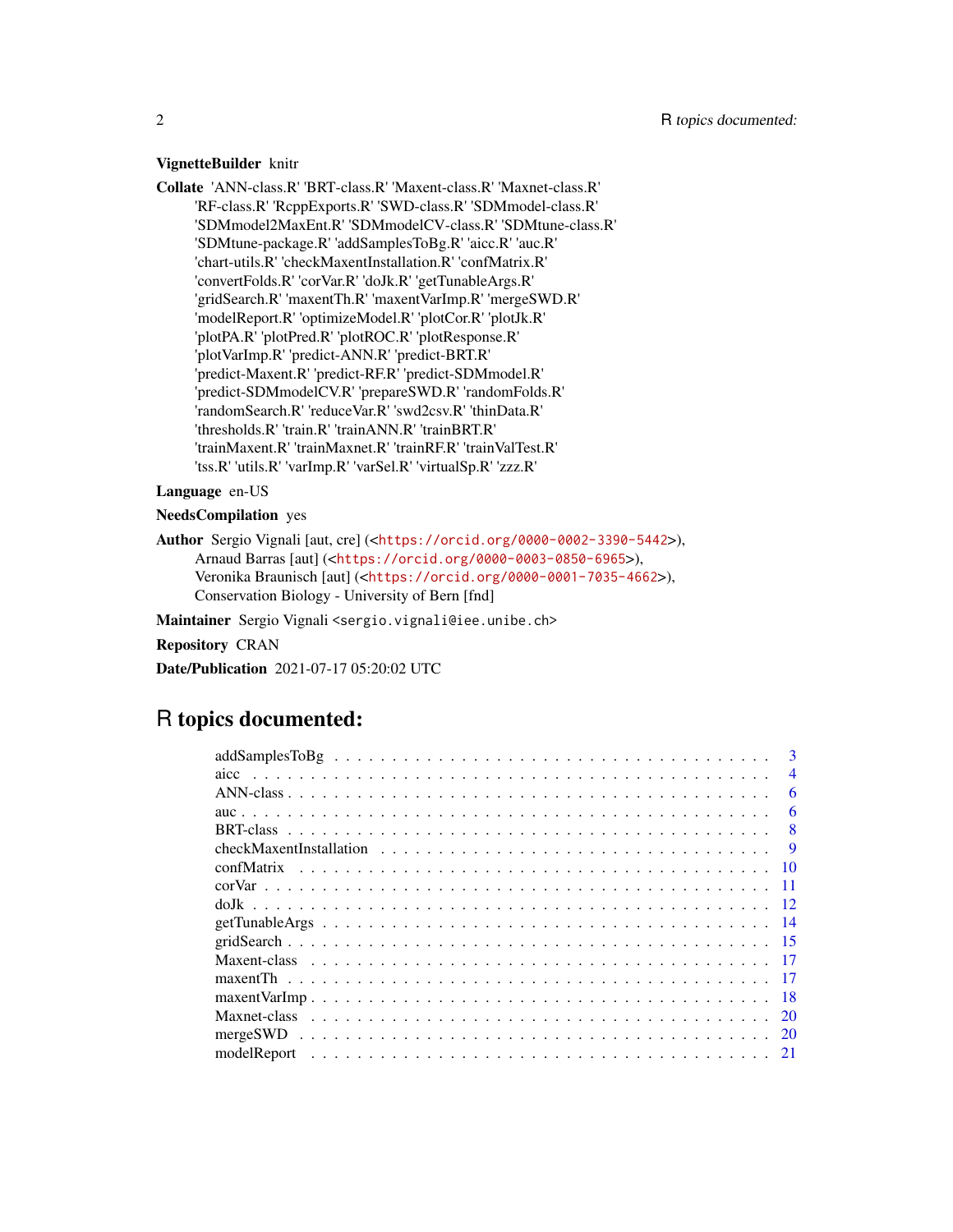**VignetteBuilder** knitr

**Collate** 'ANN-class.R' 'BRT-class.R' 'Maxent-class.R' 'Maxnet-class.R' 'RF-class.R' 'RcppExports.R' 'SWD-class.R' 'SDMmodel-class.R' 'SDMmodel2MaxEnt.R' 'SDMmodelCV-class.R' 'SDMtune-class.R' 'SDMtune-package.R' 'addSamplesToBg.R' 'aicc.R' 'auc.R' 'chart-utils.R' 'checkMaxentInstallation.R' 'confMatrix.R' 'convertFolds.R' 'corVar.R' 'doJk.R' 'getTunableArgs.R' 'gridSearch.R' 'maxentTh.R' 'maxentVarImp.R' 'mergeSWD.R' 'modelReport.R' 'optimizeModel.R' 'plotCor.R' 'plotJk.R' 'plotPA.R' 'plotPred.R' 'plotROC.R' 'plotResponse.R' 'plotVarImp.R' 'predict-ANN.R' 'predict-BRT.R' 'predict-Maxent.R' 'predict-RF.R' 'predict-SDMmodel.R' 'predict-SDMmodelCV.R' 'prepareSWD.R' 'randomFolds.R' 'randomSearch.R' 'reduceVar.R' 'swd2csv.R' 'thinData.R' 'thresholds.R' 'train.R' 'trainANN.R' 'trainBRT.R' 'trainMaxent.R' 'trainMaxnet.R' 'trainRF.R' 'trainValTest.R' 'tss.R' 'utils.R' 'varImp.R' 'varSel.R' 'virtualSp.R' 'zzz.R'

**Language** en-US

**NeedsCompilation** yes

**Author** Sergio Vignali [aut, cre] (<https://orcid.org/0000-0002-3390-5442>), Arnaud Barras [aut] (<https://orcid.org/0000-0003-0850-6965>), Veronika Braunisch [aut] (<https://orcid.org/0000-0001-7035-4662>), Conservation Biology - University of Bern [fnd]

**Maintainer** Sergio Vignali <sergio.vignali@iee.unibe.ch>

**Repository** CRAN

**Date/Publication** 2021-07-17 05:20:02 UTC

# R topics documented:

- addSamplesToBg . . . 3
- aicc . . . 4
- ANN-class . . . 6
- auc . . . 6
- BRT-class . . . 8
- checkMaxentInstallation . . . 9
- confMatrix . . . 10
- corVar . . . 11
- doJk . . . 12
- getTunableArgs . . . 14
- gridSearch . . . 15
- Maxent-class . . . 17
- maxentTh . . . 17
- maxentVarImp . . . 18
- Maxnet-class . . . 20
- mergeSWD . . . 20
- modelReport . . . 21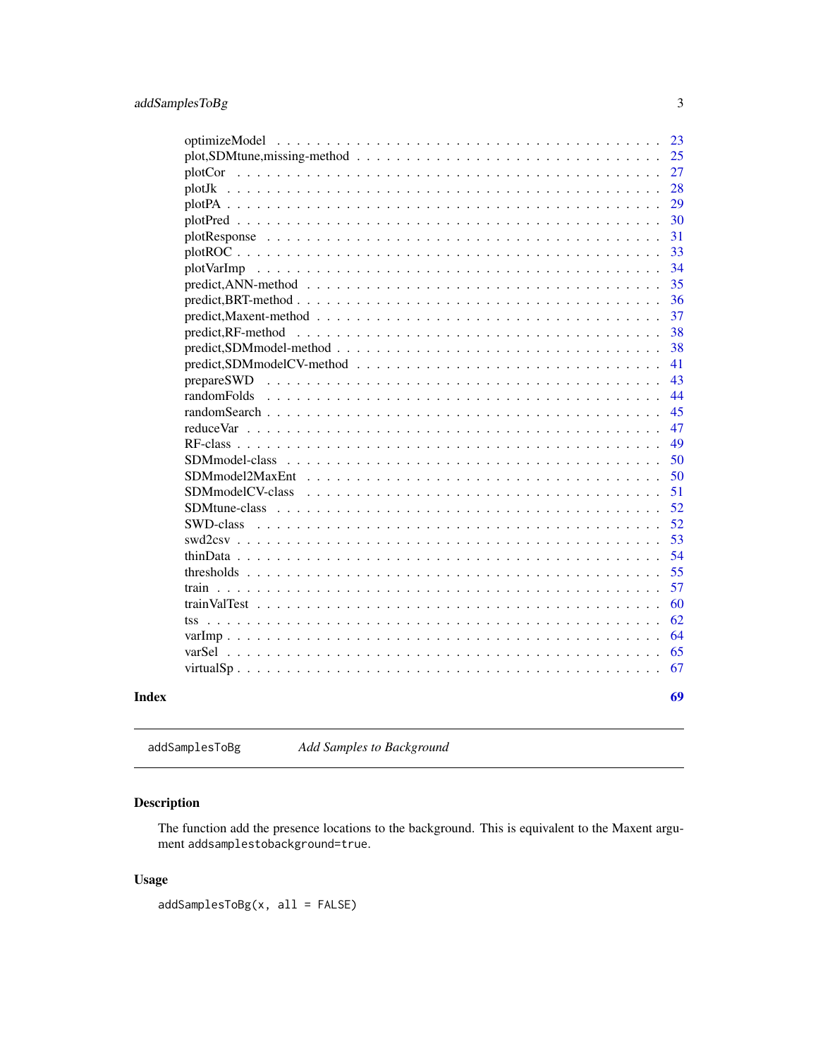| | |
|---|---|
| optimizeModel | 23 |
| plot,SDMtune,missing-method | 25 |
| plotCor | 27 |
| plotJk | 28 |
| plotPA | 29 |
| plotPred | 30 |
| plotResponse | 31 |
| plotROC | 33 |
| plotVarImp | 34 |
| predict,ANN-method | 35 |
| predict,BRT-method | 36 |
| predict,Maxent-method | 37 |
| predict,RF-method | 38 |
| predict,SDMmodel-method | 38 |
| predict,SDMmodelCV-method | 41 |
| prepareSWD | 43 |
| randomFolds | 44 |
| randomSearch | 45 |
| reduceVar | 47 |
| RF-class | 49 |
| SDMmodel-class | 50 |
| SDMmodel2MaxEnt | 50 |
| SDMmodelCV-class | 51 |
| SDMtune-class | 52 |
| SWD-class | 52 |
| swd2csv | 53 |
| thinData | 54 |
| thresholds | 55 |
| train | 57 |
| trainValTest | 60 |
| tss | 62 |
| varImp | 64 |
| varSel | 65 |
| virtualSp | 67 |

**Index** **69**

---

`addSamplesToBg` *Add Samples to Background*

---

## Description

The function add the presence locations to the background. This is equivalent to the Maxent argument `addsamplestobackground=true`.

## Usage

```
addSamplesToBg(x, all = FALSE)
```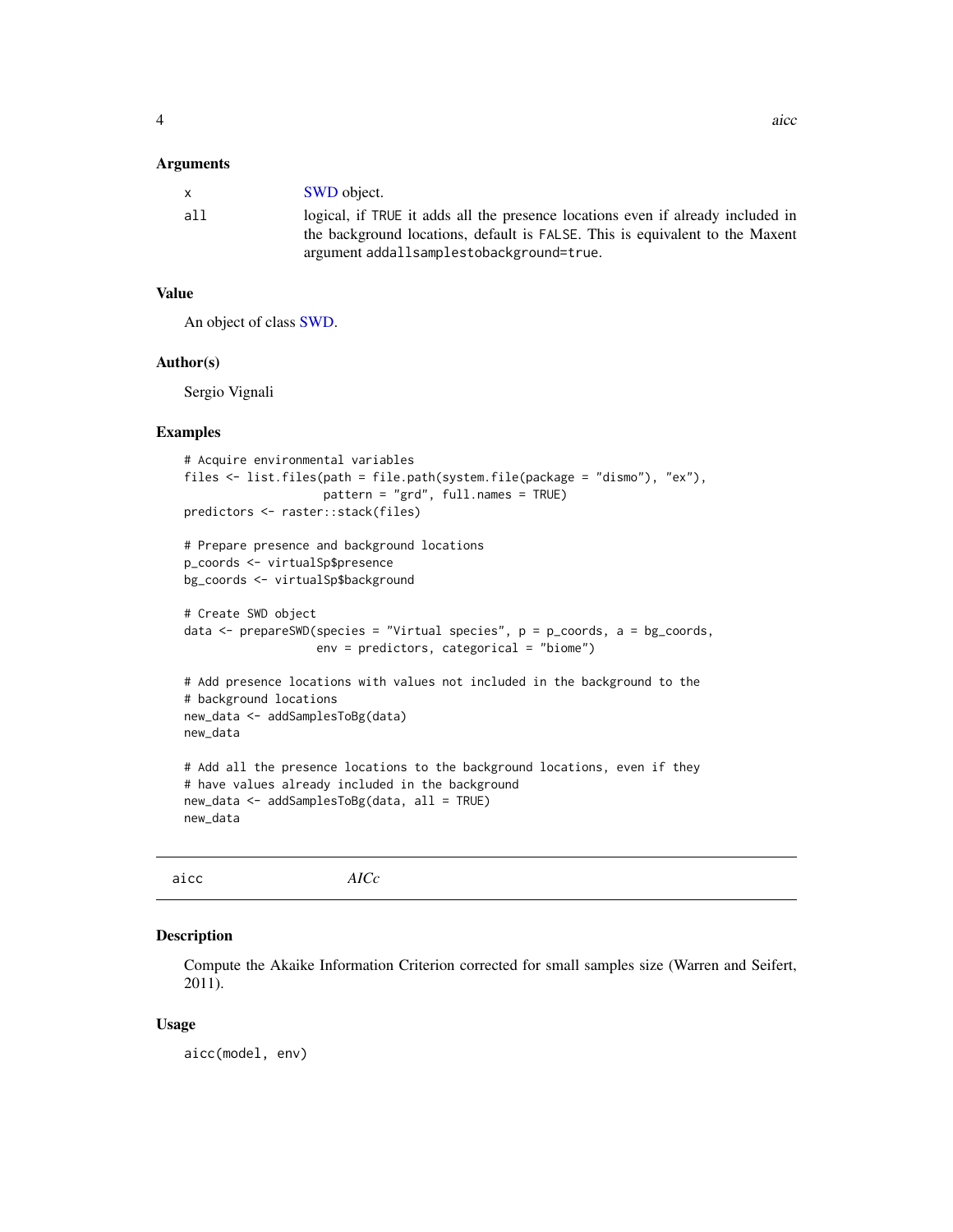### Arguments

| | |
|---|---|
| x | SWD object. |
| all | logical, if TRUE it adds all the presence locations even if already included in the background locations, default is FALSE. This is equivalent to the Maxent argument addallsamplestobackground=true. |

### Value

An object of class SWD.

### Author(s)

Sergio Vignali

### Examples

```
# Acquire environmental variables
files <- list.files(path = file.path(system.file(package = "dismo"), "ex"),
                    pattern = "grd", full.names = TRUE)
predictors <- raster::stack(files)

# Prepare presence and background locations
p_coords <- virtualSp$presence
bg_coords <- virtualSp$background

# Create SWD object
data <- prepareSWD(species = "Virtual species", p = p_coords, a = bg_coords,
                   env = predictors, categorical = "biome")

# Add presence locations with values not included in the background to the
# background locations
new_data <- addSamplesToBg(data)
new_data

# Add all the presence locations to the background locations, even if they
# have values already included in the background
new_data <- addSamplesToBg(data, all = TRUE)
new_data
```

---

## aicc *AICc*

---

### Description

Compute the Akaike Information Criterion corrected for small samples size (Warren and Seifert, 2011).

### Usage

```
aicc(model, env)
```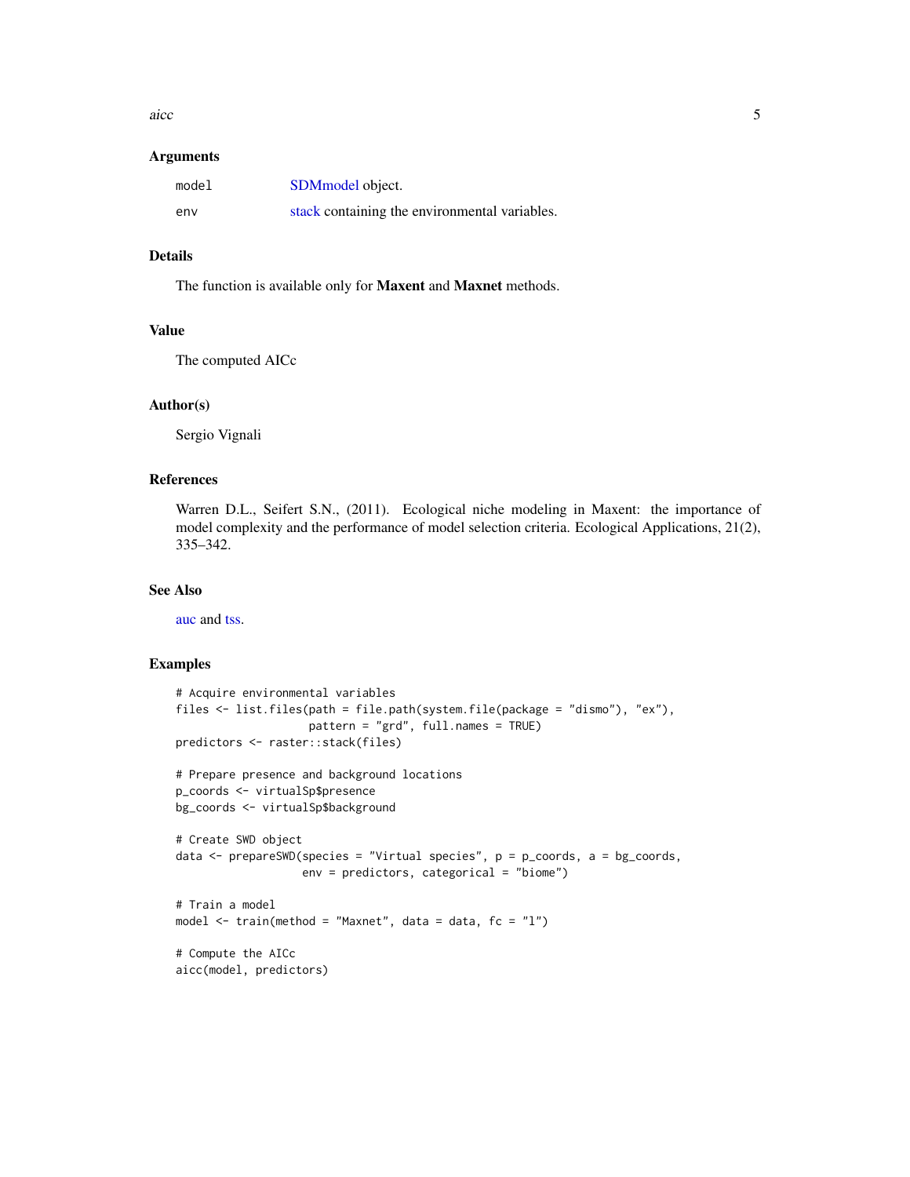### Arguments

| | |
|---|---|
| model | SDMmodel object. |
| env | stack containing the environmental variables. |

### Details

The function is available only for **Maxent** and **Maxnet** methods.

### Value

The computed AICc

### Author(s)

Sergio Vignali

### References

Warren D.L., Seifert S.N., (2011). Ecological niche modeling in Maxent: the importance of model complexity and the performance of model selection criteria. Ecological Applications, 21(2), 335–342.

### See Also

auc and tss.

### Examples

```
# Acquire environmental variables
files <- list.files(path = file.path(system.file(package = "dismo"), "ex"),
                    pattern = "grd", full.names = TRUE)
predictors <- raster::stack(files)

# Prepare presence and background locations
p_coords <- virtualSp$presence
bg_coords <- virtualSp$background

# Create SWD object
data <- prepareSWD(species = "Virtual species", p = p_coords, a = bg_coords,
                   env = predictors, categorical = "biome")

# Train a model
model <- train(method = "Maxnet", data = data, fc = "l")

# Compute the AICc
aicc(model, predictors)
```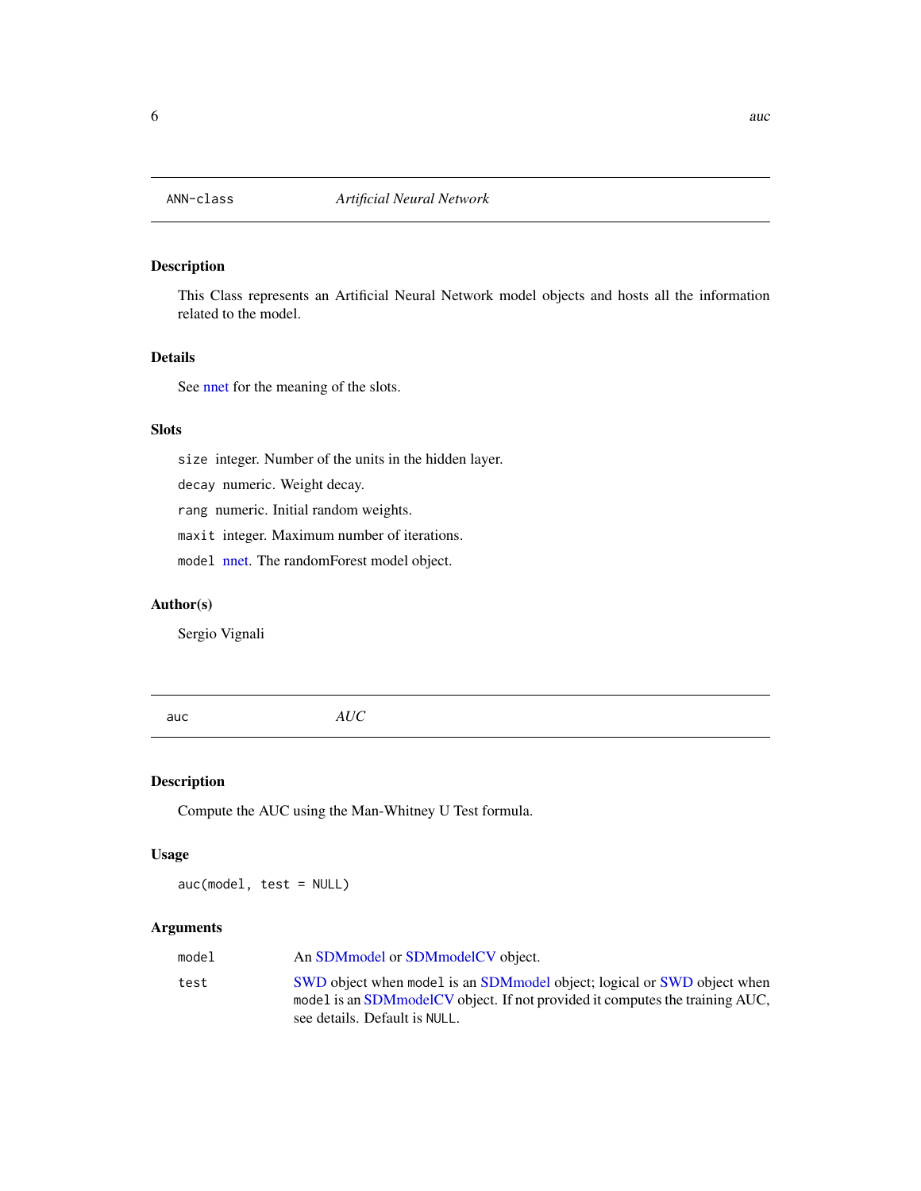## ANN-class *Artificial Neural Network*

### Description

This Class represents an Artificial Neural Network model objects and hosts all the information related to the model.

### Details

See nnet for the meaning of the slots.

### Slots

`size` integer. Number of the units in the hidden layer.

`decay` numeric. Weight decay.

`rang` numeric. Initial random weights.

`maxit` integer. Maximum number of iterations.

`model` nnet. The randomForest model object.

### Author(s)

Sergio Vignali

## auc *AUC*

### Description

Compute the AUC using the Man-Whitney U Test formula.

### Usage

```
auc(model, test = NULL)
```

### Arguments

| | |
|---|---|
| `model` | An SDMmodel or SDMmodelCV object. |
| `test` | SWD object when `model` is an SDMmodel object; logical or SWD object when `model` is an SDMmodelCV object. If not provided it computes the training AUC, see details. Default is `NULL`. |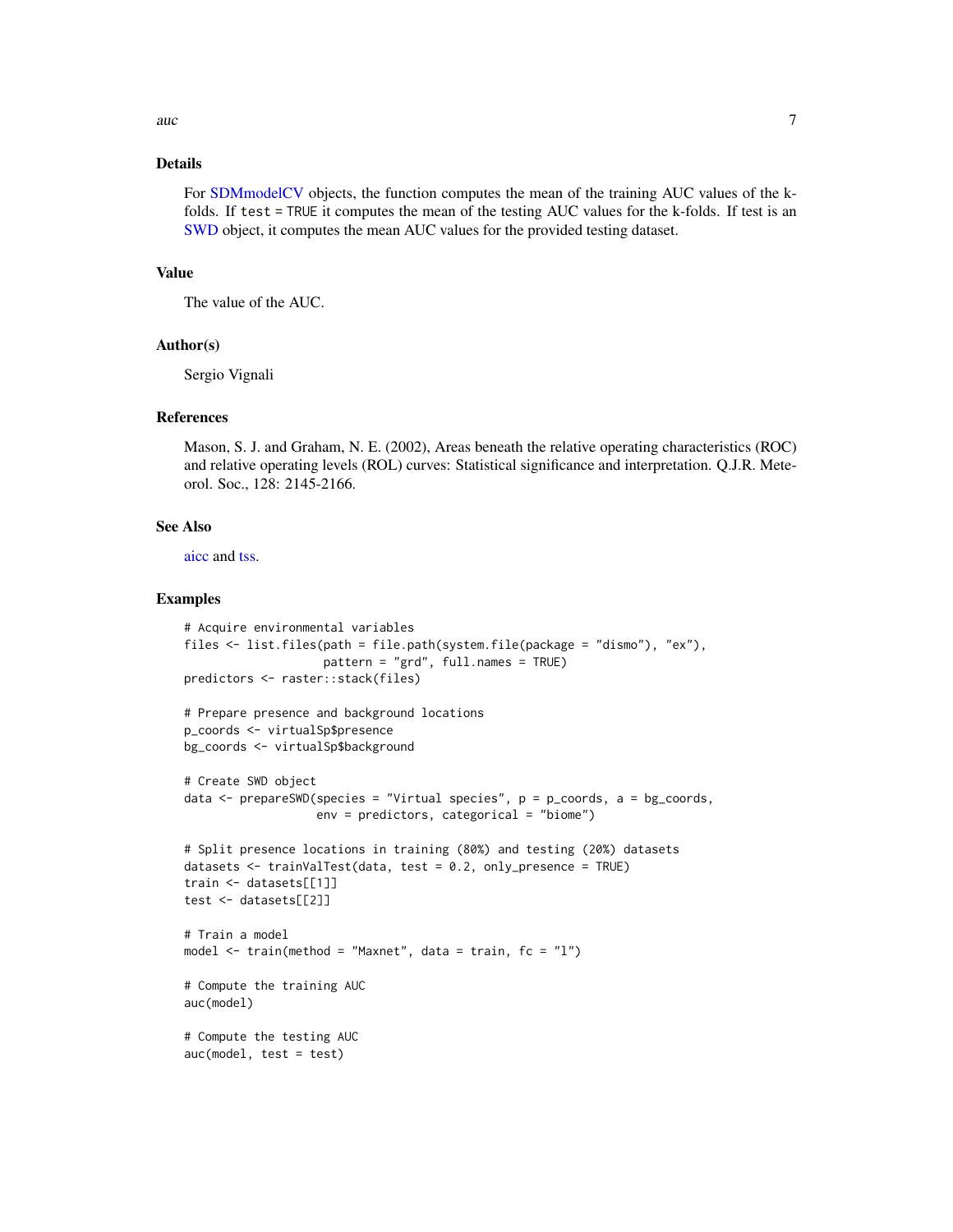## Details

For SDMmodelCV objects, the function computes the mean of the training AUC values of the k-folds. If `test = TRUE` it computes the mean of the testing AUC values for the k-folds. If test is an SWD object, it computes the mean AUC values for the provided testing dataset.

## Value

The value of the AUC.

## Author(s)

Sergio Vignali

## References

Mason, S. J. and Graham, N. E. (2002), Areas beneath the relative operating characteristics (ROC) and relative operating levels (ROL) curves: Statistical significance and interpretation. Q.J.R. Meteorol. Soc., 128: 2145-2166.

## See Also

aicc and tss.

## Examples

```
# Acquire environmental variables
files <- list.files(path = file.path(system.file(package = "dismo"), "ex"),
                    pattern = "grd", full.names = TRUE)
predictors <- raster::stack(files)

# Prepare presence and background locations
p_coords <- virtualSp$presence
bg_coords <- virtualSp$background

# Create SWD object
data <- prepareSWD(species = "Virtual species", p = p_coords, a = bg_coords,
                   env = predictors, categorical = "biome")

# Split presence locations in training (80%) and testing (20%) datasets
datasets <- trainValTest(data, test = 0.2, only_presence = TRUE)
train <- datasets[[1]]
test <- datasets[[2]]

# Train a model
model <- train(method = "Maxnet", data = train, fc = "l")

# Compute the training AUC
auc(model)

# Compute the testing AUC
auc(model, test = test)
```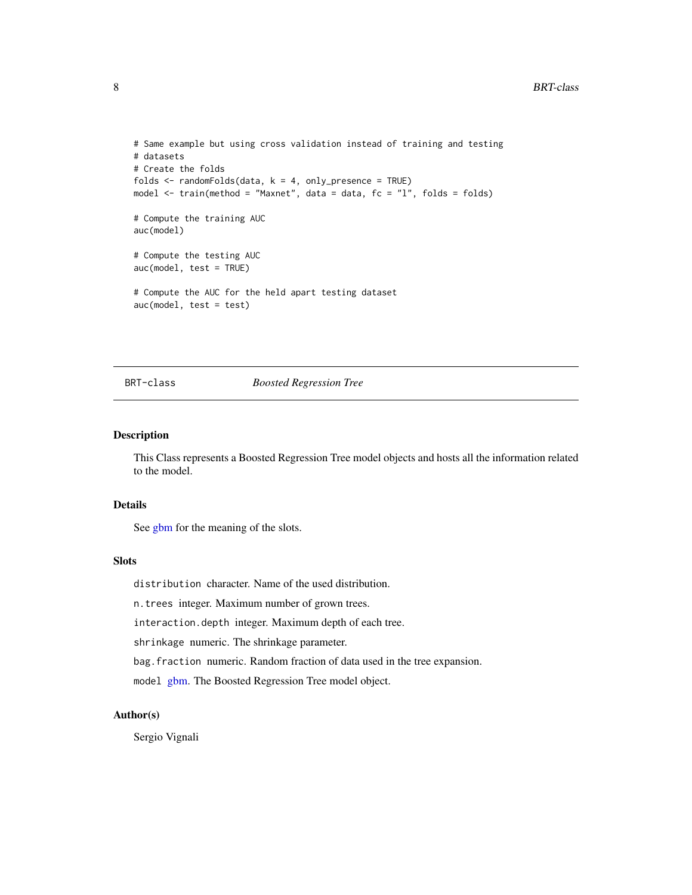```
# Same example but using cross validation instead of training and testing
# datasets
# Create the folds
folds <- randomFolds(data, k = 4, only_presence = TRUE)
model <- train(method = "Maxnet", data = data, fc = "l", folds = folds)

# Compute the training AUC
auc(model)

# Compute the testing AUC
auc(model, test = TRUE)

# Compute the AUC for the held apart testing dataset
auc(model, test = test)
```

---

BRT-class *Boosted Regression Tree*

---

## Description

This Class represents a Boosted Regression Tree model objects and hosts all the information related to the model.

## Details

See gbm for the meaning of the slots.

## Slots

`distribution` character. Name of the used distribution.

`n.trees` integer. Maximum number of grown trees.

`interaction.depth` integer. Maximum depth of each tree.

`shrinkage` numeric. The shrinkage parameter.

`bag.fraction` numeric. Random fraction of data used in the tree expansion.

`model` gbm. The Boosted Regression Tree model object.

## Author(s)

Sergio Vignali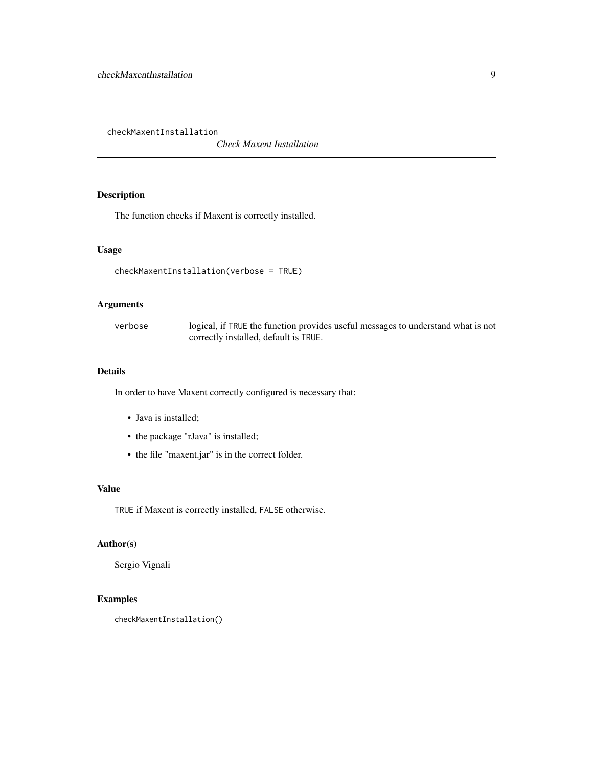checkMaxentInstallation

*Check Maxent Installation*

## Description

The function checks if Maxent is correctly installed.

## Usage

```
checkMaxentInstallation(verbose = TRUE)
```

## Arguments

| | |
|---|---|
| verbose | logical, if TRUE the function provides useful messages to understand what is not correctly installed, default is TRUE. |

## Details

In order to have Maxent correctly configured is necessary that:

- Java is installed;
- the package "rJava" is installed;
- the file "maxent.jar" is in the correct folder.

## Value

TRUE if Maxent is correctly installed, FALSE otherwise.

## Author(s)

Sergio Vignali

## Examples

```
checkMaxentInstallation()
```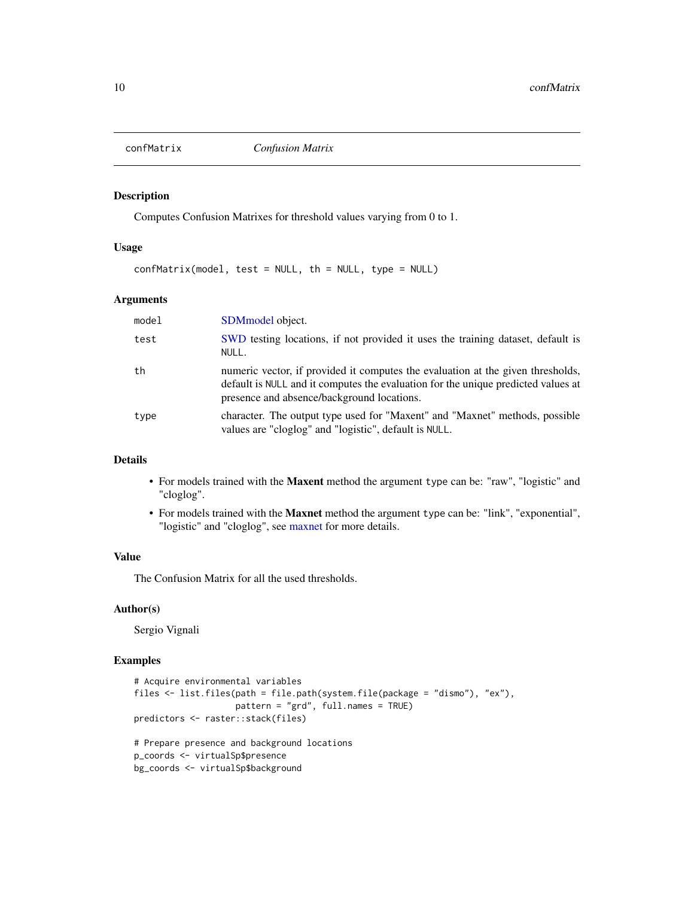## confMatrix — *Confusion Matrix*

### Description

Computes Confusion Matrixes for threshold values varying from 0 to 1.

### Usage

```
confMatrix(model, test = NULL, th = NULL, type = NULL)
```

### Arguments

| | |
|---|---|
| model | SDMmodel object. |
| test | SWD testing locations, if not provided it uses the training dataset, default is NULL. |
| th | numeric vector, if provided it computes the evaluation at the given thresholds, default is NULL and it computes the evaluation for the unique predicted values at presence and absence/background locations. |
| type | character. The output type used for "Maxent" and "Maxnet" methods, possible values are "cloglog" and "logistic", default is NULL. |

### Details

- For models trained with the **Maxent** method the argument type can be: "raw", "logistic" and "cloglog".
- For models trained with the **Maxnet** method the argument type can be: "link", "exponential", "logistic" and "cloglog", see maxnet for more details.

### Value

The Confusion Matrix for all the used thresholds.

### Author(s)

Sergio Vignali

### Examples

```
# Acquire environmental variables
files <- list.files(path = file.path(system.file(package = "dismo"), "ex"),
                    pattern = "grd", full.names = TRUE)
predictors <- raster::stack(files)

# Prepare presence and background locations
p_coords <- virtualSp$presence
bg_coords <- virtualSp$background
```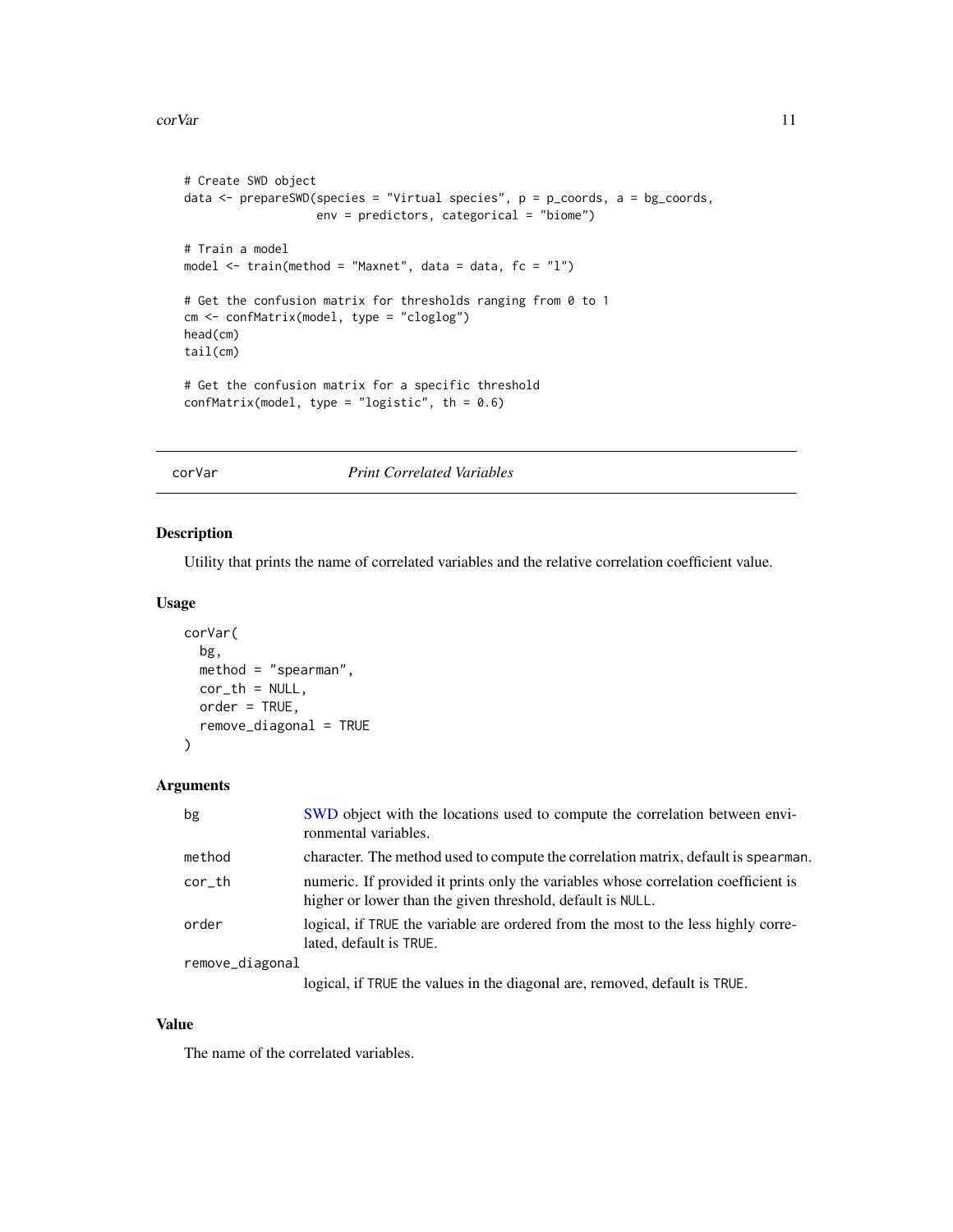```
# Create SWD object
data <- prepareSWD(species = "Virtual species", p = p_coords, a = bg_coords,
                   env = predictors, categorical = "biome")

# Train a model
model <- train(method = "Maxnet", data = data, fc = "l")

# Get the confusion matrix for thresholds ranging from 0 to 1
cm <- confMatrix(model, type = "cloglog")
head(cm)
tail(cm)

# Get the confusion matrix for a specific threshold
confMatrix(model, type = "logistic", th = 0.6)
```

## corVar — *Print Correlated Variables*

### Description

Utility that prints the name of correlated variables and the relative correlation coefficient value.

### Usage

```
corVar(
  bg,
  method = "spearman",
  cor_th = NULL,
  order = TRUE,
  remove_diagonal = TRUE
)
```

### Arguments

| | |
|---|---|
| bg | SWD object with the locations used to compute the correlation between environmental variables. |
| method | character. The method used to compute the correlation matrix, default is spearman. |
| cor_th | numeric. If provided it prints only the variables whose correlation coefficient is higher or lower than the given threshold, default is NULL. |
| order | logical, if TRUE the variable are ordered from the most to the less highly correlated, default is TRUE. |
| remove_diagonal | logical, if TRUE the values in the diagonal are, removed, default is TRUE. |

### Value

The name of the correlated variables.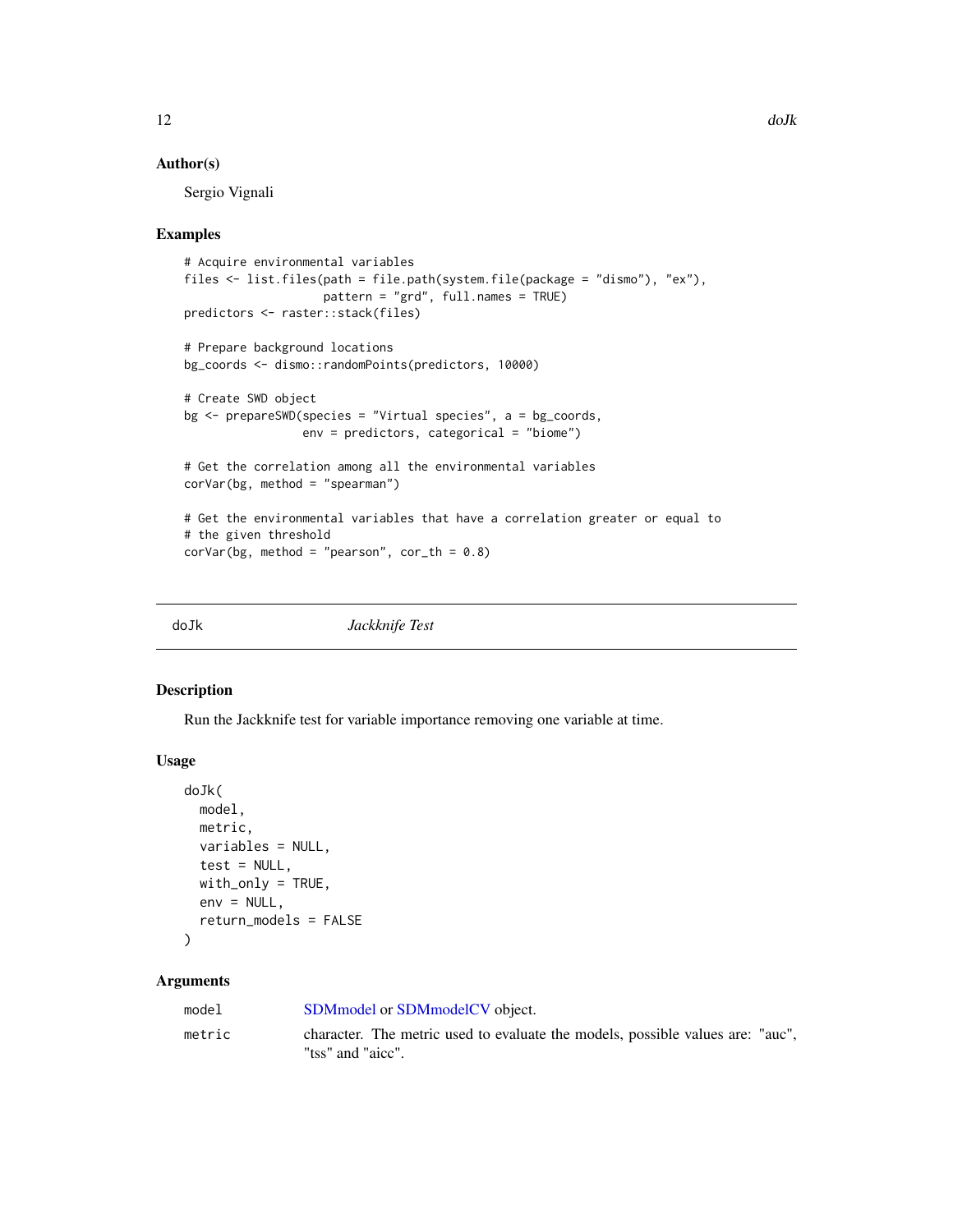### Author(s)

Sergio Vignali

### Examples

```
# Acquire environmental variables
files <- list.files(path = file.path(system.file(package = "dismo"), "ex"),
                    pattern = "grd", full.names = TRUE)
predictors <- raster::stack(files)

# Prepare background locations
bg_coords <- dismo::randomPoints(predictors, 10000)

# Create SWD object
bg <- prepareSWD(species = "Virtual species", a = bg_coords,
                 env = predictors, categorical = "biome")

# Get the correlation among all the environmental variables
corVar(bg, method = "spearman")

# Get the environmental variables that have a correlation greater or equal to
# the given threshold
corVar(bg, method = "pearson", cor_th = 0.8)
```

---

## doJk — *Jackknife Test*

### Description

Run the Jackknife test for variable importance removing one variable at time.

### Usage

```
doJk(
  model,
  metric,
  variables = NULL,
  test = NULL,
  with_only = TRUE,
  env = NULL,
  return_models = FALSE
)
```

### Arguments

| | |
|---|---|
| model | SDMmodel or SDMmodelCV object. |
| metric | character. The metric used to evaluate the models, possible values are: "auc", "tss" and "aicc". |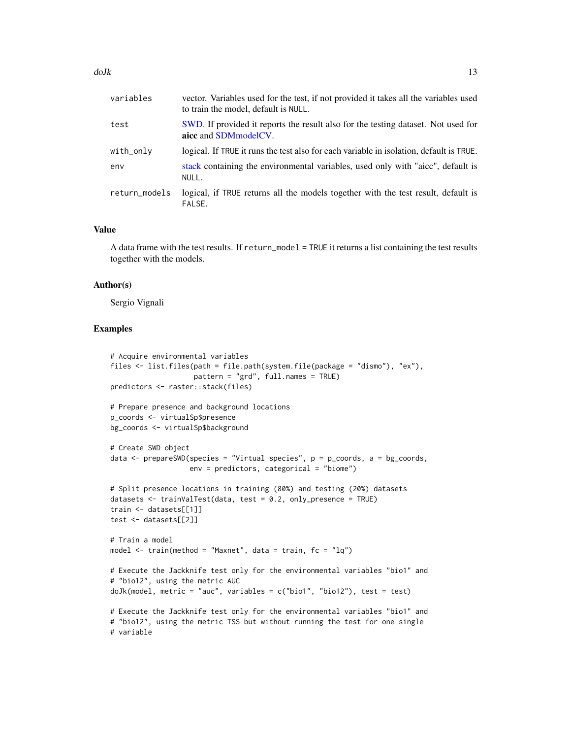| | |
|---|---|
| `variables` | vector. Variables used for the test, if not provided it takes all the variables used to train the model, default is `NULL`. |
| `test` | SWD. If provided it reports the result also for the testing dataset. Not used for **aicc** and SDMmodelCV. |
| `with_only` | logical. If `TRUE` it runs the test also for each variable in isolation, default is `TRUE`. |
| `env` | stack containing the environmental variables, used only with "aicc", default is `NULL`. |
| `return_models` | logical, if `TRUE` returns all the models together with the test result, default is `FALSE`. |

### Value

A data frame with the test results. If `return_model = TRUE` it returns a list containing the test results together with the models.

### Author(s)

Sergio Vignali

### Examples

```
# Acquire environmental variables
files <- list.files(path = file.path(system.file(package = "dismo"), "ex"),
                    pattern = "grd", full.names = TRUE)
predictors <- raster::stack(files)

# Prepare presence and background locations
p_coords <- virtualSp$presence
bg_coords <- virtualSp$background

# Create SWD object
data <- prepareSWD(species = "Virtual species", p = p_coords, a = bg_coords,
                   env = predictors, categorical = "biome")

# Split presence locations in training (80%) and testing (20%) datasets
datasets <- trainValTest(data, test = 0.2, only_presence = TRUE)
train <- datasets[[1]]
test <- datasets[[2]]

# Train a model
model <- train(method = "Maxnet", data = train, fc = "lq")

# Execute the Jackknife test only for the environmental variables "bio1" and
# "bio12", using the metric AUC
doJk(model, metric = "auc", variables = c("bio1", "bio12"), test = test)

# Execute the Jackknife test only for the environmental variables "bio1" and
# "bio12", using the metric TSS but without running the test for one single
# variable
```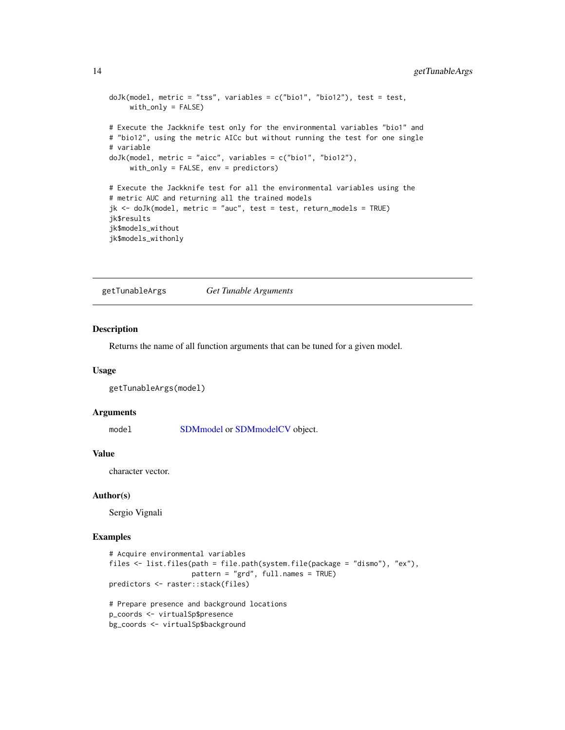```
doJk(model, metric = "tss", variables = c("bio1", "bio12"), test = test,
     with_only = FALSE)

# Execute the Jackknife test only for the environmental variables "bio1" and
# "bio12", using the metric AICc but without running the test for one single
# variable
doJk(model, metric = "aicc", variables = c("bio1", "bio12"),
     with_only = FALSE, env = predictors)

# Execute the Jackknife test for all the environmental variables using the
# metric AUC and returning all the trained models
jk <- doJk(model, metric = "auc", test = test, return_models = TRUE)
jk$results
jk$models_without
jk$models_withonly
```

## getTunableArgs *Get Tunable Arguments*

### Description

Returns the name of all function arguments that can be tuned for a given model.

### Usage

```
getTunableArgs(model)
```

### Arguments

| | |
|---|---|
| model | SDMmodel or SDMmodelCV object. |

### Value

character vector.

### Author(s)

Sergio Vignali

### Examples

```
# Acquire environmental variables
files <- list.files(path = file.path(system.file(package = "dismo"), "ex"),
                    pattern = "grd", full.names = TRUE)
predictors <- raster::stack(files)

# Prepare presence and background locations
p_coords <- virtualSp$presence
bg_coords <- virtualSp$background
```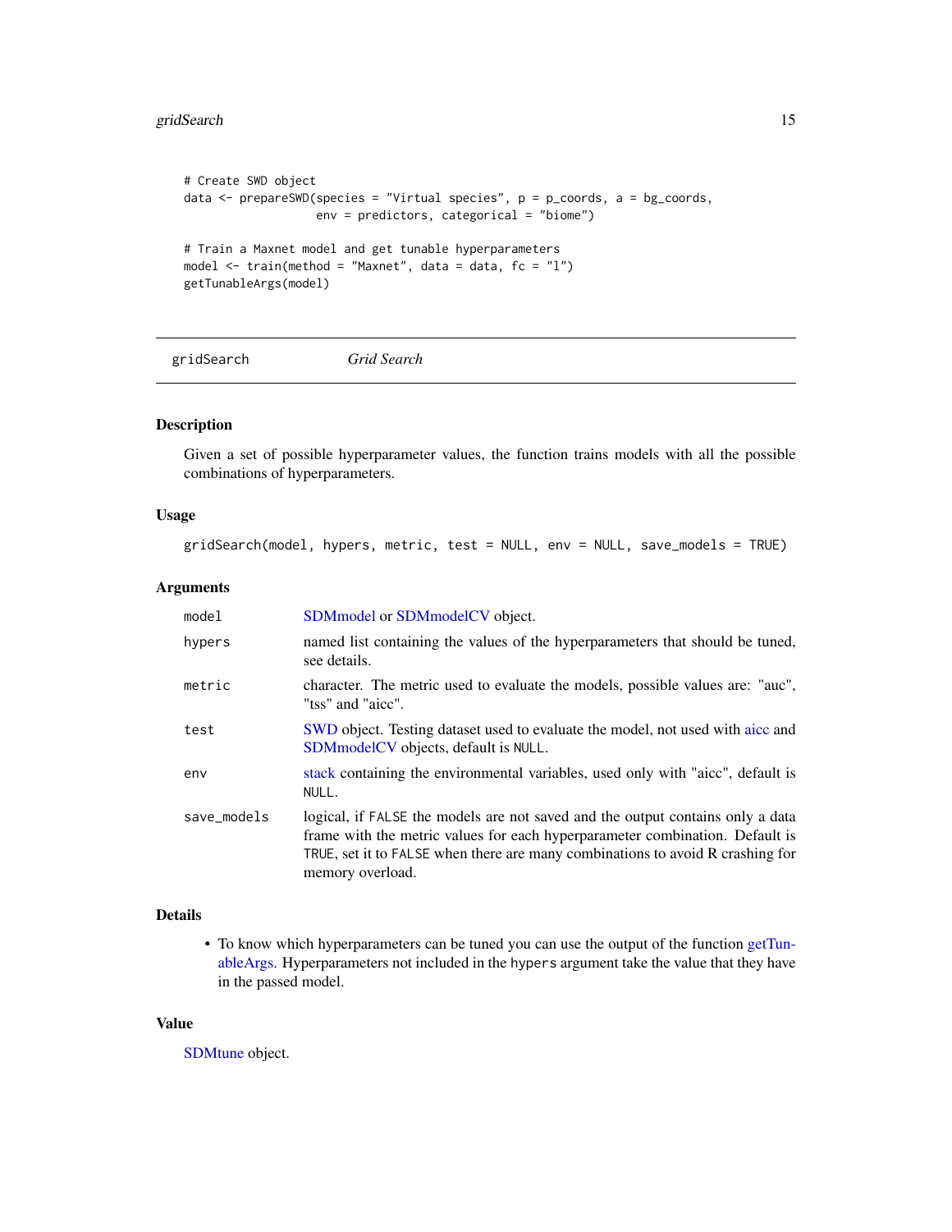```
# Create SWD object
data <- prepareSWD(species = "Virtual species", p = p_coords, a = bg_coords,
                   env = predictors, categorical = "biome")

# Train a Maxnet model and get tunable hyperparameters
model <- train(method = "Maxnet", data = data, fc = "l")
getTunableArgs(model)
```

---

gridSearch *Grid Search*

---

### Description

Given a set of possible hyperparameter values, the function trains models with all the possible combinations of hyperparameters.

### Usage

```
gridSearch(model, hypers, metric, test = NULL, env = NULL, save_models = TRUE)
```

### Arguments

| | |
|---|---|
| `model` | SDMmodel or SDMmodelCV object. |
| `hypers` | named list containing the values of the hyperparameters that should be tuned, see details. |
| `metric` | character. The metric used to evaluate the models, possible values are: "auc", "tss" and "aicc". |
| `test` | SWD object. Testing dataset used to evaluate the model, not used with aicc and SDMmodelCV objects, default is `NULL`. |
| `env` | stack containing the environmental variables, used only with "aicc", default is `NULL`. |
| `save_models` | logical, if `FALSE` the models are not saved and the output contains only a data frame with the metric values for each hyperparameter combination. Default is `TRUE`, set it to `FALSE` when there are many combinations to avoid R crashing for memory overload. |

### Details

- To know which hyperparameters can be tuned you can use the output of the function getTunableArgs. Hyperparameters not included in the `hypers` argument take the value that they have in the passed model.

### Value

SDMtune object.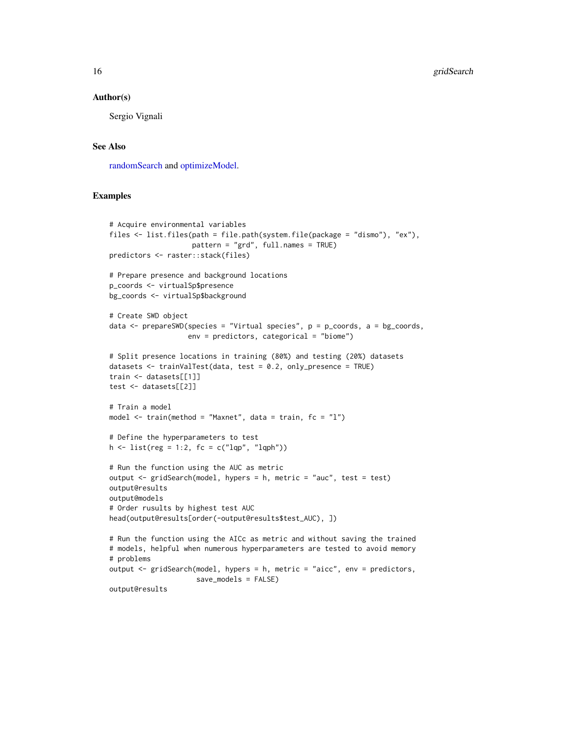## Author(s)

Sergio Vignali

## See Also

randomSearch and optimizeModel.

## Examples

```
# Acquire environmental variables
files <- list.files(path = file.path(system.file(package = "dismo"), "ex"),
                    pattern = "grd", full.names = TRUE)
predictors <- raster::stack(files)

# Prepare presence and background locations
p_coords <- virtualSp$presence
bg_coords <- virtualSp$background

# Create SWD object
data <- prepareSWD(species = "Virtual species", p = p_coords, a = bg_coords,
                   env = predictors, categorical = "biome")

# Split presence locations in training (80%) and testing (20%) datasets
datasets <- trainValTest(data, test = 0.2, only_presence = TRUE)
train <- datasets[[1]]
test <- datasets[[2]]

# Train a model
model <- train(method = "Maxnet", data = train, fc = "l")

# Define the hyperparameters to test
h <- list(reg = 1:2, fc = c("lqp", "lqph"))

# Run the function using the AUC as metric
output <- gridSearch(model, hypers = h, metric = "auc", test = test)
output@results
output@models
# Order rusults by highest test AUC
head(output@results[order(-output@results$test_AUC), ])

# Run the function using the AICc as metric and without saving the trained
# models, helpful when numerous hyperparameters are tested to avoid memory
# problems
output <- gridSearch(model, hypers = h, metric = "aicc", env = predictors,
                     save_models = FALSE)
output@results
```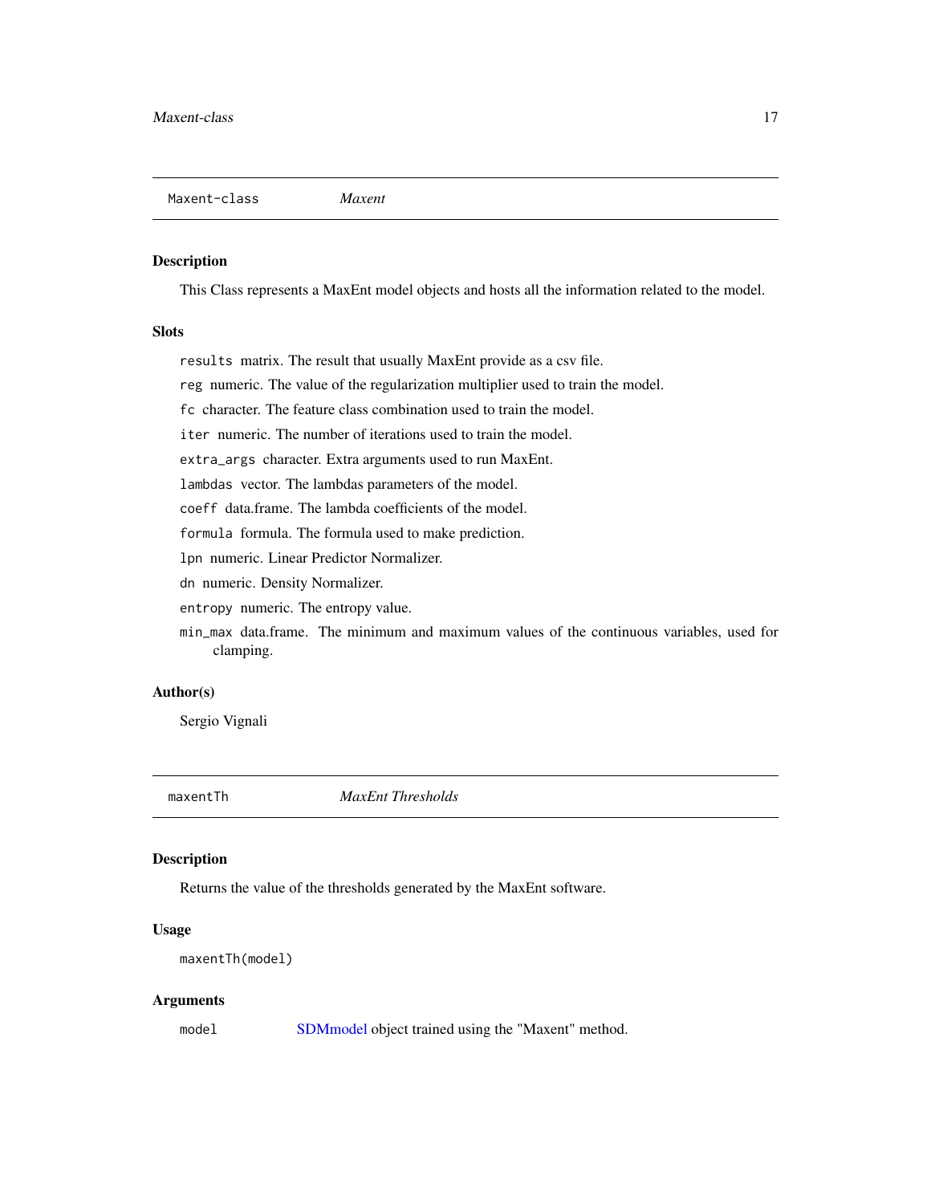## Maxent-class *Maxent*

### Description

This Class represents a MaxEnt model objects and hosts all the information related to the model.

### Slots

`results` matrix. The result that usually MaxEnt provide as a csv file.

`reg` numeric. The value of the regularization multiplier used to train the model.

`fc` character. The feature class combination used to train the model.

`iter` numeric. The number of iterations used to train the model.

`extra_args` character. Extra arguments used to run MaxEnt.

`lambdas` vector. The lambdas parameters of the model.

`coeff` data.frame. The lambda coefficients of the model.

`formula` formula. The formula used to make prediction.

`lpn` numeric. Linear Predictor Normalizer.

`dn` numeric. Density Normalizer.

`entropy` numeric. The entropy value.

`min_max` data.frame. The minimum and maximum values of the continuous variables, used for clamping.

### Author(s)

Sergio Vignali

## maxentTh *MaxEnt Thresholds*

### Description

Returns the value of the thresholds generated by the MaxEnt software.

### Usage

```
maxentTh(model)
```

### Arguments

| | |
|---|---|
| `model` | SDMmodel object trained using the "Maxent" method. |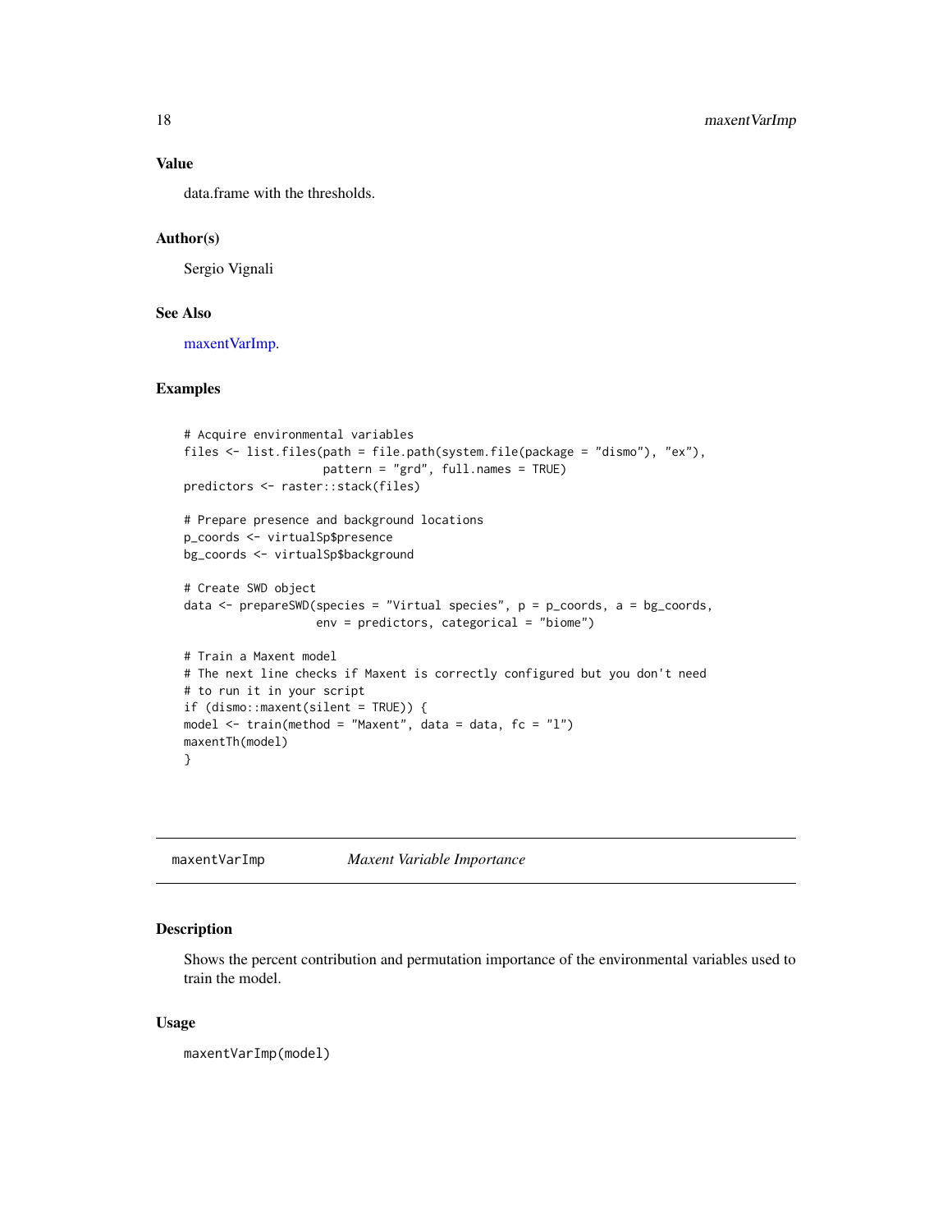## Value

data.frame with the thresholds.

## Author(s)

Sergio Vignali

## See Also

maxentVarImp.

## Examples

```
# Acquire environmental variables
files <- list.files(path = file.path(system.file(package = "dismo"), "ex"),
                    pattern = "grd", full.names = TRUE)
predictors <- raster::stack(files)

# Prepare presence and background locations
p_coords <- virtualSp$presence
bg_coords <- virtualSp$background

# Create SWD object
data <- prepareSWD(species = "Virtual species", p = p_coords, a = bg_coords,
                   env = predictors, categorical = "biome")

# Train a Maxent model
# The next line checks if Maxent is correctly configured but you don't need
# to run it in your script
if (dismo::maxent(silent = TRUE)) {
model <- train(method = "Maxent", data = data, fc = "l")
maxentTh(model)
}
```

---

# maxentVarImp &nbsp;&nbsp;&nbsp; *Maxent Variable Importance*

## Description

Shows the percent contribution and permutation importance of the environmental variables used to train the model.

## Usage

```
maxentVarImp(model)
```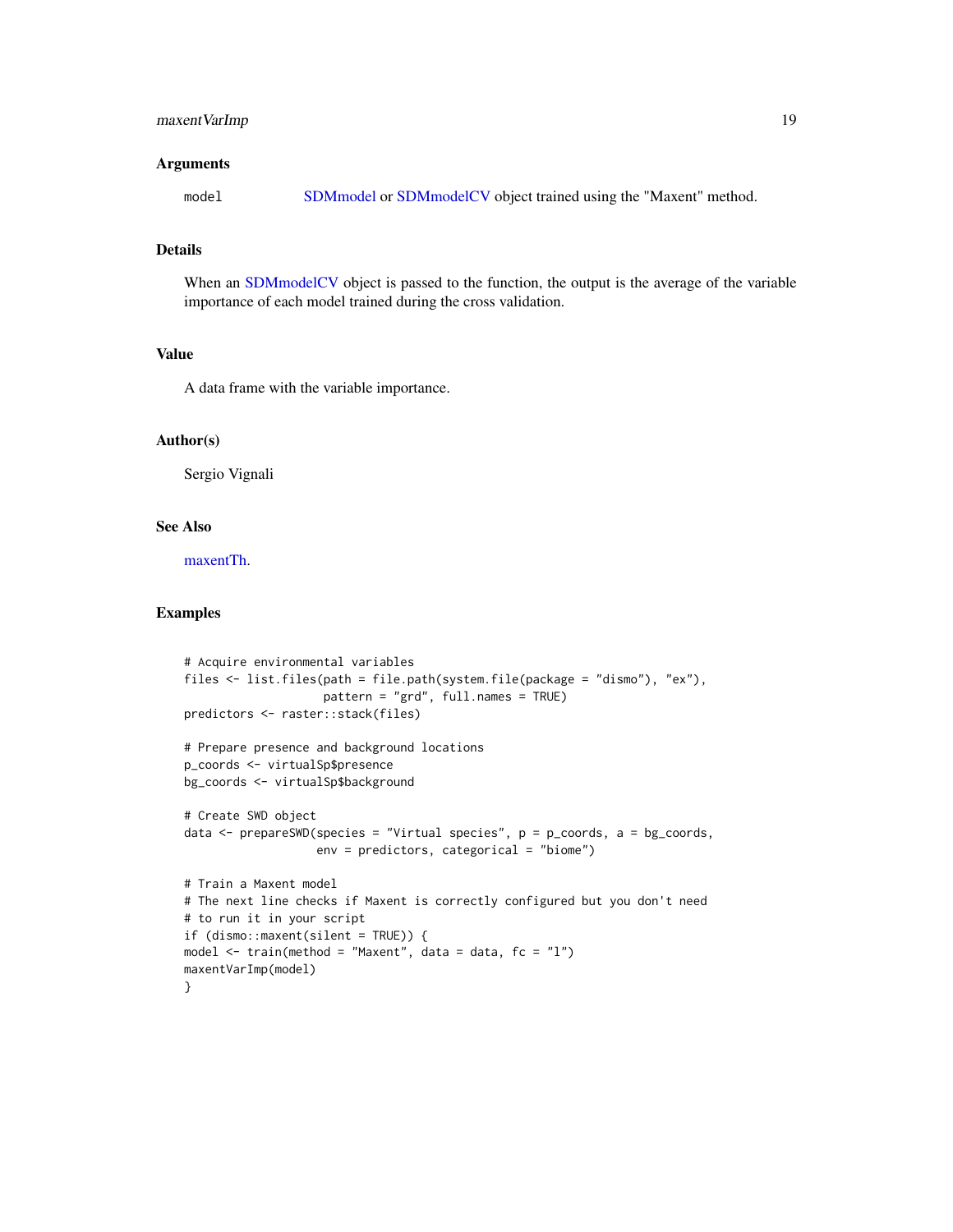## Arguments

model    SDMmodel or SDMmodelCV object trained using the "Maxent" method.

## Details

When an SDMmodelCV object is passed to the function, the output is the average of the variable importance of each model trained during the cross validation.

## Value

A data frame with the variable importance.

## Author(s)

Sergio Vignali

## See Also

maxentTh.

## Examples

```
# Acquire environmental variables
files <- list.files(path = file.path(system.file(package = "dismo"), "ex"),
                    pattern = "grd", full.names = TRUE)
predictors <- raster::stack(files)

# Prepare presence and background locations
p_coords <- virtualSp$presence
bg_coords <- virtualSp$background

# Create SWD object
data <- prepareSWD(species = "Virtual species", p = p_coords, a = bg_coords,
                   env = predictors, categorical = "biome")

# Train a Maxent model
# The next line checks if Maxent is correctly configured but you don't need
# to run it in your script
if (dismo::maxent(silent = TRUE)) {
model <- train(method = "Maxent", data = data, fc = "l")
maxentVarImp(model)
}
```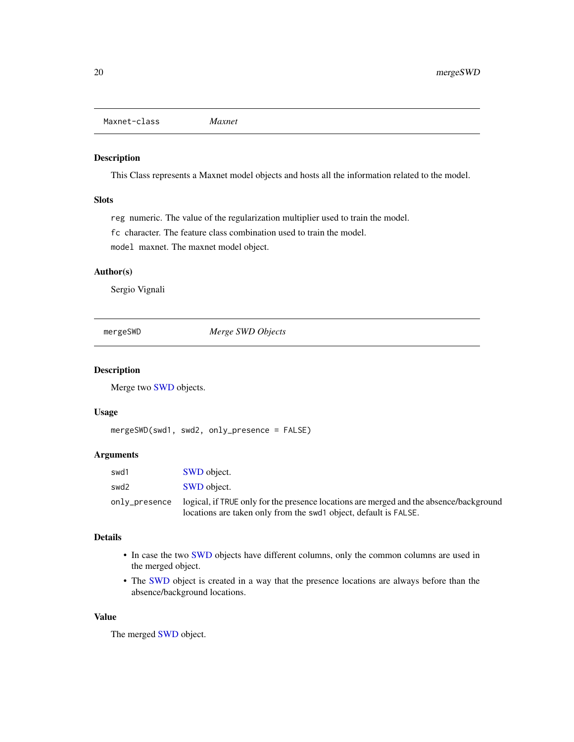## Maxnet-class — *Maxnet*

### Description

This Class represents a Maxnet model objects and hosts all the information related to the model.

### Slots

`reg` numeric. The value of the regularization multiplier used to train the model.

`fc` character. The feature class combination used to train the model.

`model` maxnet. The maxnet model object.

### Author(s)

Sergio Vignali

## mergeSWD — *Merge SWD Objects*

### Description

Merge two SWD objects.

### Usage

```
mergeSWD(swd1, swd2, only_presence = FALSE)
```

### Arguments

| | |
|---|---|
| `swd1` | SWD object. |
| `swd2` | SWD object. |
| `only_presence` | logical, if `TRUE` only for the presence locations are merged and the absence/background locations are taken only from the `swd1` object, default is `FALSE`. |

### Details

- In case the two SWD objects have different columns, only the common columns are used in the merged object.
- The SWD object is created in a way that the presence locations are always before than the absence/background locations.

### Value

The merged SWD object.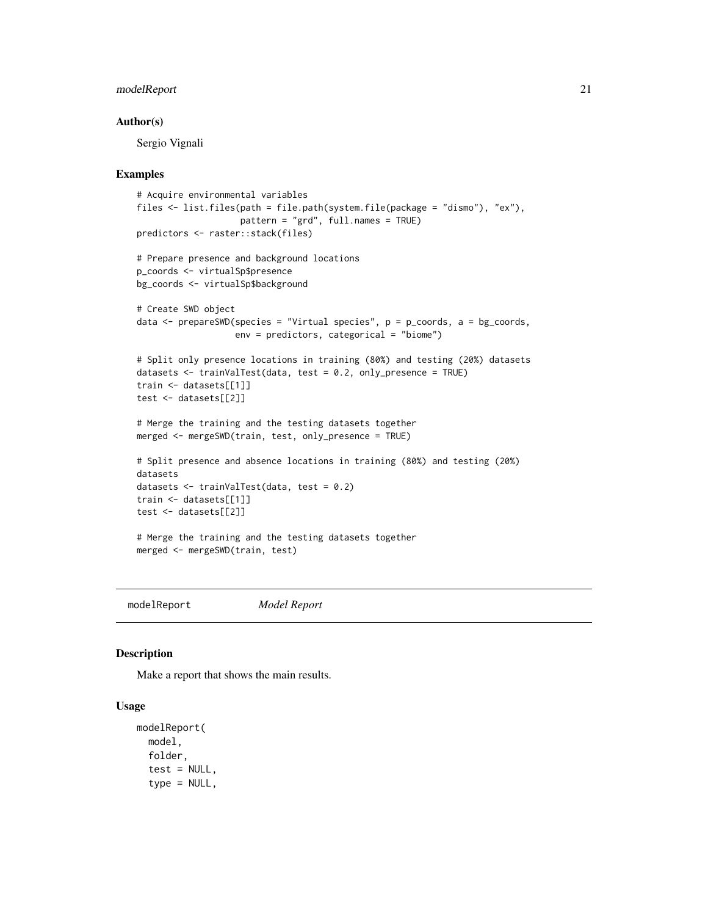### Author(s)

Sergio Vignali

### Examples

```
# Acquire environmental variables
files <- list.files(path = file.path(system.file(package = "dismo"), "ex"),
                    pattern = "grd", full.names = TRUE)
predictors <- raster::stack(files)

# Prepare presence and background locations
p_coords <- virtualSp$presence
bg_coords <- virtualSp$background

# Create SWD object
data <- prepareSWD(species = "Virtual species", p = p_coords, a = bg_coords,
                   env = predictors, categorical = "biome")

# Split only presence locations in training (80%) and testing (20%) datasets
datasets <- trainValTest(data, test = 0.2, only_presence = TRUE)
train <- datasets[[1]]
test <- datasets[[2]]

# Merge the training and the testing datasets together
merged <- mergeSWD(train, test, only_presence = TRUE)

# Split presence and absence locations in training (80%) and testing (20%)
datasets
datasets <- trainValTest(data, test = 0.2)
train <- datasets[[1]]
test <- datasets[[2]]

# Merge the training and the testing datasets together
merged <- mergeSWD(train, test)
```

---

## modelReport *Model Report*

### Description

Make a report that shows the main results.

### Usage

```
modelReport(
  model,
  folder,
  test = NULL,
  type = NULL,
```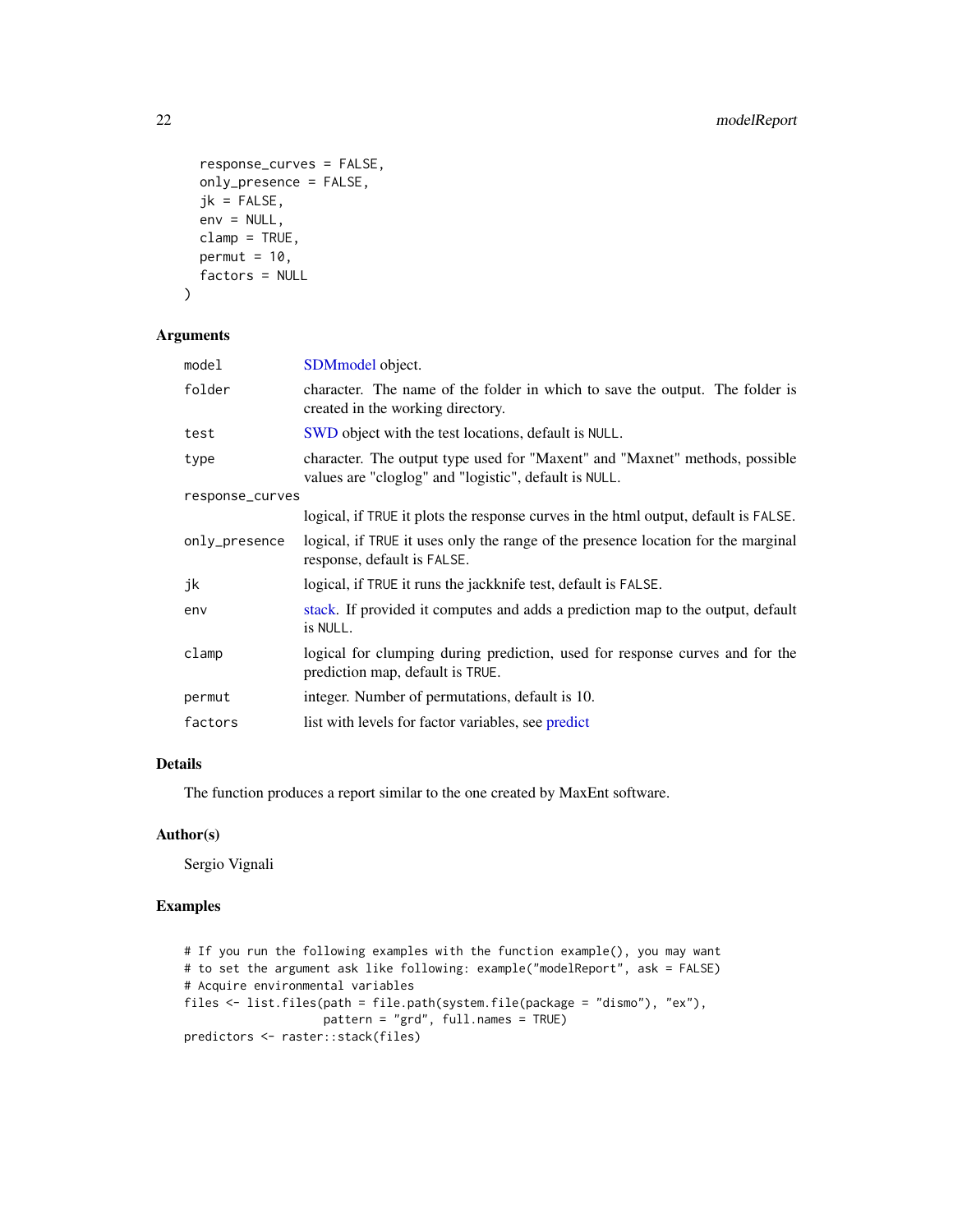```
  response_curves = FALSE,
  only_presence = FALSE,
  jk = FALSE,
  env = NULL,
  clamp = TRUE,
  permut = 10,
  factors = NULL
)
```

### Arguments

| | |
|---|---|
| model | SDMmodel object. |
| folder | character. The name of the folder in which to save the output. The folder is created in the working directory. |
| test | SWD object with the test locations, default is NULL. |
| type | character. The output type used for "Maxent" and "Maxnet" methods, possible values are "cloglog" and "logistic", default is NULL. |
| response_curves | logical, if TRUE it plots the response curves in the html output, default is FALSE. |
| only_presence | logical, if TRUE it uses only the range of the presence location for the marginal response, default is FALSE. |
| jk | logical, if TRUE it runs the jackknife test, default is FALSE. |
| env | stack. If provided it computes and adds a prediction map to the output, default is NULL. |
| clamp | logical for clumping during prediction, used for response curves and for the prediction map, default is TRUE. |
| permut | integer. Number of permutations, default is 10. |
| factors | list with levels for factor variables, see predict |

### Details

The function produces a report similar to the one created by MaxEnt software.

### Author(s)

Sergio Vignali

### Examples

```
# If you run the following examples with the function example(), you may want
# to set the argument ask like following: example("modelReport", ask = FALSE)
# Acquire environmental variables
files <- list.files(path = file.path(system.file(package = "dismo"), "ex"),
                    pattern = "grd", full.names = TRUE)
predictors <- raster::stack(files)
```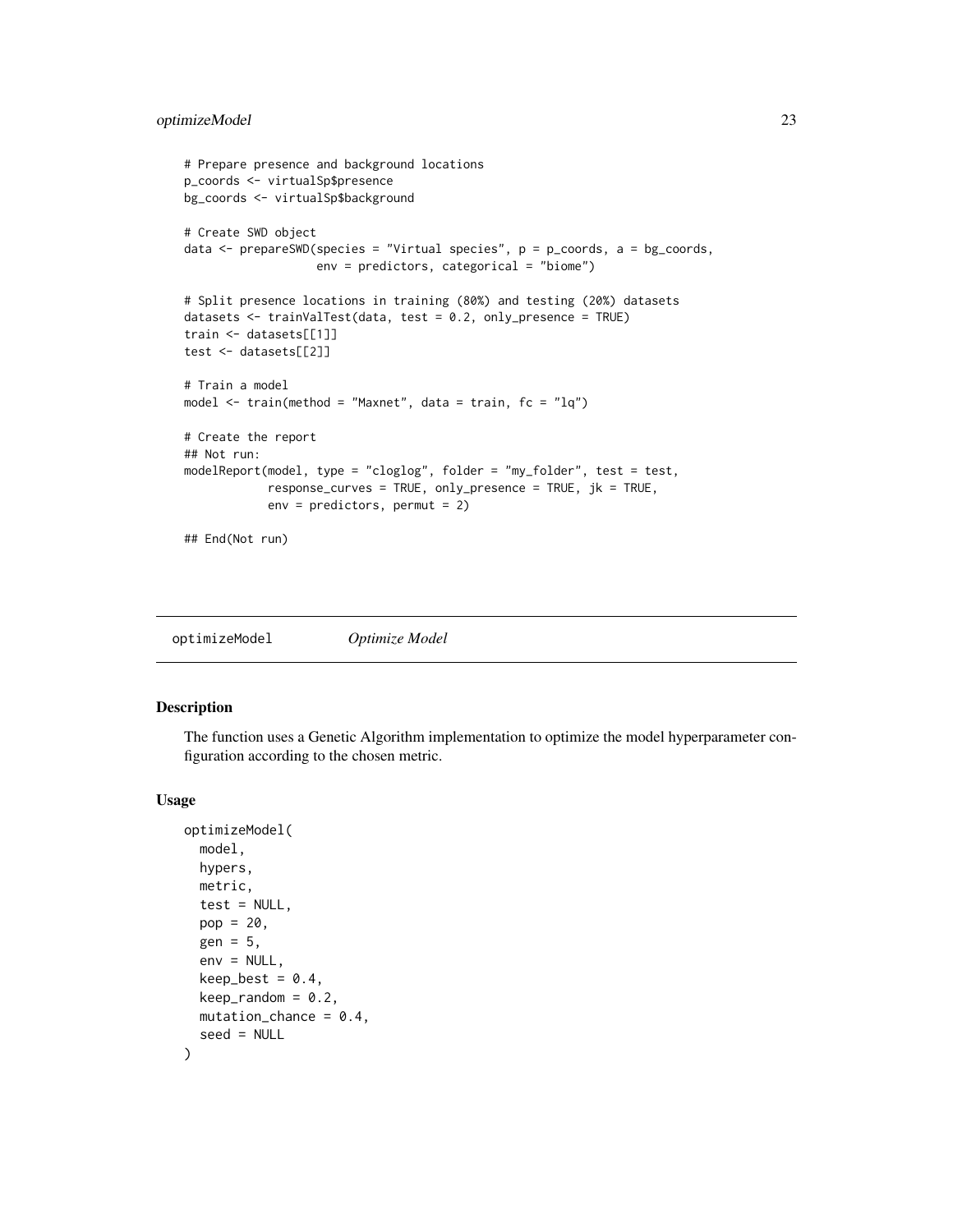```
# Prepare presence and background locations
p_coords <- virtualSp$presence
bg_coords <- virtualSp$background

# Create SWD object
data <- prepareSWD(species = "Virtual species", p = p_coords, a = bg_coords,
                   env = predictors, categorical = "biome")

# Split presence locations in training (80%) and testing (20%) datasets
datasets <- trainValTest(data, test = 0.2, only_presence = TRUE)
train <- datasets[[1]]
test <- datasets[[2]]

# Train a model
model <- train(method = "Maxnet", data = train, fc = "lq")

# Create the report
## Not run:
modelReport(model, type = "cloglog", folder = "my_folder", test = test,
            response_curves = TRUE, only_presence = TRUE, jk = TRUE,
            env = predictors, permut = 2)

## End(Not run)
```

## optimizeModel *Optimize Model*

### Description

The function uses a Genetic Algorithm implementation to optimize the model hyperparameter configuration according to the chosen metric.

### Usage

```
optimizeModel(
  model,
  hypers,
  metric,
  test = NULL,
  pop = 20,
  gen = 5,
  env = NULL,
  keep_best = 0.4,
  keep_random = 0.2,
  mutation_chance = 0.4,
  seed = NULL
)
```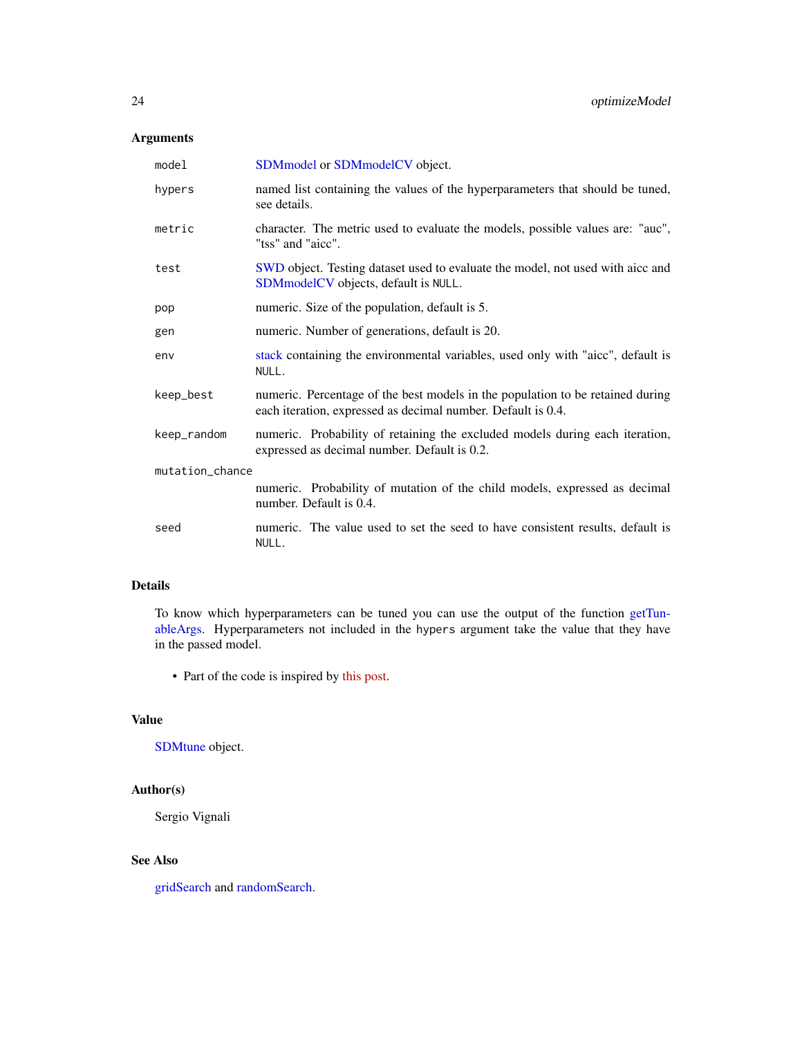### Arguments

| | |
|---|---|
| `model` | SDMmodel or SDMmodelCV object. |
| `hypers` | named list containing the values of the hyperparameters that should be tuned, see details. |
| `metric` | character. The metric used to evaluate the models, possible values are: "auc", "tss" and "aicc". |
| `test` | SWD object. Testing dataset used to evaluate the model, not used with aicc and SDMmodelCV objects, default is `NULL`. |
| `pop` | numeric. Size of the population, default is 5. |
| `gen` | numeric. Number of generations, default is 20. |
| `env` | stack containing the environmental variables, used only with "aicc", default is `NULL`. |
| `keep_best` | numeric. Percentage of the best models in the population to be retained during each iteration, expressed as decimal number. Default is 0.4. |
| `keep_random` | numeric. Probability of retaining the excluded models during each iteration, expressed as decimal number. Default is 0.2. |
| `mutation_chance` | numeric. Probability of mutation of the child models, expressed as decimal number. Default is 0.4. |
| `seed` | numeric. The value used to set the seed to have consistent results, default is `NULL`. |

### Details

To know which hyperparameters can be tuned you can use the output of the function getTunableArgs. Hyperparameters not included in the `hypers` argument take the value that they have in the passed model.

- Part of the code is inspired by this post.

### Value

SDMtune object.

### Author(s)

Sergio Vignali

### See Also

gridSearch and randomSearch.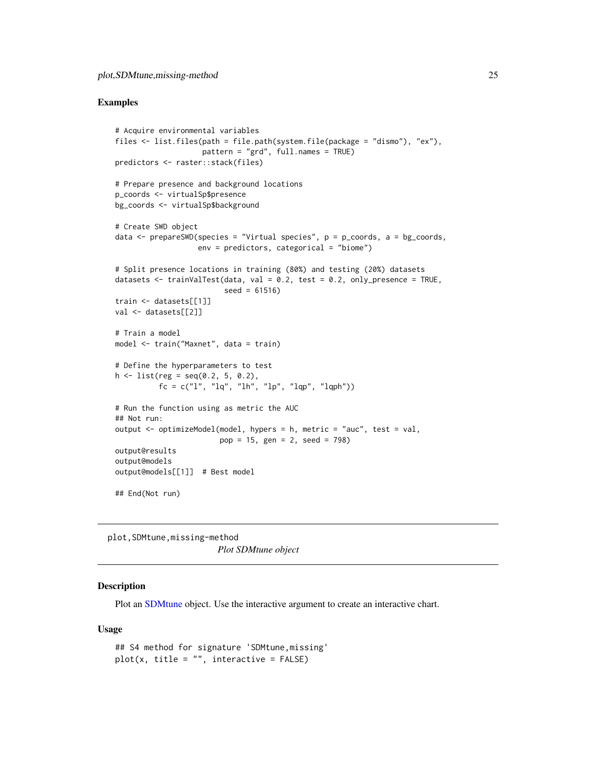### Examples

```
# Acquire environmental variables
files <- list.files(path = file.path(system.file(package = "dismo"), "ex"),
                    pattern = "grd", full.names = TRUE)
predictors <- raster::stack(files)

# Prepare presence and background locations
p_coords <- virtualSp$presence
bg_coords <- virtualSp$background

# Create SWD object
data <- prepareSWD(species = "Virtual species", p = p_coords, a = bg_coords,
                   env = predictors, categorical = "biome")

# Split presence locations in training (80%) and testing (20%) datasets
datasets <- trainValTest(data, val = 0.2, test = 0.2, only_presence = TRUE,
                         seed = 61516)
train <- datasets[[1]]
val <- datasets[[2]]

# Train a model
model <- train("Maxnet", data = train)

# Define the hyperparameters to test
h <- list(reg = seq(0.2, 5, 0.2),
          fc = c("l", "lq", "lh", "lp", "lqp", "lqph"))

# Run the function using as metric the AUC
## Not run:
output <- optimizeModel(model, hypers = h, metric = "auc", test = val,
                        pop = 15, gen = 2, seed = 798)
output@results
output@models
output@models[[1]]  # Best model

## End(Not run)
```

## plot,SDMtune,missing-method

*Plot SDMtune object*

### Description

Plot an SDMtune object. Use the interactive argument to create an interactive chart.

### Usage

```
## S4 method for signature 'SDMtune,missing'
plot(x, title = "", interactive = FALSE)
```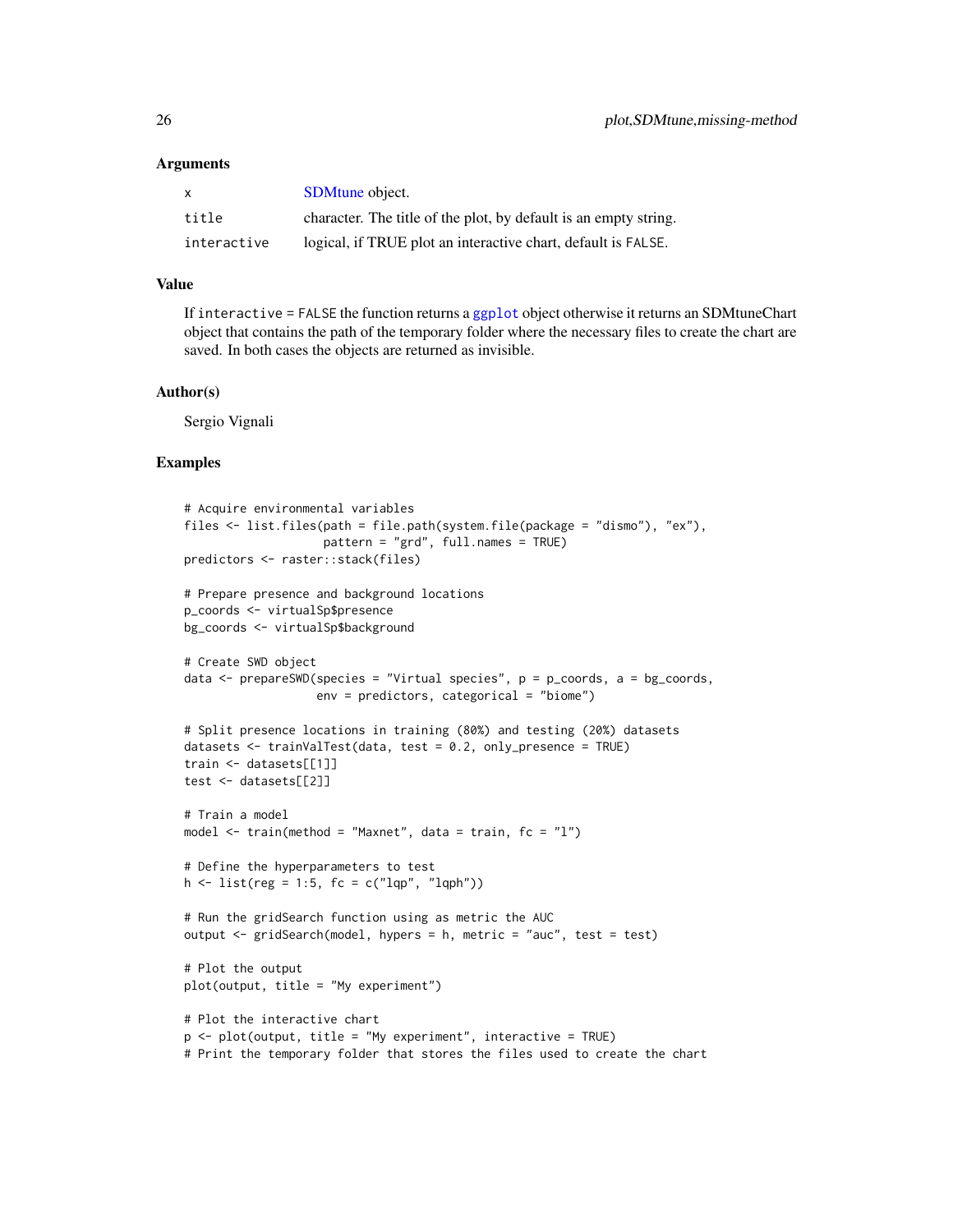### Arguments

| | |
|---|---|
| x | SDMtune object. |
| title | character. The title of the plot, by default is an empty string. |
| interactive | logical, if TRUE plot an interactive chart, default is FALSE. |

### Value

If `interactive = FALSE` the function returns a ggplot object otherwise it returns an SDMtuneChart object that contains the path of the temporary folder where the necessary files to create the chart are saved. In both cases the objects are returned as invisible.

### Author(s)

Sergio Vignali

### Examples

```
# Acquire environmental variables
files <- list.files(path = file.path(system.file(package = "dismo"), "ex"),
                    pattern = "grd", full.names = TRUE)
predictors <- raster::stack(files)

# Prepare presence and background locations
p_coords <- virtualSp$presence
bg_coords <- virtualSp$background

# Create SWD object
data <- prepareSWD(species = "Virtual species", p = p_coords, a = bg_coords,
                   env = predictors, categorical = "biome")

# Split presence locations in training (80%) and testing (20%) datasets
datasets <- trainValTest(data, test = 0.2, only_presence = TRUE)
train <- datasets[[1]]
test <- datasets[[2]]

# Train a model
model <- train(method = "Maxnet", data = train, fc = "l")

# Define the hyperparameters to test
h <- list(reg = 1:5, fc = c("lqp", "lqph"))

# Run the gridSearch function using as metric the AUC
output <- gridSearch(model, hypers = h, metric = "auc", test = test)

# Plot the output
plot(output, title = "My experiment")

# Plot the interactive chart
p <- plot(output, title = "My experiment", interactive = TRUE)
# Print the temporary folder that stores the files used to create the chart
```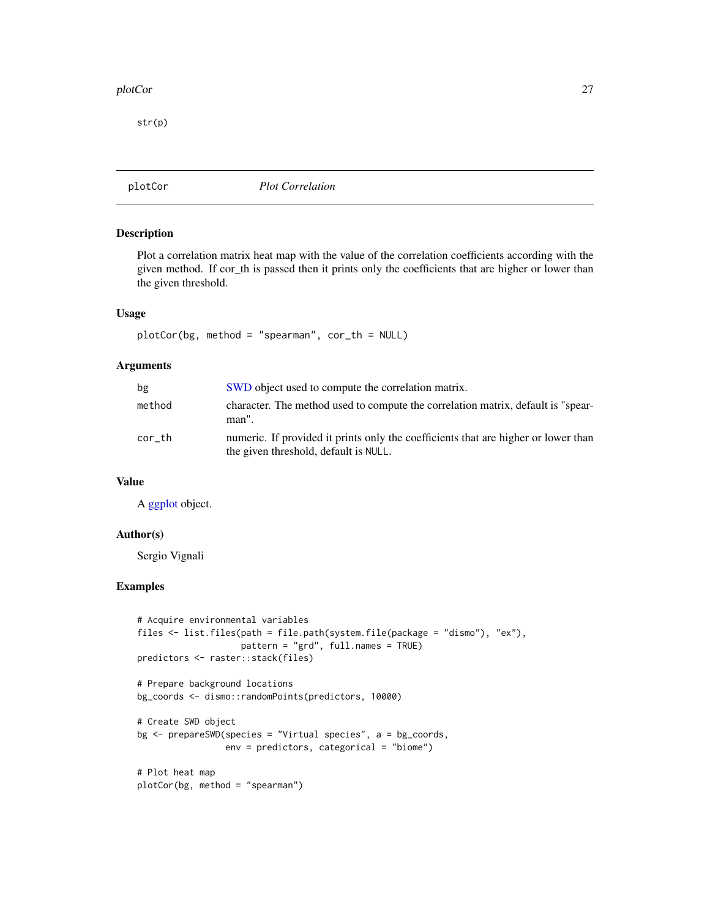```
str(p)
```

---

## plotCor — *Plot Correlation*

### Description

Plot a correlation matrix heat map with the value of the correlation coefficients according with the given method. If cor_th is passed then it prints only the coefficients that are higher or lower than the given threshold.

### Usage

```
plotCor(bg, method = "spearman", cor_th = NULL)
```

### Arguments

| Argument | Description |
|---|---|
| bg | SWD object used to compute the correlation matrix. |
| method | character. The method used to compute the correlation matrix, default is "spearman". |
| cor_th | numeric. If provided it prints only the coefficients that are higher or lower than the given threshold, default is NULL. |

### Value

A ggplot object.

### Author(s)

Sergio Vignali

### Examples

```
# Acquire environmental variables
files <- list.files(path = file.path(system.file(package = "dismo"), "ex"),
                    pattern = "grd", full.names = TRUE)
predictors <- raster::stack(files)

# Prepare background locations
bg_coords <- dismo::randomPoints(predictors, 10000)

# Create SWD object
bg <- prepareSWD(species = "Virtual species", a = bg_coords,
                 env = predictors, categorical = "biome")

# Plot heat map
plotCor(bg, method = "spearman")
```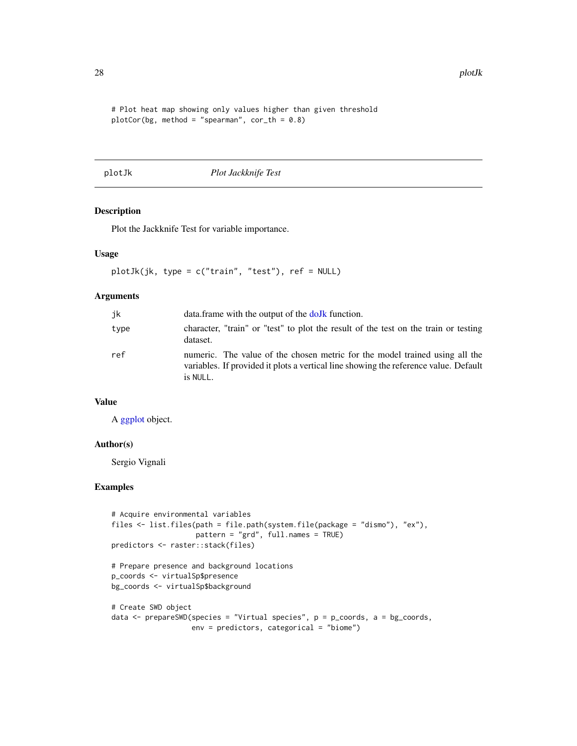```
# Plot heat map showing only values higher than given threshold
plotCor(bg, method = "spearman", cor_th = 0.8)
```

## plotJk — *Plot Jackknife Test*

### Description

Plot the Jackknife Test for variable importance.

### Usage

```
plotJk(jk, type = c("train", "test"), ref = NULL)
```

### Arguments

| | |
|---|---|
| `jk` | data.frame with the output of the doJk function. |
| `type` | character, "train" or "test" to plot the result of the test on the train or testing dataset. |
| `ref` | numeric. The value of the chosen metric for the model trained using all the variables. If provided it plots a vertical line showing the reference value. Default is `NULL`. |

### Value

A ggplot object.

### Author(s)

Sergio Vignali

### Examples

```
# Acquire environmental variables
files <- list.files(path = file.path(system.file(package = "dismo"), "ex"),
                    pattern = "grd", full.names = TRUE)
predictors <- raster::stack(files)

# Prepare presence and background locations
p_coords <- virtualSp$presence
bg_coords <- virtualSp$background

# Create SWD object
data <- prepareSWD(species = "Virtual species", p = p_coords, a = bg_coords,
                   env = predictors, categorical = "biome")
```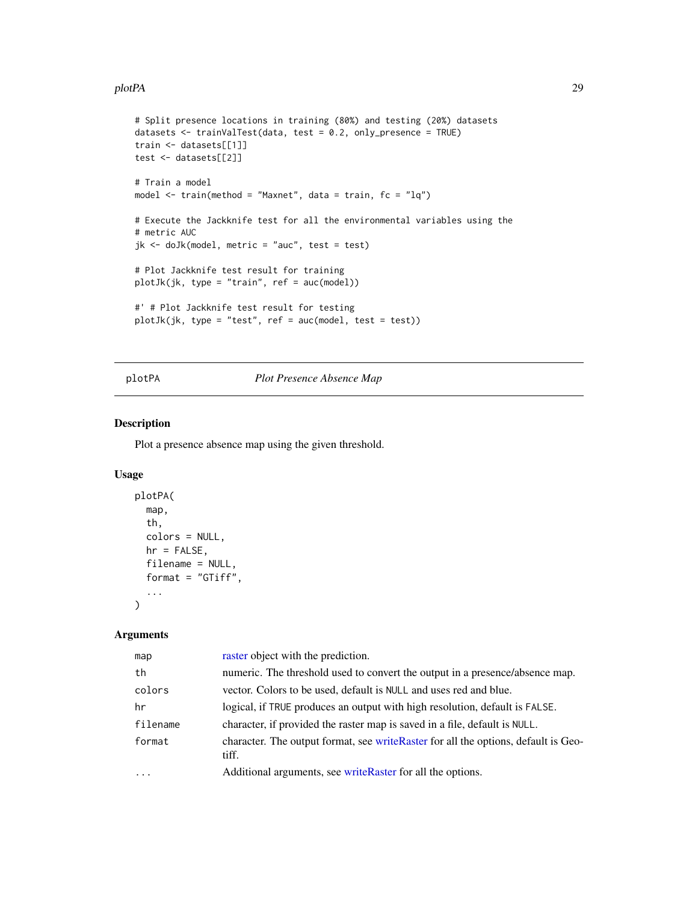```
# Split presence locations in training (80%) and testing (20%) datasets
datasets <- trainValTest(data, test = 0.2, only_presence = TRUE)
train <- datasets[[1]]
test <- datasets[[2]]

# Train a model
model <- train(method = "Maxnet", data = train, fc = "lq")

# Execute the Jackknife test for all the environmental variables using the
# metric AUC
jk <- doJk(model, metric = "auc", test = test)

# Plot Jackknife test result for training
plotJk(jk, type = "train", ref = auc(model))

#' # Plot Jackknife test result for testing
plotJk(jk, type = "test", ref = auc(model, test = test))
```

## plotPA — *Plot Presence Absence Map*

### Description

Plot a presence absence map using the given threshold.

### Usage

```
plotPA(
  map,
  th,
  colors = NULL,
  hr = FALSE,
  filename = NULL,
  format = "GTiff",
  ...
)
```

### Arguments

| | |
|---|---|
| `map` | raster object with the prediction. |
| `th` | numeric. The threshold used to convert the output in a presence/absence map. |
| `colors` | vector. Colors to be used, default is `NULL` and uses red and blue. |
| `hr` | logical, if `TRUE` produces an output with high resolution, default is `FALSE`. |
| `filename` | character, if provided the raster map is saved in a file, default is `NULL`. |
| `format` | character. The output format, see writeRaster for all the options, default is Geotiff. |
| `...` | Additional arguments, see writeRaster for all the options. |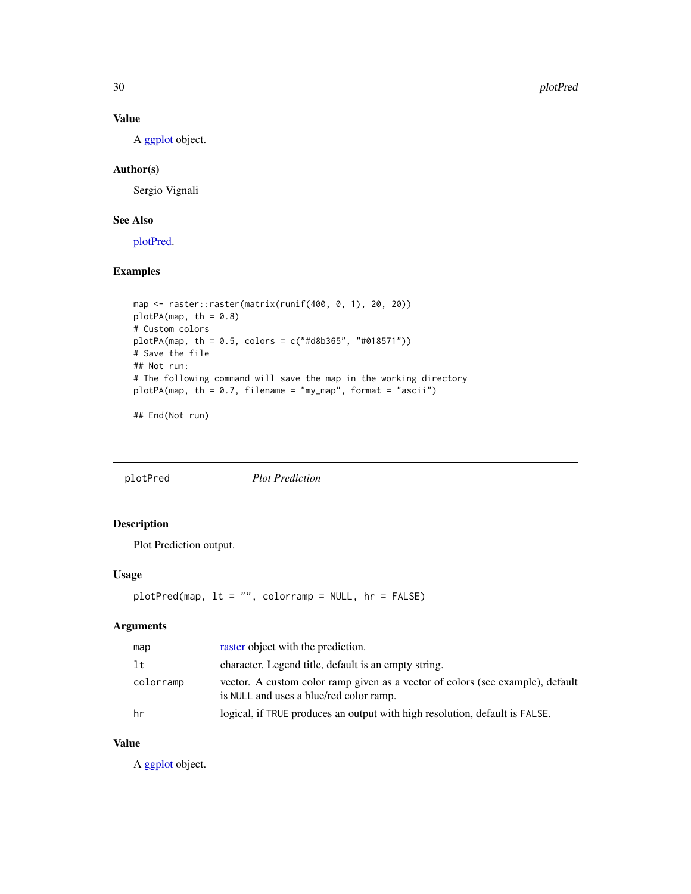## Value

A ggplot object.

## Author(s)

Sergio Vignali

## See Also

plotPred.

## Examples

```
map <- raster::raster(matrix(runif(400, 0, 1), 20, 20))
plotPA(map, th = 0.8)
# Custom colors
plotPA(map, th = 0.5, colors = c("#d8b365", "#018571"))
# Save the file
## Not run:
# The following command will save the map in the working directory
plotPA(map, th = 0.7, filename = "my_map", format = "ascii")

## End(Not run)
```

---

# plotPred *Plot Prediction*

## Description

Plot Prediction output.

## Usage

```
plotPred(map, lt = "", colorramp = NULL, hr = FALSE)
```

## Arguments

| | |
|---|---|
| map | raster object with the prediction. |
| lt | character. Legend title, default is an empty string. |
| colorramp | vector. A custom color ramp given as a vector of colors (see example), default is NULL and uses a blue/red color ramp. |
| hr | logical, if TRUE produces an output with high resolution, default is FALSE. |

## Value

A ggplot object.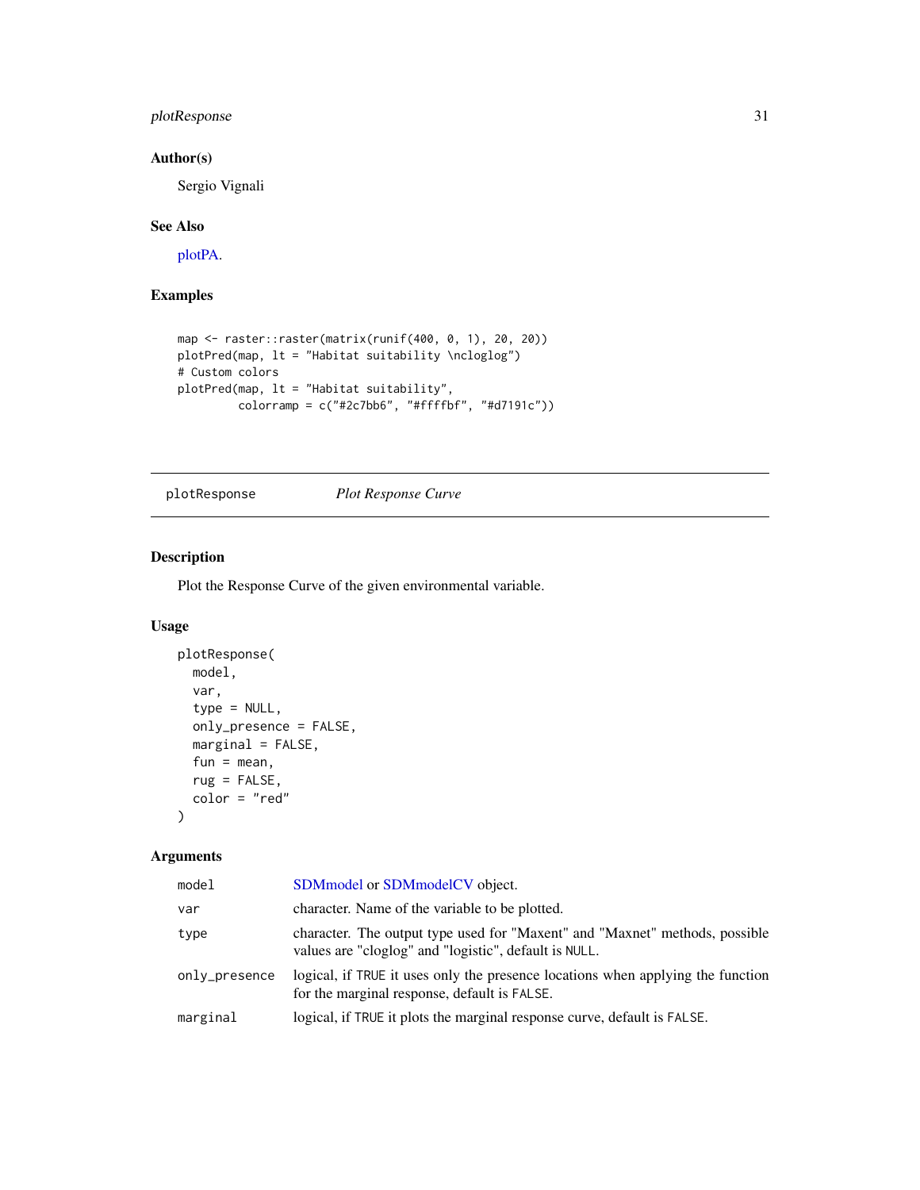### Author(s)

Sergio Vignali

### See Also

plotPA.

### Examples

```
map <- raster::raster(matrix(runif(400, 0, 1), 20, 20))
plotPred(map, lt = "Habitat suitability \ncloglog")
# Custom colors
plotPred(map, lt = "Habitat suitability",
         colorramp = c("#2c7bb6", "#ffffbf", "#d7191c"))
```

---

## plotResponse &nbsp;&nbsp;&nbsp; *Plot Response Curve*

---

### Description

Plot the Response Curve of the given environmental variable.

### Usage

```
plotResponse(
  model,
  var,
  type = NULL,
  only_presence = FALSE,
  marginal = FALSE,
  fun = mean,
  rug = FALSE,
  color = "red"
)
```

### Arguments

| | |
|---|---|
| model | SDMmodel or SDMmodelCV object. |
| var | character. Name of the variable to be plotted. |
| type | character. The output type used for "Maxent" and "Maxnet" methods, possible values are "cloglog" and "logistic", default is NULL. |
| only_presence | logical, if TRUE it uses only the presence locations when applying the function for the marginal response, default is FALSE. |
| marginal | logical, if TRUE it plots the marginal response curve, default is FALSE. |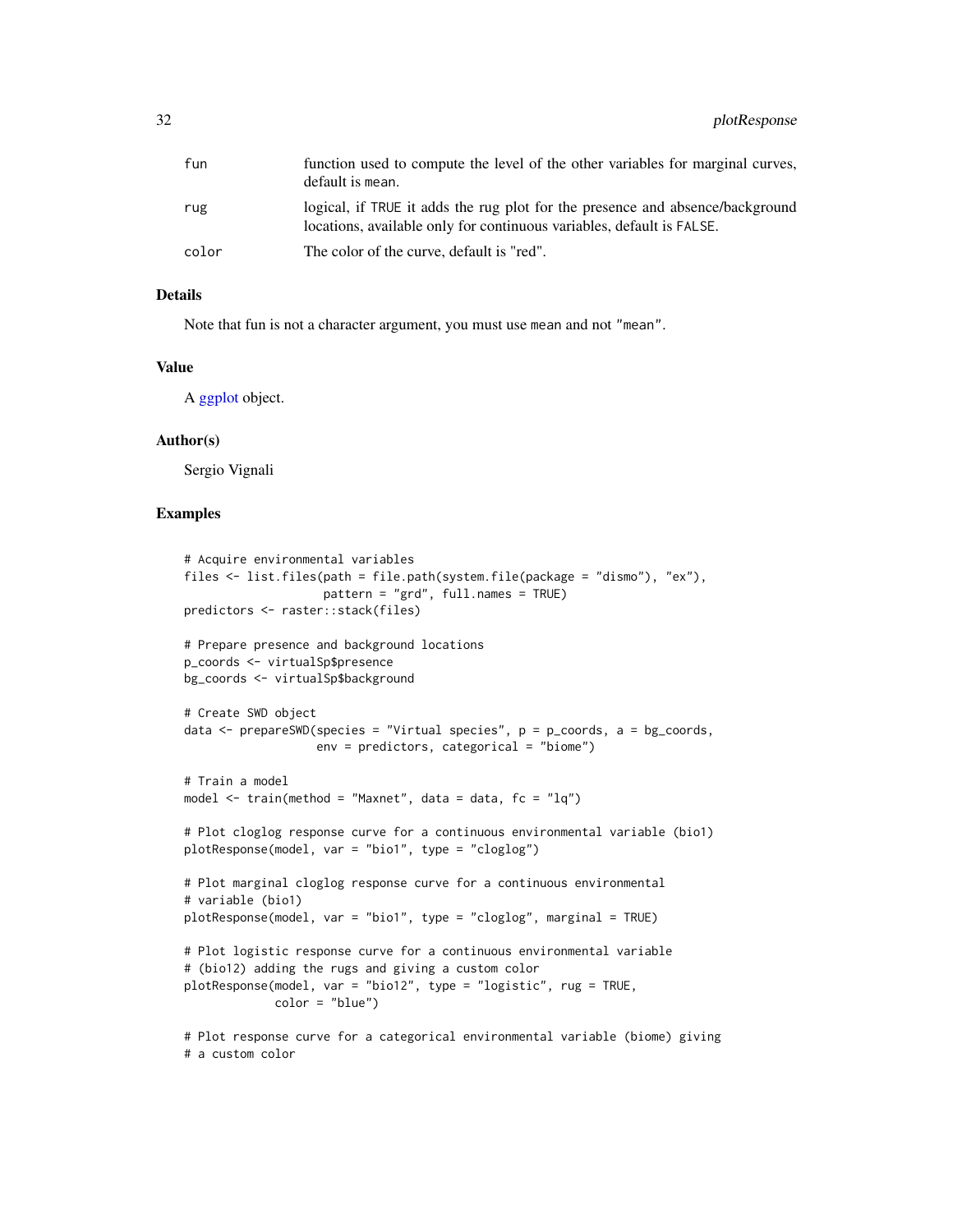| | |
|---|---|
| fun | function used to compute the level of the other variables for marginal curves, default is mean. |
| rug | logical, if TRUE it adds the rug plot for the presence and absence/background locations, available only for continuous variables, default is FALSE. |
| color | The color of the curve, default is "red". |

## Details

Note that fun is not a character argument, you must use mean and not "mean".

## Value

A ggplot object.

## Author(s)

Sergio Vignali

## Examples

```
# Acquire environmental variables
files <- list.files(path = file.path(system.file(package = "dismo"), "ex"),
                    pattern = "grd", full.names = TRUE)
predictors <- raster::stack(files)

# Prepare presence and background locations
p_coords <- virtualSp$presence
bg_coords <- virtualSp$background

# Create SWD object
data <- prepareSWD(species = "Virtual species", p = p_coords, a = bg_coords,
                   env = predictors, categorical = "biome")

# Train a model
model <- train(method = "Maxnet", data = data, fc = "lq")

# Plot cloglog response curve for a continuous environmental variable (bio1)
plotResponse(model, var = "bio1", type = "cloglog")

# Plot marginal cloglog response curve for a continuous environmental
# variable (bio1)
plotResponse(model, var = "bio1", type = "cloglog", marginal = TRUE)

# Plot logistic response curve for a continuous environmental variable
# (bio12) adding the rugs and giving a custom color
plotResponse(model, var = "bio12", type = "logistic", rug = TRUE,
             color = "blue")

# Plot response curve for a categorical environmental variable (biome) giving
# a custom color
```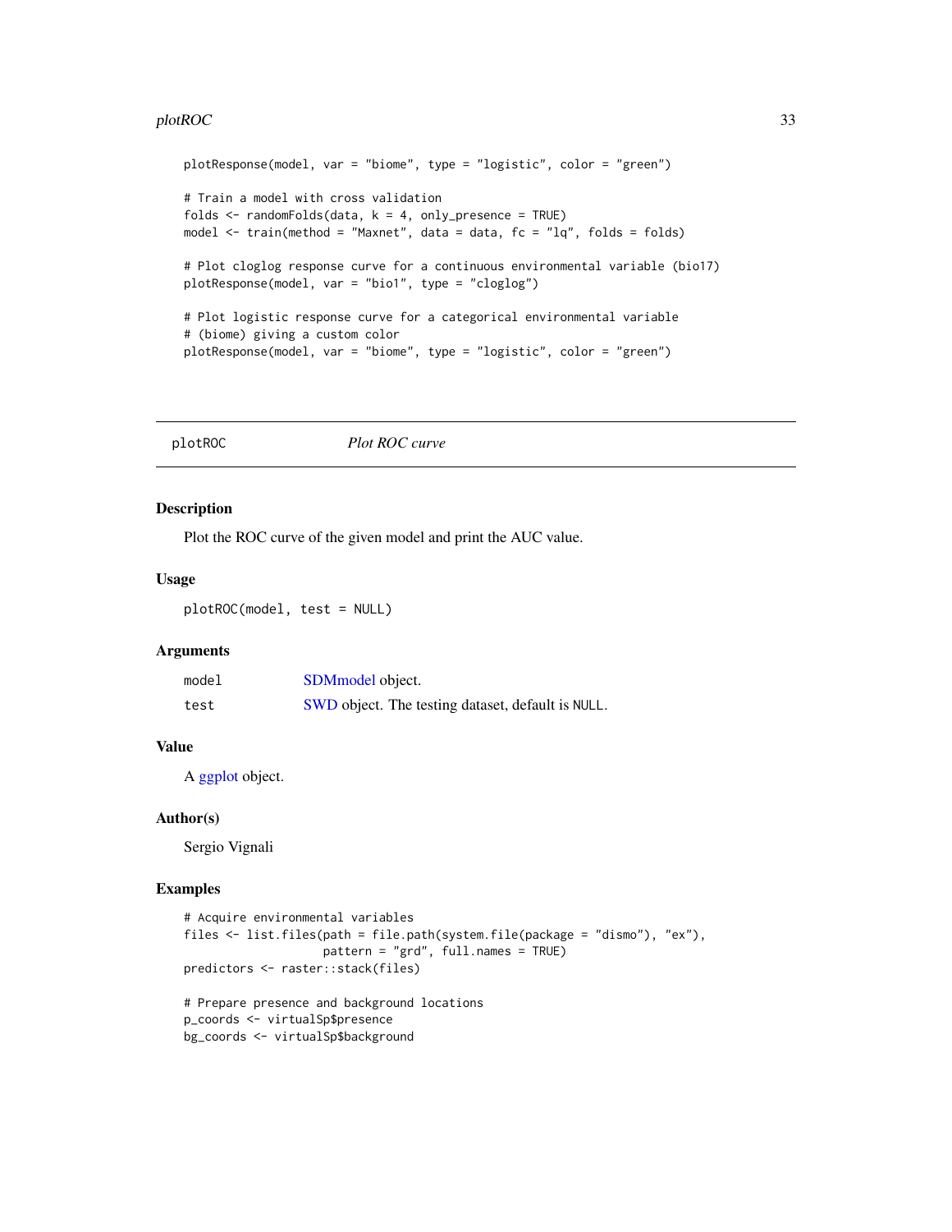```
plotResponse(model, var = "biome", type = "logistic", color = "green")

# Train a model with cross validation
folds <- randomFolds(data, k = 4, only_presence = TRUE)
model <- train(method = "Maxnet", data = data, fc = "lq", folds = folds)

# Plot cloglog response curve for a continuous environmental variable (bio17)
plotResponse(model, var = "bio1", type = "cloglog")

# Plot logistic response curve for a categorical environmental variable
# (biome) giving a custom color
plotResponse(model, var = "biome", type = "logistic", color = "green")
```

---

## plotROC &emsp; *Plot ROC curve*

### Description

Plot the ROC curve of the given model and print the AUC value.

### Usage

```
plotROC(model, test = NULL)
```

### Arguments

| | |
|---|---|
| `model` | SDMmodel object. |
| `test` | SWD object. The testing dataset, default is `NULL`. |

### Value

A ggplot object.

### Author(s)

Sergio Vignali

### Examples

```
# Acquire environmental variables
files <- list.files(path = file.path(system.file(package = "dismo"), "ex"),
                    pattern = "grd", full.names = TRUE)
predictors <- raster::stack(files)

# Prepare presence and background locations
p_coords <- virtualSp$presence
bg_coords <- virtualSp$background
```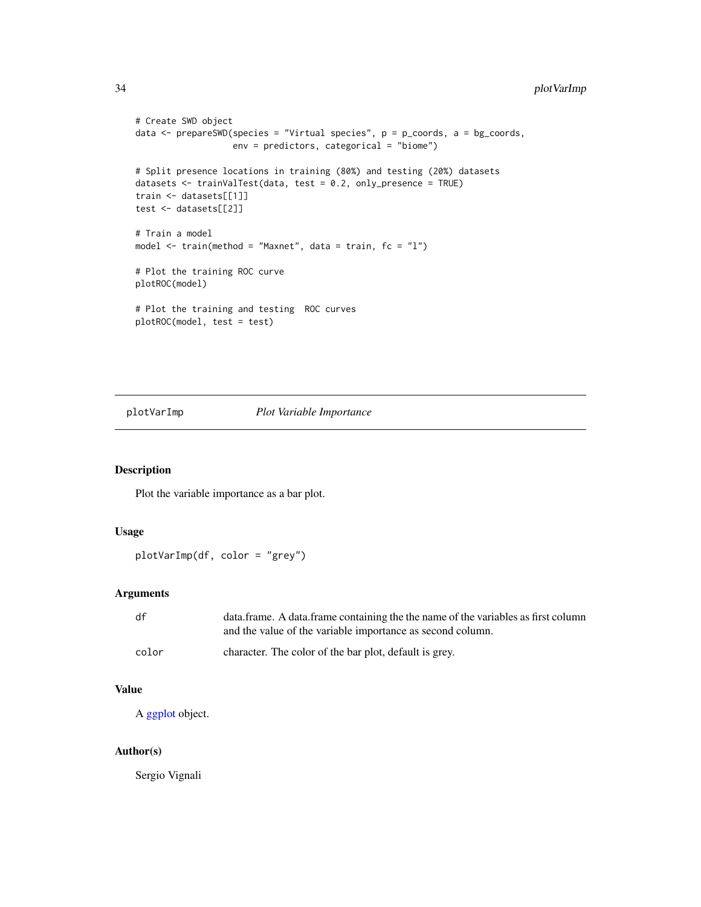```
# Create SWD object
data <- prepareSWD(species = "Virtual species", p = p_coords, a = bg_coords,
                   env = predictors, categorical = "biome")

# Split presence locations in training (80%) and testing (20%) datasets
datasets <- trainValTest(data, test = 0.2, only_presence = TRUE)
train <- datasets[[1]]
test <- datasets[[2]]

# Train a model
model <- train(method = "Maxnet", data = train, fc = "l")

# Plot the training ROC curve
plotROC(model)

# Plot the training and testing  ROC curves
plotROC(model, test = test)
```

---

## plotVarImp — *Plot Variable Importance*

### Description

Plot the variable importance as a bar plot.

### Usage

```
plotVarImp(df, color = "grey")
```

### Arguments

| | |
|---|---|
| df | data.frame. A data.frame containing the the name of the variables as first column and the value of the variable importance as second column. |
| color | character. The color of the bar plot, default is grey. |

### Value

A ggplot object.

### Author(s)

Sergio Vignali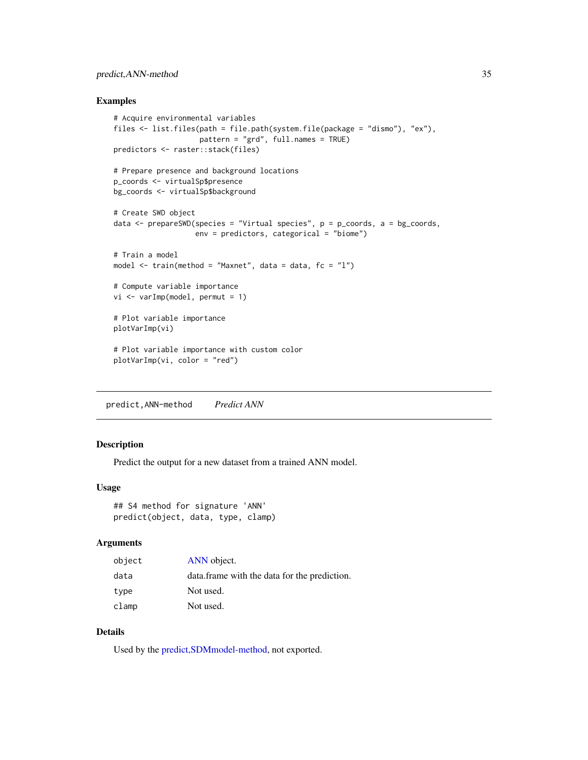## Examples

```
# Acquire environmental variables
files <- list.files(path = file.path(system.file(package = "dismo"), "ex"),
                    pattern = "grd", full.names = TRUE)
predictors <- raster::stack(files)

# Prepare presence and background locations
p_coords <- virtualSp$presence
bg_coords <- virtualSp$background

# Create SWD object
data <- prepareSWD(species = "Virtual species", p = p_coords, a = bg_coords,
                   env = predictors, categorical = "biome")

# Train a model
model <- train(method = "Maxnet", data = data, fc = "l")

# Compute variable importance
vi <- varImp(model, permut = 1)

# Plot variable importance
plotVarImp(vi)

# Plot variable importance with custom color
plotVarImp(vi, color = "red")
```

---

# predict,ANN-method    *Predict ANN*

---

## Description

Predict the output for a new dataset from a trained ANN model.

## Usage

```
## S4 method for signature 'ANN'
predict(object, data, type, clamp)
```

## Arguments

| | |
|---|---|
| object | ANN object. |
| data | data.frame with the data for the prediction. |
| type | Not used. |
| clamp | Not used. |

## Details

Used by the predict,SDMmodel-method, not exported.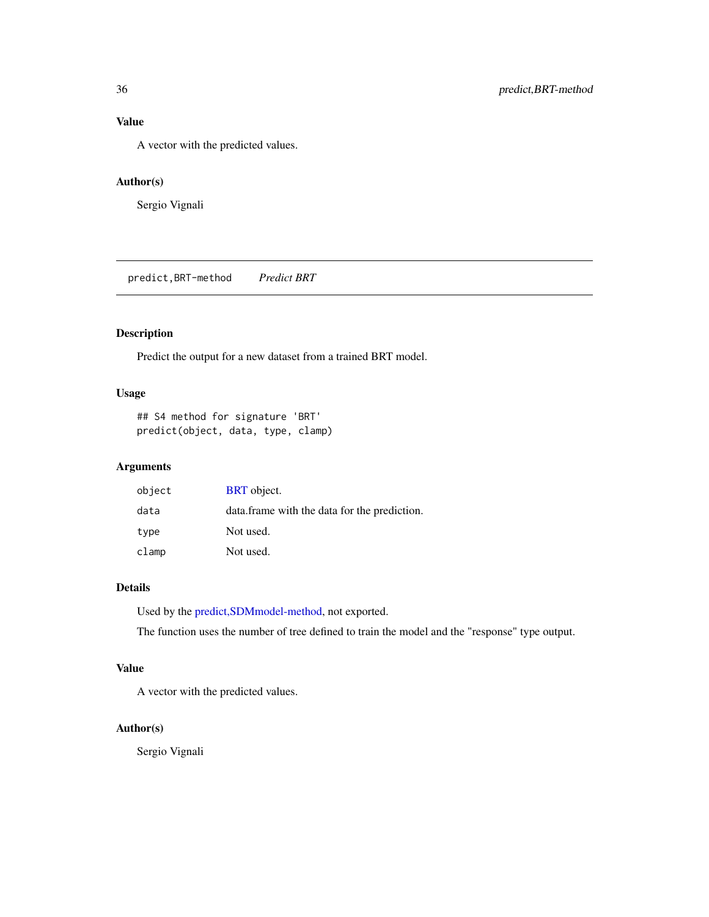### Value

A vector with the predicted values.

### Author(s)

Sergio Vignali

---

## predict,BRT-method — *Predict BRT*

### Description

Predict the output for a new dataset from a trained BRT model.

### Usage

```
## S4 method for signature 'BRT'
predict(object, data, type, clamp)
```

### Arguments

| | |
|---|---|
| `object` | BRT object. |
| `data` | data.frame with the data for the prediction. |
| `type` | Not used. |
| `clamp` | Not used. |

### Details

Used by the predict,SDMmodel-method, not exported.

The function uses the number of tree defined to train the model and the "response" type output.

### Value

A vector with the predicted values.

### Author(s)

Sergio Vignali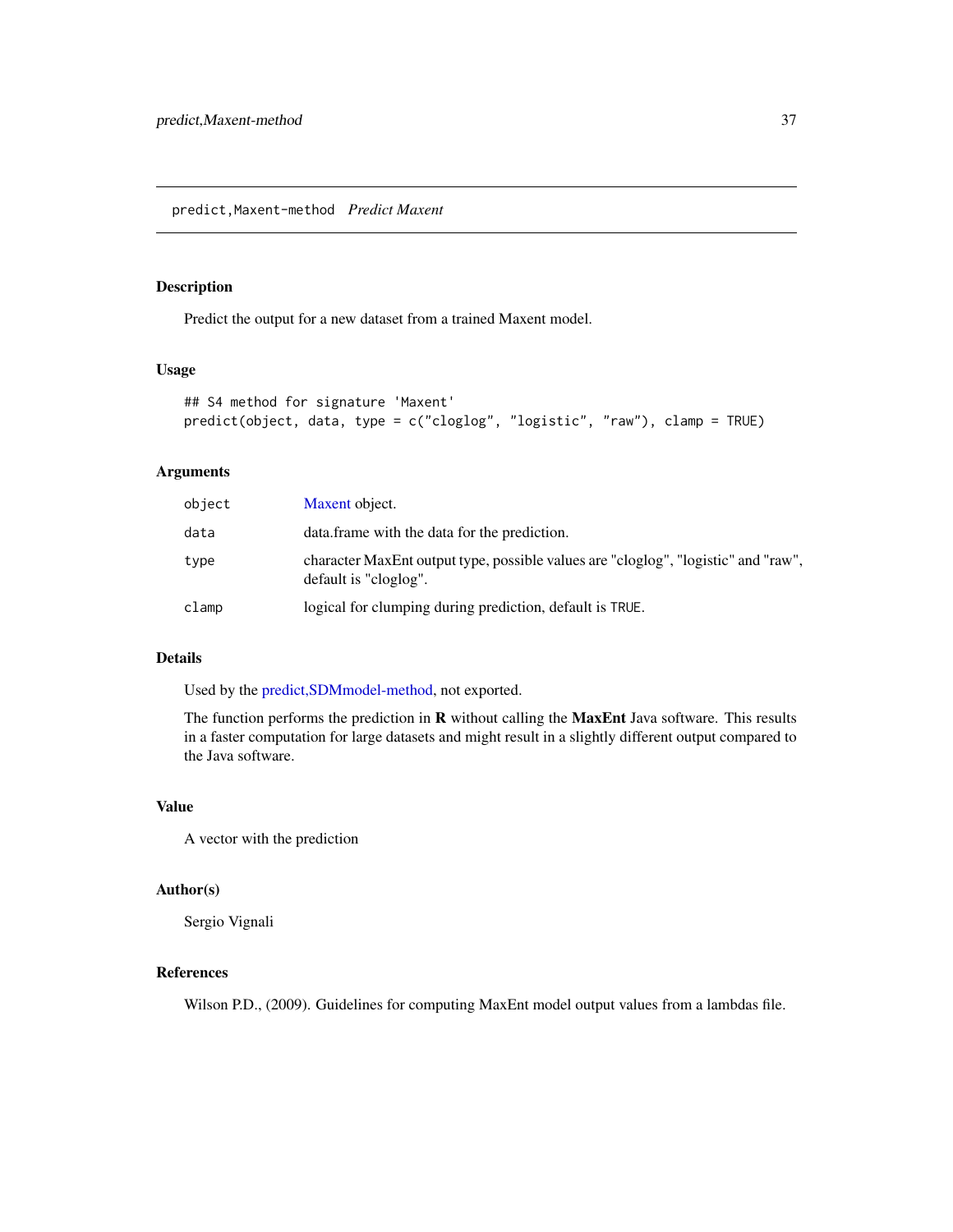# predict,Maxent-method *Predict Maxent*

## Description

Predict the output for a new dataset from a trained Maxent model.

## Usage

```
## S4 method for signature 'Maxent'
predict(object, data, type = c("cloglog", "logistic", "raw"), clamp = TRUE)
```

## Arguments

| | |
|---|---|
| `object` | Maxent object. |
| `data` | data.frame with the data for the prediction. |
| `type` | character MaxEnt output type, possible values are "cloglog", "logistic" and "raw", default is "cloglog". |
| `clamp` | logical for clumping during prediction, default is `TRUE`. |

## Details

Used by the predict,SDMmodel-method, not exported.

The function performs the prediction in **R** without calling the **MaxEnt** Java software. This results in a faster computation for large datasets and might result in a slightly different output compared to the Java software.

## Value

A vector with the prediction

## Author(s)

Sergio Vignali

## References

Wilson P.D., (2009). Guidelines for computing MaxEnt model output values from a lambdas file.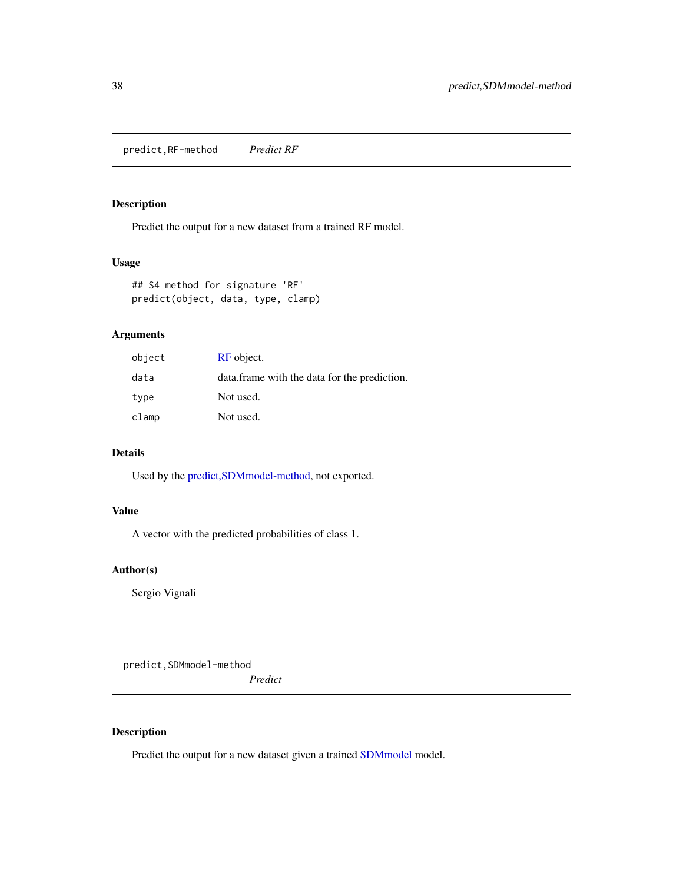## predict,RF-method *Predict RF*

### Description

Predict the output for a new dataset from a trained RF model.

### Usage

```
## S4 method for signature 'RF'
predict(object, data, type, clamp)
```

### Arguments

| | |
|---|---|
| `object` | RF object. |
| `data` | data.frame with the data for the prediction. |
| `type` | Not used. |
| `clamp` | Not used. |

### Details

Used by the predict,SDMmodel-method, not exported.

### Value

A vector with the predicted probabilities of class 1.

### Author(s)

Sergio Vignali

## predict,SDMmodel-method *Predict*

### Description

Predict the output for a new dataset given a trained SDMmodel model.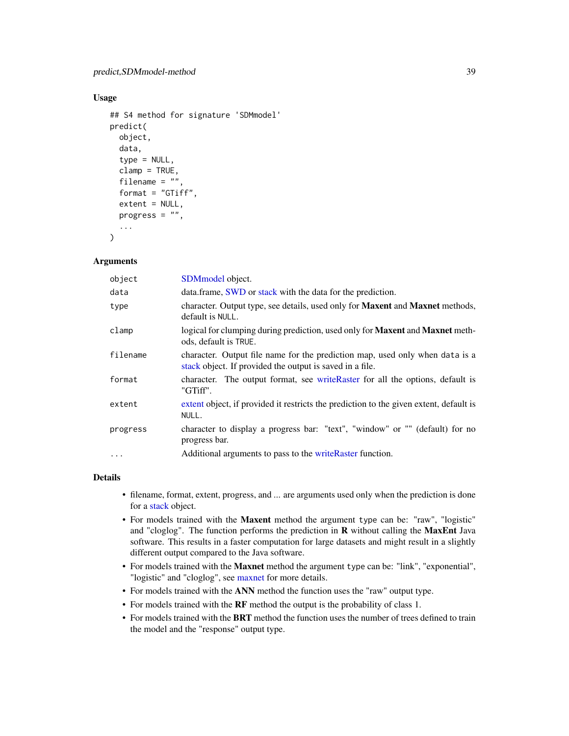### Usage

```
## S4 method for signature 'SDMmodel'
predict(
  object,
  data,
  type = NULL,
  clamp = TRUE,
  filename = "",
  format = "GTiff",
  extent = NULL,
  progress = "",
  ...
)
```

### Arguments

| | |
|---|---|
| object | SDMmodel object. |
| data | data.frame, SWD or stack with the data for the prediction. |
| type | character. Output type, see details, used only for **Maxent** and **Maxnet** methods, default is NULL. |
| clamp | logical for clumping during prediction, used only for **Maxent** and **Maxnet** methods, default is TRUE. |
| filename | character. Output file name for the prediction map, used only when data is a stack object. If provided the output is saved in a file. |
| format | character. The output format, see writeRaster for all the options, default is "GTiff". |
| extent | extent object, if provided it restricts the prediction to the given extent, default is NULL. |
| progress | character to display a progress bar: "text", "window" or "" (default) for no progress bar. |
| ... | Additional arguments to pass to the writeRaster function. |

### Details

- filename, format, extent, progress, and ... are arguments used only when the prediction is done for a stack object.
- For models trained with the **Maxent** method the argument type can be: "raw", "logistic" and "cloglog". The function performs the prediction in **R** without calling the **MaxEnt** Java software. This results in a faster computation for large datasets and might result in a slightly different output compared to the Java software.
- For models trained with the **Maxnet** method the argument type can be: "link", "exponential", "logistic" and "cloglog", see maxnet for more details.
- For models trained with the **ANN** method the function uses the "raw" output type.
- For models trained with the **RF** method the output is the probability of class 1.
- For models trained with the **BRT** method the function uses the number of trees defined to train the model and the "response" output type.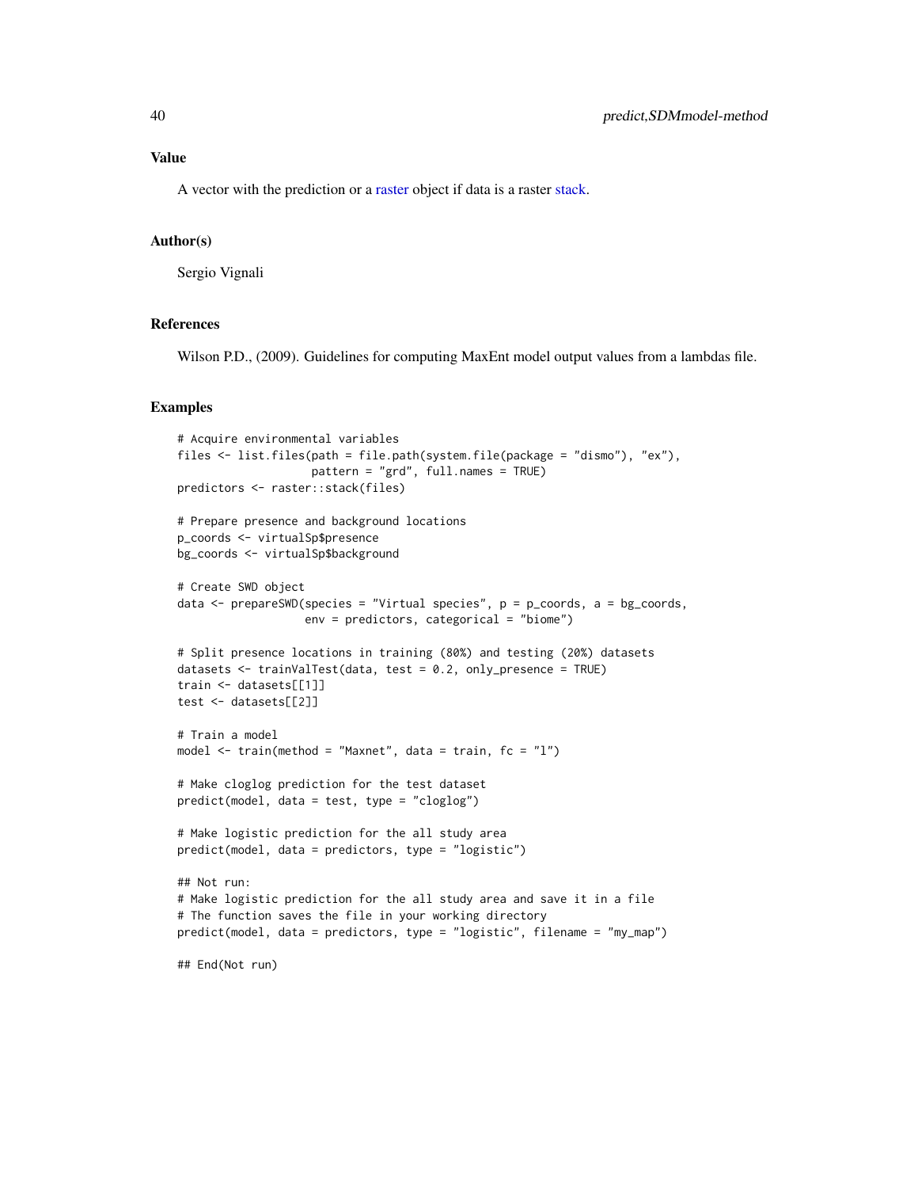## Value

A vector with the prediction or a raster object if data is a raster stack.

## Author(s)

Sergio Vignali

## References

Wilson P.D., (2009). Guidelines for computing MaxEnt model output values from a lambdas file.

## Examples

```
# Acquire environmental variables
files <- list.files(path = file.path(system.file(package = "dismo"), "ex"),
                    pattern = "grd", full.names = TRUE)
predictors <- raster::stack(files)

# Prepare presence and background locations
p_coords <- virtualSp$presence
bg_coords <- virtualSp$background

# Create SWD object
data <- prepareSWD(species = "Virtual species", p = p_coords, a = bg_coords,
                   env = predictors, categorical = "biome")

# Split presence locations in training (80%) and testing (20%) datasets
datasets <- trainValTest(data, test = 0.2, only_presence = TRUE)
train <- datasets[[1]]
test <- datasets[[2]]

# Train a model
model <- train(method = "Maxnet", data = train, fc = "l")

# Make cloglog prediction for the test dataset
predict(model, data = test, type = "cloglog")

# Make logistic prediction for the all study area
predict(model, data = predictors, type = "logistic")

## Not run:
# Make logistic prediction for the all study area and save it in a file
# The function saves the file in your working directory
predict(model, data = predictors, type = "logistic", filename = "my_map")

## End(Not run)
```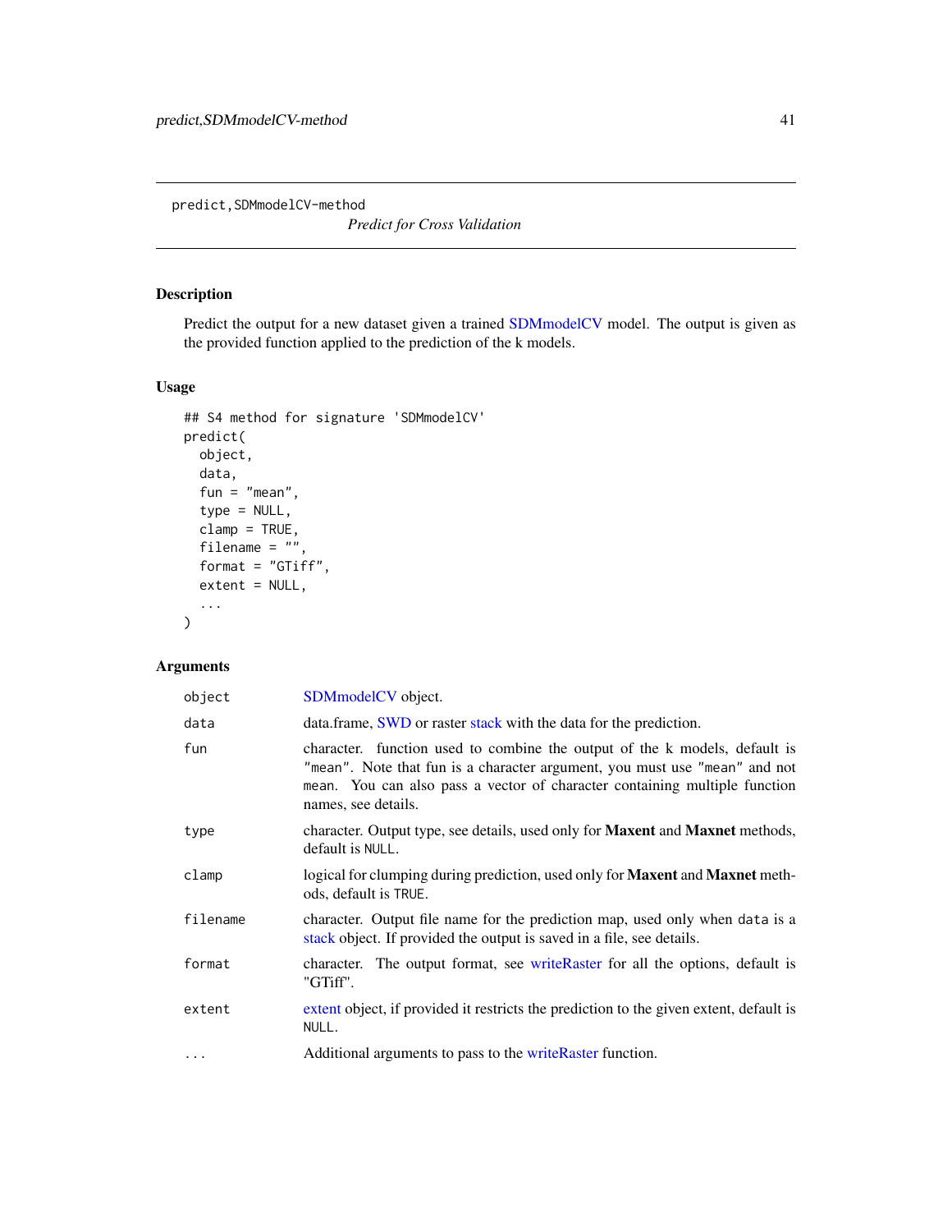`predict,SDMmodelCV-method`

*Predict for Cross Validation*

## Description

Predict the output for a new dataset given a trained SDMmodelCV model. The output is given as the provided function applied to the prediction of the k models.

## Usage

```
## S4 method for signature 'SDMmodelCV'
predict(
  object,
  data,
  fun = "mean",
  type = NULL,
  clamp = TRUE,
  filename = "",
  format = "GTiff",
  extent = NULL,
  ...
)
```

## Arguments

| | |
|---|---|
| `object` | SDMmodelCV object. |
| `data` | data.frame, SWD or raster stack with the data for the prediction. |
| `fun` | character. function used to combine the output of the k models, default is `"mean"`. Note that fun is a character argument, you must use `"mean"` and not `mean`. You can also pass a vector of character containing multiple function names, see details. |
| `type` | character. Output type, see details, used only for **Maxent** and **Maxnet** methods, default is `NULL`. |
| `clamp` | logical for clumping during prediction, used only for **Maxent** and **Maxnet** methods, default is `TRUE`. |
| `filename` | character. Output file name for the prediction map, used only when `data` is a stack object. If provided the output is saved in a file, see details. |
| `format` | character. The output format, see writeRaster for all the options, default is "GTiff". |
| `extent` | extent object, if provided it restricts the prediction to the given extent, default is `NULL`. |
| `...` | Additional arguments to pass to the writeRaster function. |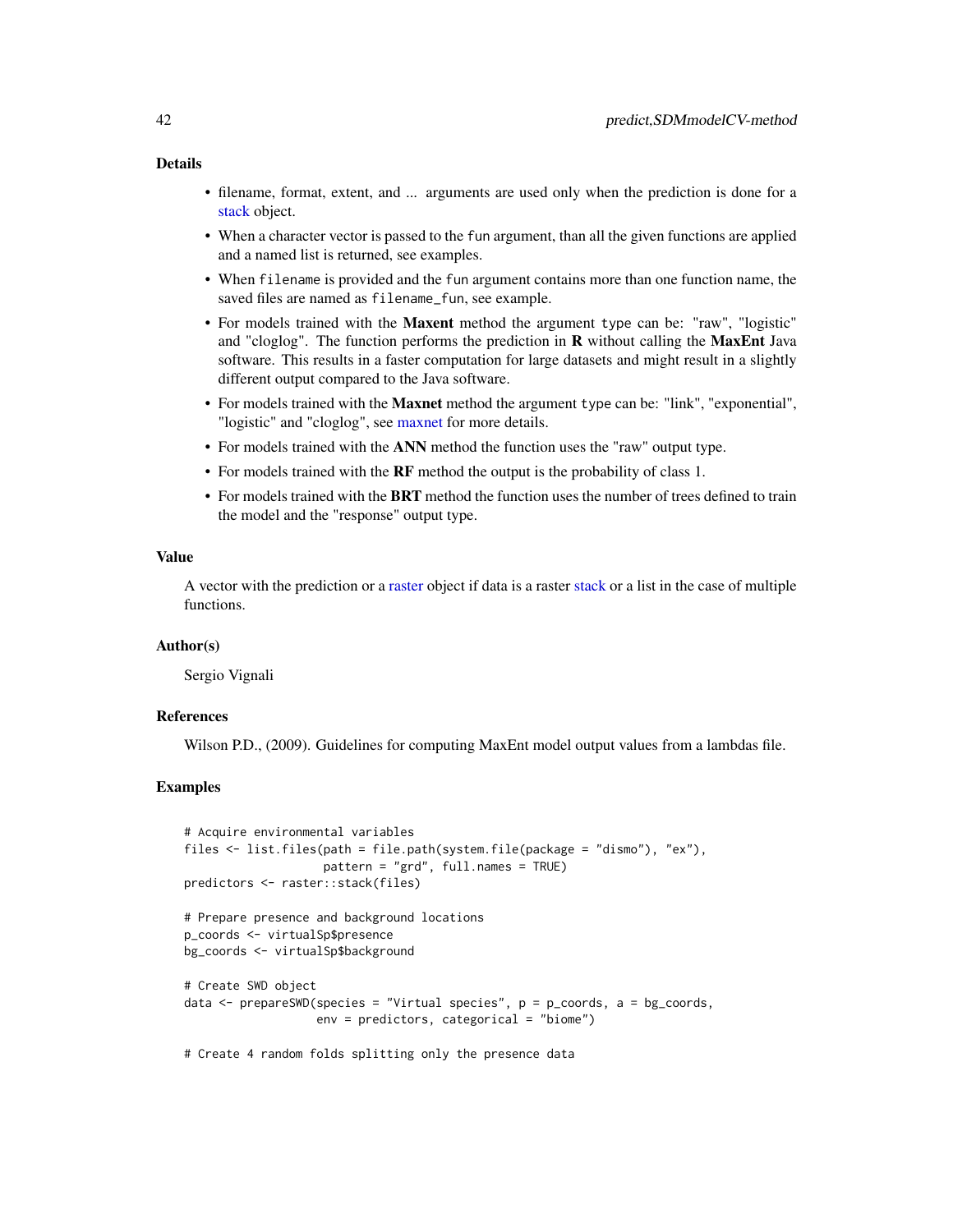### Details

- filename, format, extent, and ... arguments are used only when the prediction is done for a stack object.
- When a character vector is passed to the `fun` argument, than all the given functions are applied and a named list is returned, see examples.
- When `filename` is provided and the `fun` argument contains more than one function name, the saved files are named as `filename_fun`, see example.
- For models trained with the **Maxent** method the argument `type` can be: "raw", "logistic" and "cloglog". The function performs the prediction in **R** without calling the **MaxEnt** Java software. This results in a faster computation for large datasets and might result in a slightly different output compared to the Java software.
- For models trained with the **Maxnet** method the argument `type` can be: "link", "exponential", "logistic" and "cloglog", see maxnet for more details.
- For models trained with the **ANN** method the function uses the "raw" output type.
- For models trained with the **RF** method the output is the probability of class 1.
- For models trained with the **BRT** method the function uses the number of trees defined to train the model and the "response" output type.

### Value

A vector with the prediction or a raster object if data is a raster stack or a list in the case of multiple functions.

### Author(s)

Sergio Vignali

### References

Wilson P.D., (2009). Guidelines for computing MaxEnt model output values from a lambdas file.

### Examples

```
# Acquire environmental variables
files <- list.files(path = file.path(system.file(package = "dismo"), "ex"),
                    pattern = "grd", full.names = TRUE)
predictors <- raster::stack(files)

# Prepare presence and background locations
p_coords <- virtualSp$presence
bg_coords <- virtualSp$background

# Create SWD object
data <- prepareSWD(species = "Virtual species", p = p_coords, a = bg_coords,
                   env = predictors, categorical = "biome")

# Create 4 random folds splitting only the presence data
```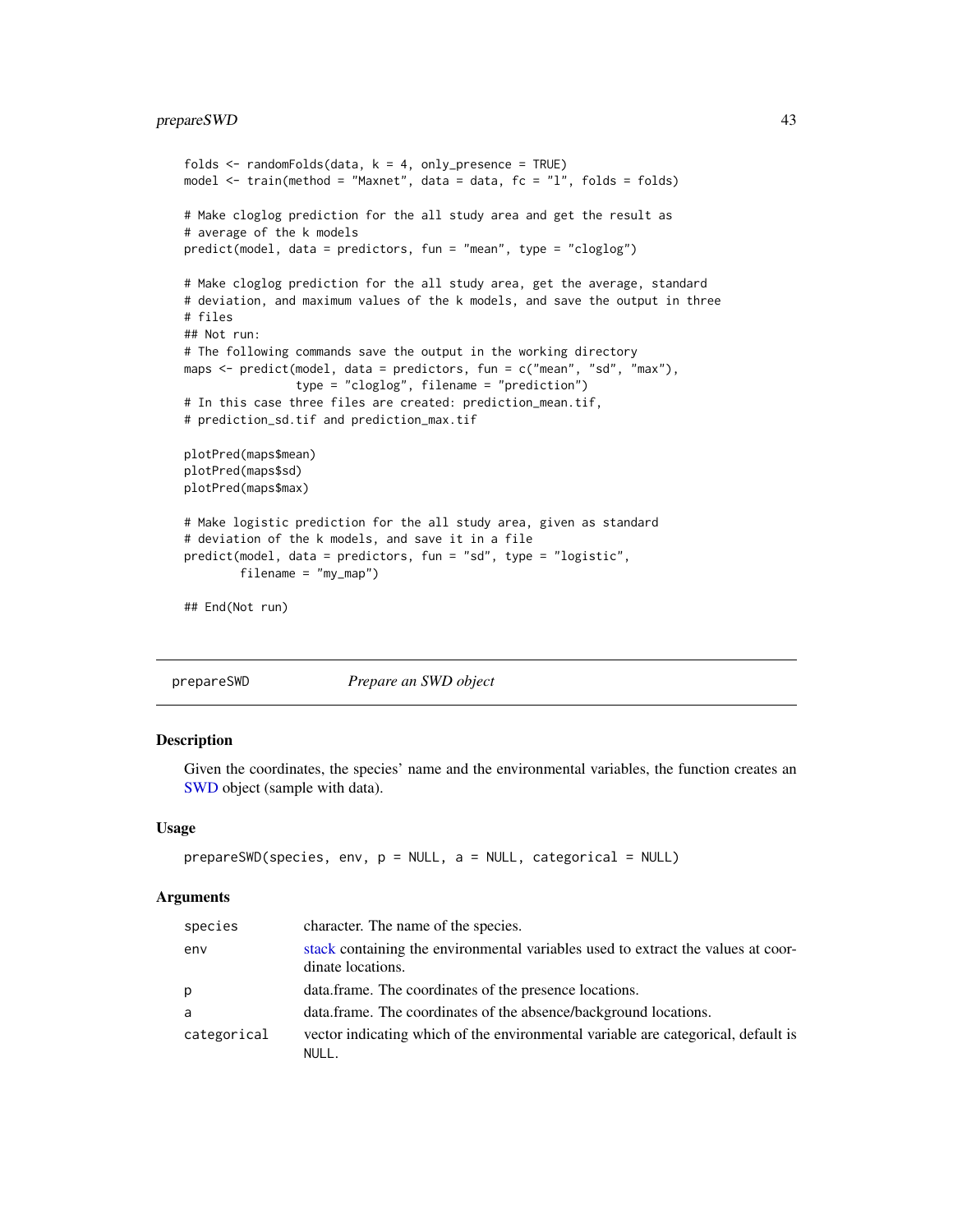```
folds <- randomFolds(data, k = 4, only_presence = TRUE)
model <- train(method = "Maxnet", data = data, fc = "l", folds = folds)

# Make cloglog prediction for the all study area and get the result as
# average of the k models
predict(model, data = predictors, fun = "mean", type = "cloglog")

# Make cloglog prediction for the all study area, get the average, standard
# deviation, and maximum values of the k models, and save the output in three
# files
## Not run:
# The following commands save the output in the working directory
maps <- predict(model, data = predictors, fun = c("mean", "sd", "max"),
                type = "cloglog", filename = "prediction")
# In this case three files are created: prediction_mean.tif,
# prediction_sd.tif and prediction_max.tif

plotPred(maps$mean)
plotPred(maps$sd)
plotPred(maps$max)

# Make logistic prediction for the all study area, given as standard
# deviation of the k models, and save it in a file
predict(model, data = predictors, fun = "sd", type = "logistic",
        filename = "my_map")

## End(Not run)
```

---

## prepareSWD — *Prepare an SWD object*

### Description

Given the coordinates, the species' name and the environmental variables, the function creates an SWD object (sample with data).

### Usage

```
prepareSWD(species, env, p = NULL, a = NULL, categorical = NULL)
```

### Arguments

| | |
|---|---|
| species | character. The name of the species. |
| env | stack containing the environmental variables used to extract the values at coordinate locations. |
| p | data.frame. The coordinates of the presence locations. |
| a | data.frame. The coordinates of the absence/background locations. |
| categorical | vector indicating which of the environmental variable are categorical, default is NULL. |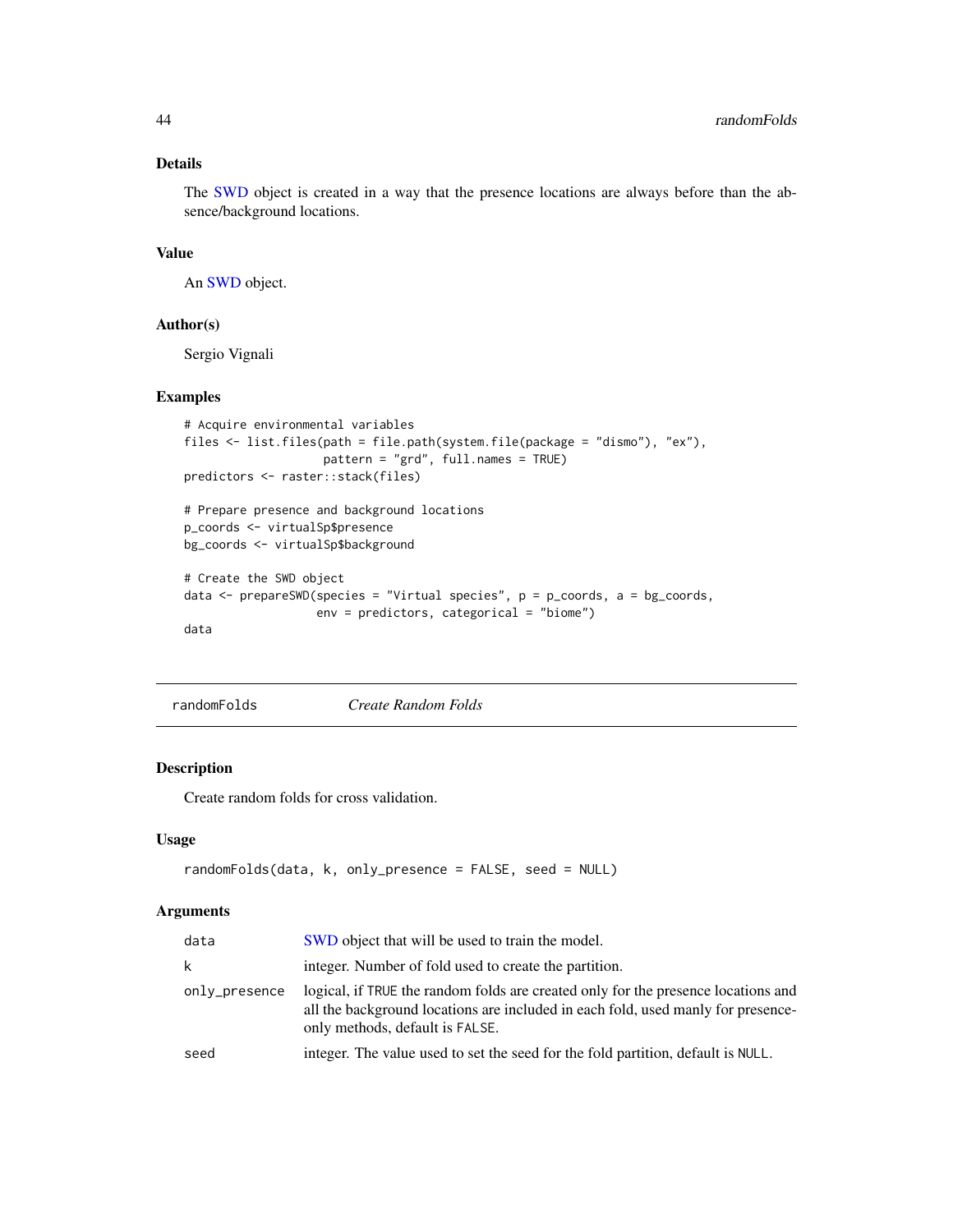## Details

The SWD object is created in a way that the presence locations are always before than the absence/background locations.

## Value

An SWD object.

## Author(s)

Sergio Vignali

## Examples

```
# Acquire environmental variables
files <- list.files(path = file.path(system.file(package = "dismo"), "ex"),
                    pattern = "grd", full.names = TRUE)
predictors <- raster::stack(files)

# Prepare presence and background locations
p_coords <- virtualSp$presence
bg_coords <- virtualSp$background

# Create the SWD object
data <- prepareSWD(species = "Virtual species", p = p_coords, a = bg_coords,
                   env = predictors, categorical = "biome")
data
```

---

# randomFolds    *Create Random Folds*

## Description

Create random folds for cross validation.

## Usage

```
randomFolds(data, k, only_presence = FALSE, seed = NULL)
```

## Arguments

| | |
|---|---|
| data | SWD object that will be used to train the model. |
| k | integer. Number of fold used to create the partition. |
| only_presence | logical, if TRUE the random folds are created only for the presence locations and all the background locations are included in each fold, used manly for presence-only methods, default is FALSE. |
| seed | integer. The value used to set the seed for the fold partition, default is NULL. |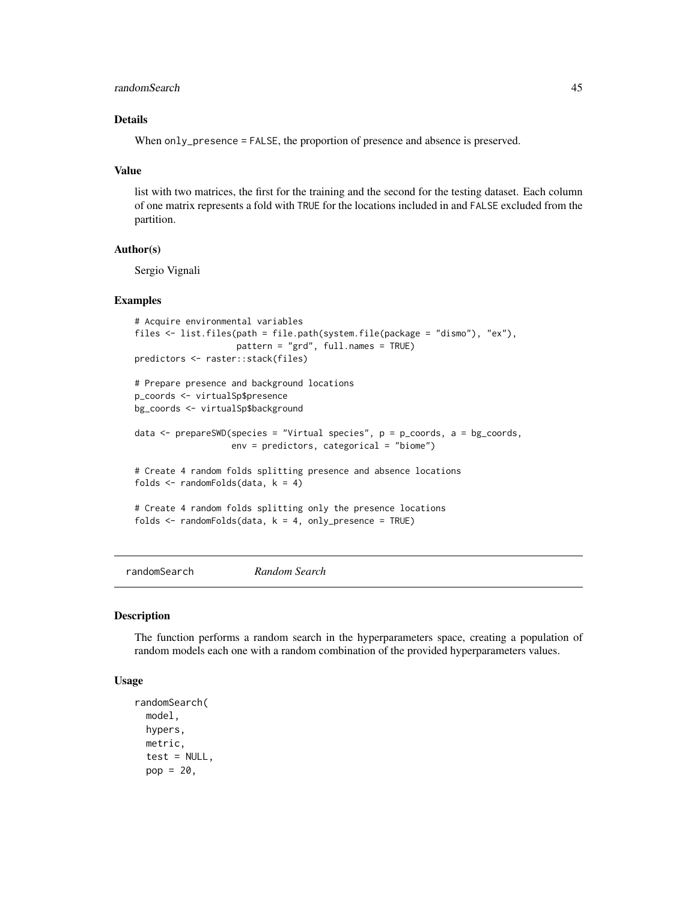### Details

When `only_presence = FALSE`, the proportion of presence and absence is preserved.

### Value

list with two matrices, the first for the training and the second for the testing dataset. Each column of one matrix represents a fold with `TRUE` for the locations included in and `FALSE` excluded from the partition.

### Author(s)

Sergio Vignali

### Examples

```
# Acquire environmental variables
files <- list.files(path = file.path(system.file(package = "dismo"), "ex"),
                    pattern = "grd", full.names = TRUE)
predictors <- raster::stack(files)

# Prepare presence and background locations
p_coords <- virtualSp$presence
bg_coords <- virtualSp$background

data <- prepareSWD(species = "Virtual species", p = p_coords, a = bg_coords,
                   env = predictors, categorical = "biome")

# Create 4 random folds splitting presence and absence locations
folds <- randomFolds(data, k = 4)

# Create 4 random folds splitting only the presence locations
folds <- randomFolds(data, k = 4, only_presence = TRUE)
```

---

## randomSearch *Random Search*

### Description

The function performs a random search in the hyperparameters space, creating a population of random models each one with a random combination of the provided hyperparameters values.

### Usage

```
randomSearch(
  model,
  hypers,
  metric,
  test = NULL,
  pop = 20,
```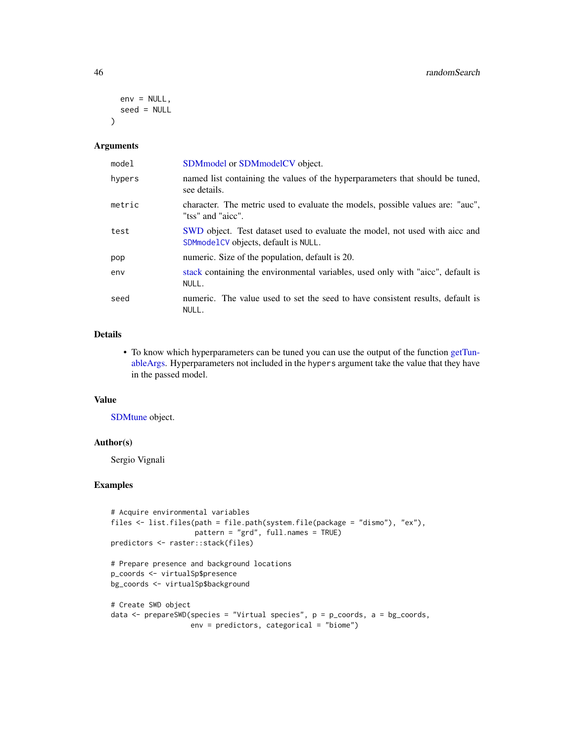```
  env = NULL,
  seed = NULL
)
```

## Arguments

| | |
|---|---|
| model | SDMmodel or SDMmodelCV object. |
| hypers | named list containing the values of the hyperparameters that should be tuned, see details. |
| metric | character. The metric used to evaluate the models, possible values are: "auc", "tss" and "aicc". |
| test | SWD object. Test dataset used to evaluate the model, not used with aicc and SDMmodelCV objects, default is NULL. |
| pop | numeric. Size of the population, default is 20. |
| env | stack containing the environmental variables, used only with "aicc", default is NULL. |
| seed | numeric. The value used to set the seed to have consistent results, default is NULL. |

## Details

- To know which hyperparameters can be tuned you can use the output of the function getTunableArgs. Hyperparameters not included in the hypers argument take the value that they have in the passed model.

## Value

SDMtune object.

## Author(s)

Sergio Vignali

## Examples

```
# Acquire environmental variables
files <- list.files(path = file.path(system.file(package = "dismo"), "ex"),
                    pattern = "grd", full.names = TRUE)
predictors <- raster::stack(files)

# Prepare presence and background locations
p_coords <- virtualSp$presence
bg_coords <- virtualSp$background

# Create SWD object
data <- prepareSWD(species = "Virtual species", p = p_coords, a = bg_coords,
                   env = predictors, categorical = "biome")
```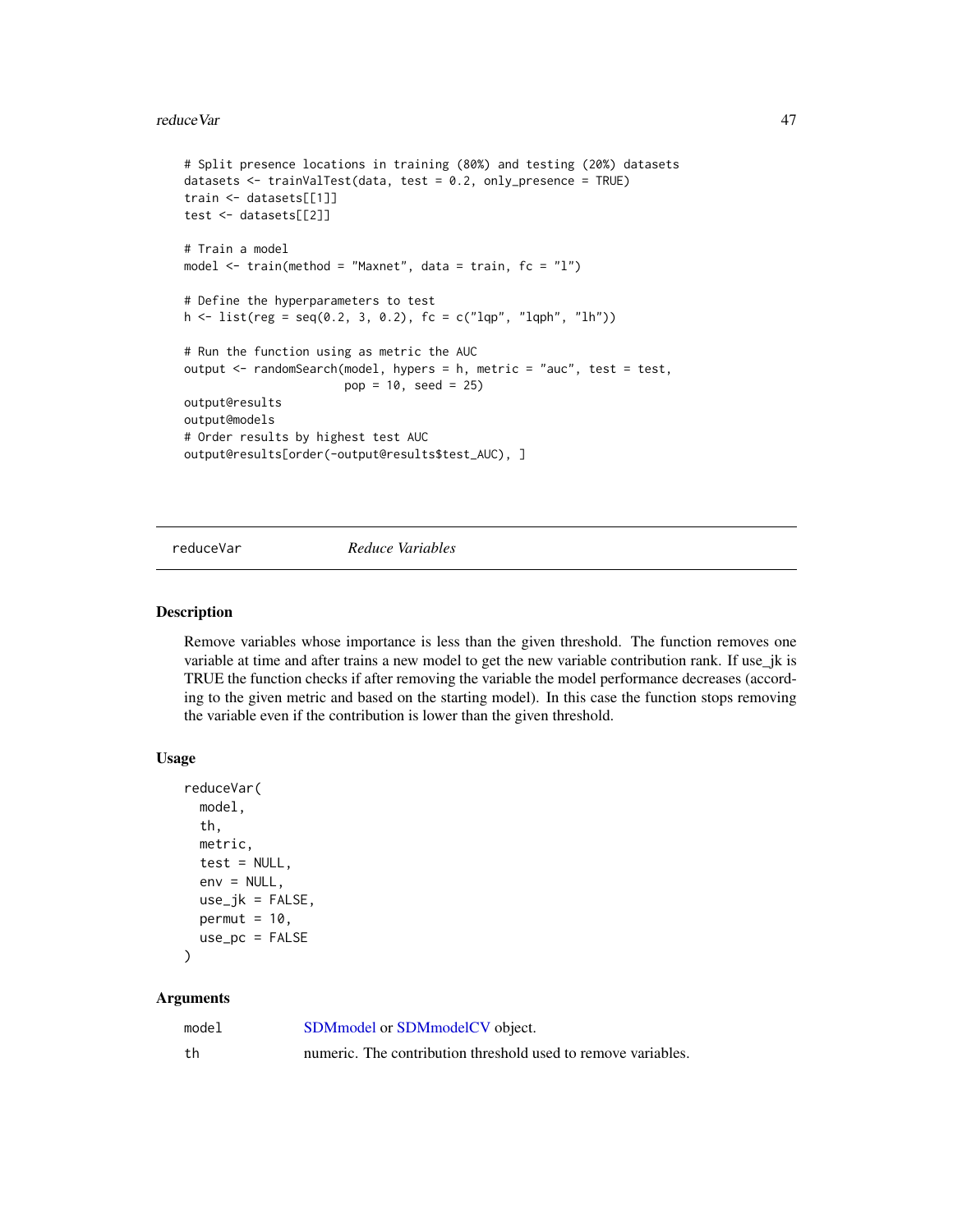```
# Split presence locations in training (80%) and testing (20%) datasets
datasets <- trainValTest(data, test = 0.2, only_presence = TRUE)
train <- datasets[[1]]
test <- datasets[[2]]

# Train a model
model <- train(method = "Maxnet", data = train, fc = "l")

# Define the hyperparameters to test
h <- list(reg = seq(0.2, 3, 0.2), fc = c("lqp", "lqph", "lh"))

# Run the function using as metric the AUC
output <- randomSearch(model, hypers = h, metric = "auc", test = test,
                       pop = 10, seed = 25)
output@results
output@models
# Order results by highest test AUC
output@results[order(-output@results$test_AUC), ]
```

---

## reduceVar — *Reduce Variables*

### Description

Remove variables whose importance is less than the given threshold. The function removes one variable at time and after trains a new model to get the new variable contribution rank. If use_jk is TRUE the function checks if after removing the variable the model performance decreases (according to the given metric and based on the starting model). In this case the function stops removing the variable even if the contribution is lower than the given threshold.

### Usage

```
reduceVar(
  model,
  th,
  metric,
  test = NULL,
  env = NULL,
  use_jk = FALSE,
  permut = 10,
  use_pc = FALSE
)
```

### Arguments

| | |
|---|---|
| model | SDMmodel or SDMmodelCV object. |
| th | numeric. The contribution threshold used to remove variables. |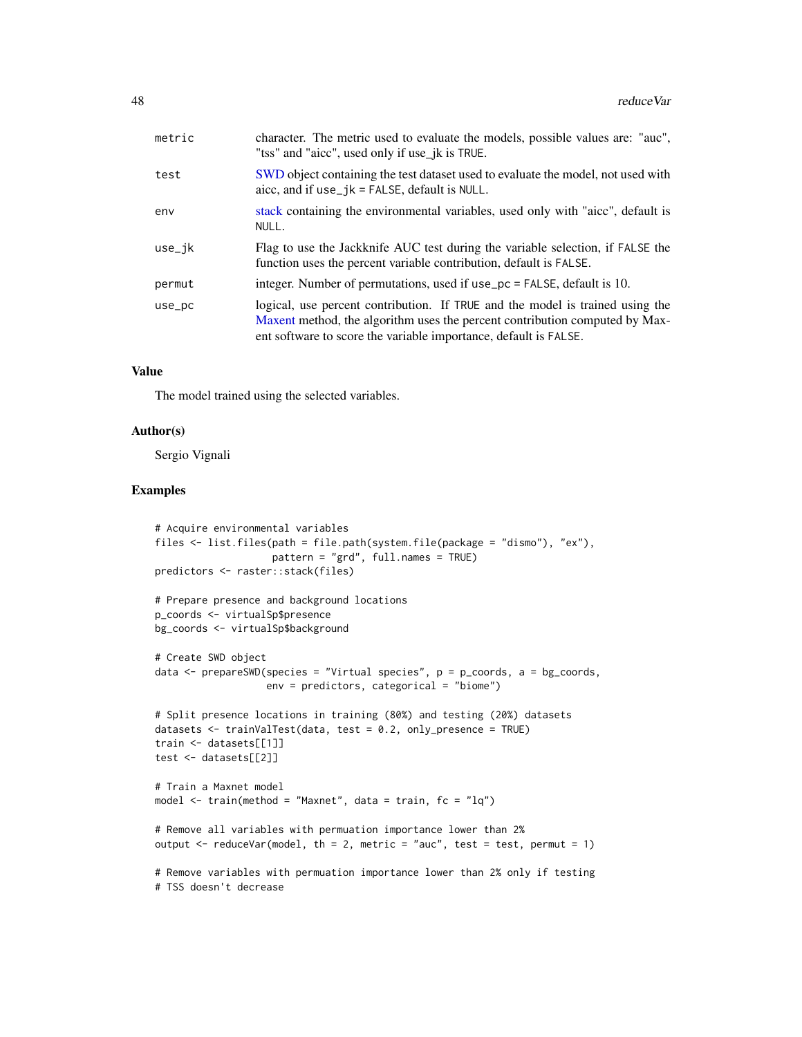| | |
|---|---|
| metric | character. The metric used to evaluate the models, possible values are: "auc", "tss" and "aicc", used only if use_jk is TRUE. |
| test | SWD object containing the test dataset used to evaluate the model, not used with aicc, and if use_jk = FALSE, default is NULL. |
| env | stack containing the environmental variables, used only with "aicc", default is NULL. |
| use_jk | Flag to use the Jackknife AUC test during the variable selection, if FALSE the function uses the percent variable contribution, default is FALSE. |
| permut | integer. Number of permutations, used if use_pc = FALSE, default is 10. |
| use_pc | logical, use percent contribution. If TRUE and the model is trained using the Maxent method, the algorithm uses the percent contribution computed by Maxent software to score the variable importance, default is FALSE. |

## Value

The model trained using the selected variables.

## Author(s)

Sergio Vignali

## Examples

```
# Acquire environmental variables
files <- list.files(path = file.path(system.file(package = "dismo"), "ex"),
                    pattern = "grd", full.names = TRUE)
predictors <- raster::stack(files)

# Prepare presence and background locations
p_coords <- virtualSp$presence
bg_coords <- virtualSp$background

# Create SWD object
data <- prepareSWD(species = "Virtual species", p = p_coords, a = bg_coords,
                   env = predictors, categorical = "biome")

# Split presence locations in training (80%) and testing (20%) datasets
datasets <- trainValTest(data, test = 0.2, only_presence = TRUE)
train <- datasets[[1]]
test <- datasets[[2]]

# Train a Maxnet model
model <- train(method = "Maxnet", data = train, fc = "lq")

# Remove all variables with permuation importance lower than 2%
output <- reduceVar(model, th = 2, metric = "auc", test = test, permut = 1)

# Remove variables with permuation importance lower than 2% only if testing
# TSS doesn't decrease
```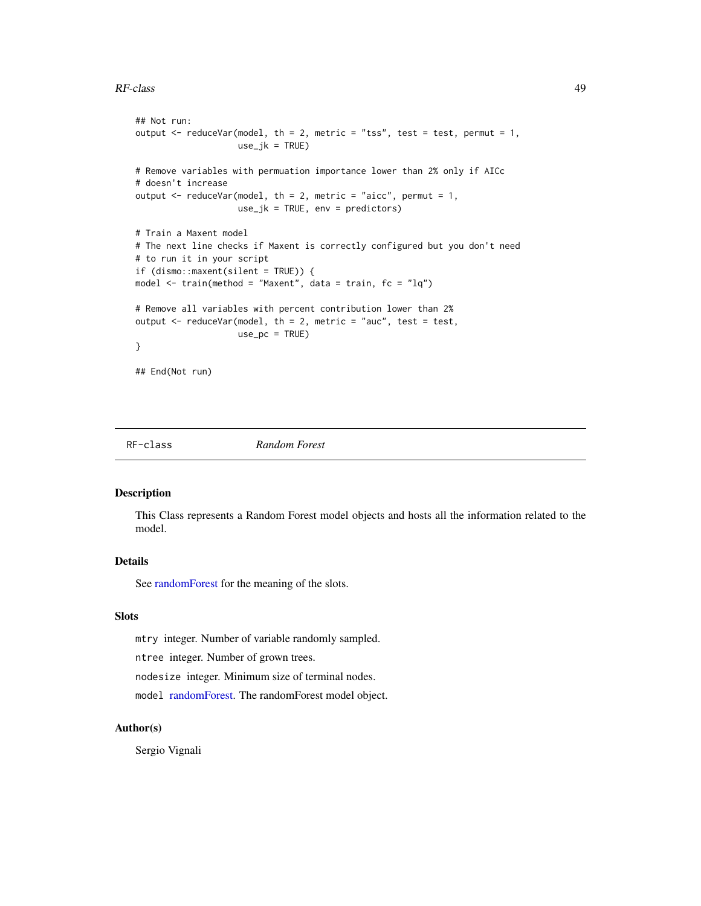```
## Not run:
output <- reduceVar(model, th = 2, metric = "tss", test = test, permut = 1,
                    use_jk = TRUE)

# Remove variables with permuation importance lower than 2% only if AICc
# doesn't increase
output <- reduceVar(model, th = 2, metric = "aicc", permut = 1,
                    use_jk = TRUE, env = predictors)

# Train a Maxent model
# The next line checks if Maxent is correctly configured but you don't need
# to run it in your script
if (dismo::maxent(silent = TRUE)) {
model <- train(method = "Maxent", data = train, fc = "lq")

# Remove all variables with percent contribution lower than 2%
output <- reduceVar(model, th = 2, metric = "auc", test = test,
                    use_pc = TRUE)
}

## End(Not run)
```

---

`RF-class` *Random Forest*

---

### Description

This Class represents a Random Forest model objects and hosts all the information related to the model.

### Details

See randomForest for the meaning of the slots.

### Slots

`mtry` integer. Number of variable randomly sampled.

`ntree` integer. Number of grown trees.

`nodesize` integer. Minimum size of terminal nodes.

`model` randomForest. The randomForest model object.

### Author(s)

Sergio Vignali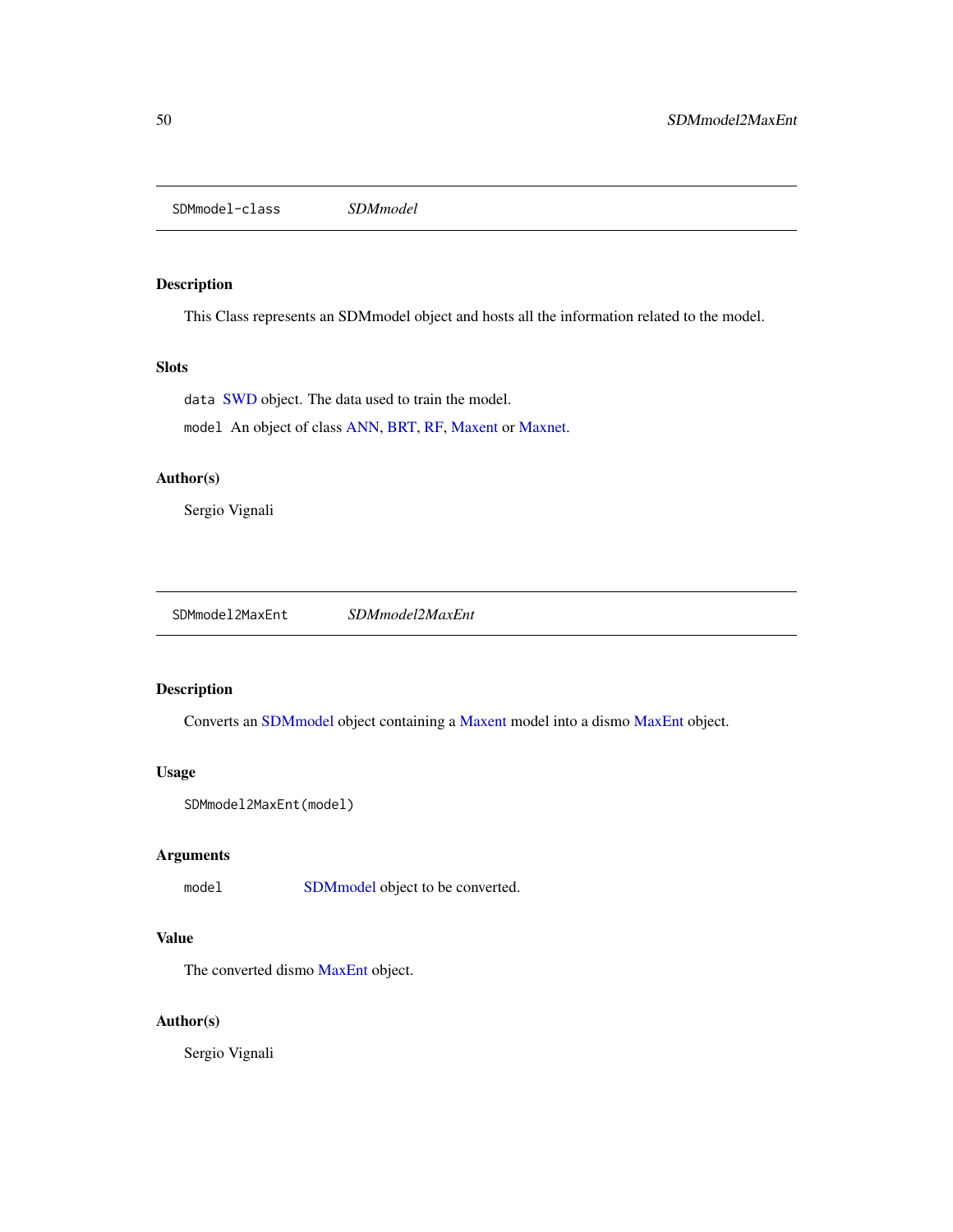## SDMmodel-class *SDMmodel*

### Description

This Class represents an SDMmodel object and hosts all the information related to the model.

### Slots

`data` SWD object. The data used to train the model.

`model` An object of class ANN, BRT, RF, Maxent or Maxnet.

### Author(s)

Sergio Vignali

## SDMmodel2MaxEnt *SDMmodel2MaxEnt*

### Description

Converts an SDMmodel object containing a Maxent model into a dismo MaxEnt object.

### Usage

```
SDMmodel2MaxEnt(model)
```

### Arguments

`model` SDMmodel object to be converted.

### Value

The converted dismo MaxEnt object.

### Author(s)

Sergio Vignali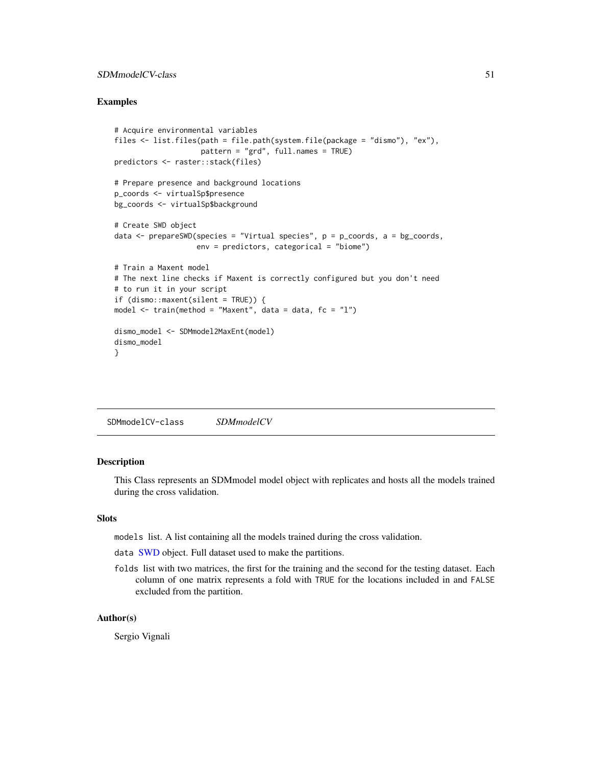## Examples

```
# Acquire environmental variables
files <- list.files(path = file.path(system.file(package = "dismo"), "ex"),
                    pattern = "grd", full.names = TRUE)
predictors <- raster::stack(files)

# Prepare presence and background locations
p_coords <- virtualSp$presence
bg_coords <- virtualSp$background

# Create SWD object
data <- prepareSWD(species = "Virtual species", p = p_coords, a = bg_coords,
                   env = predictors, categorical = "biome")

# Train a Maxent model
# The next line checks if Maxent is correctly configured but you don't need
# to run it in your script
if (dismo::maxent(silent = TRUE)) {
model <- train(method = "Maxent", data = data, fc = "l")

dismo_model <- SDMmodel2MaxEnt(model)
dismo_model
}
```

---

# SDMmodelCV-class    *SDMmodelCV*

---

## Description

This Class represents an SDMmodel model object with replicates and hosts all the models trained during the cross validation.

## Slots

`models` list. A list containing all the models trained during the cross validation.

`data` SWD object. Full dataset used to make the partitions.

`folds` list with two matrices, the first for the training and the second for the testing dataset. Each column of one matrix represents a fold with `TRUE` for the locations included in and `FALSE` excluded from the partition.

## Author(s)

Sergio Vignali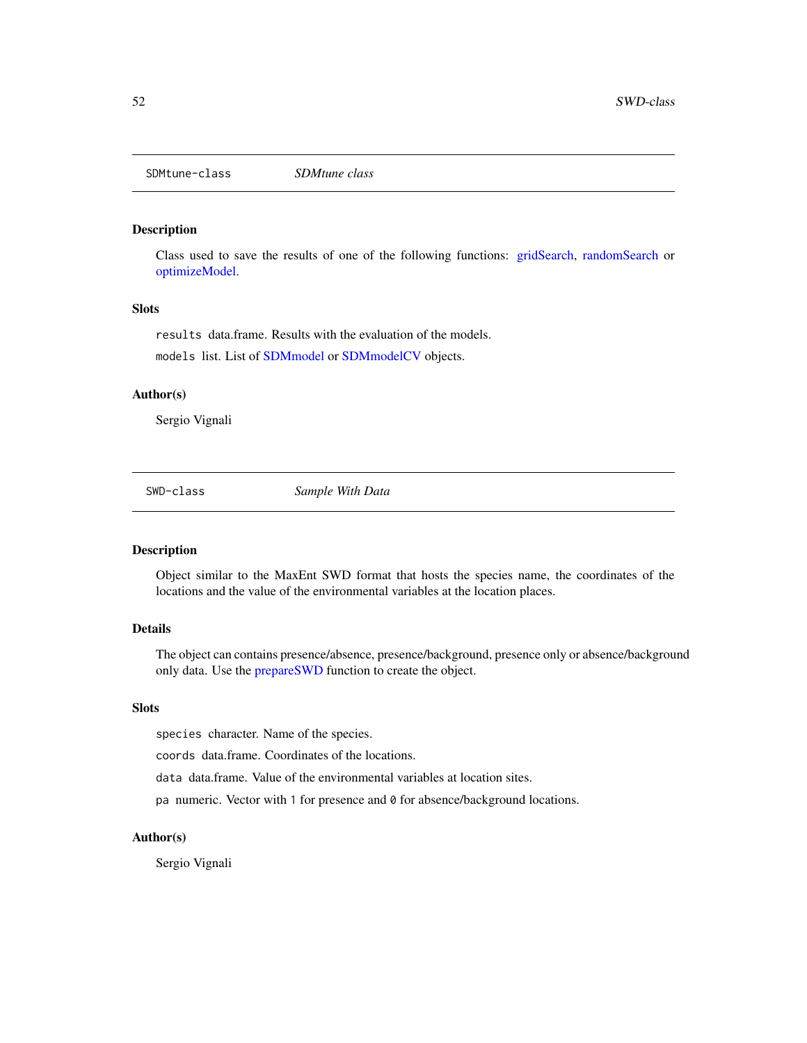## SDMtune-class — *SDMtune class*

### Description

Class used to save the results of one of the following functions: gridSearch, randomSearch or optimizeModel.

### Slots

`results` data.frame. Results with the evaluation of the models.

`models` list. List of SDMmodel or SDMmodelCV objects.

### Author(s)

Sergio Vignali

## SWD-class — *Sample With Data*

### Description

Object similar to the MaxEnt SWD format that hosts the species name, the coordinates of the locations and the value of the environmental variables at the location places.

### Details

The object can contains presence/absence, presence/background, presence only or absence/background only data. Use the prepareSWD function to create the object.

### Slots

`species` character. Name of the species.

`coords` data.frame. Coordinates of the locations.

`data` data.frame. Value of the environmental variables at location sites.

`pa` numeric. Vector with `1` for presence and `0` for absence/background locations.

### Author(s)

Sergio Vignali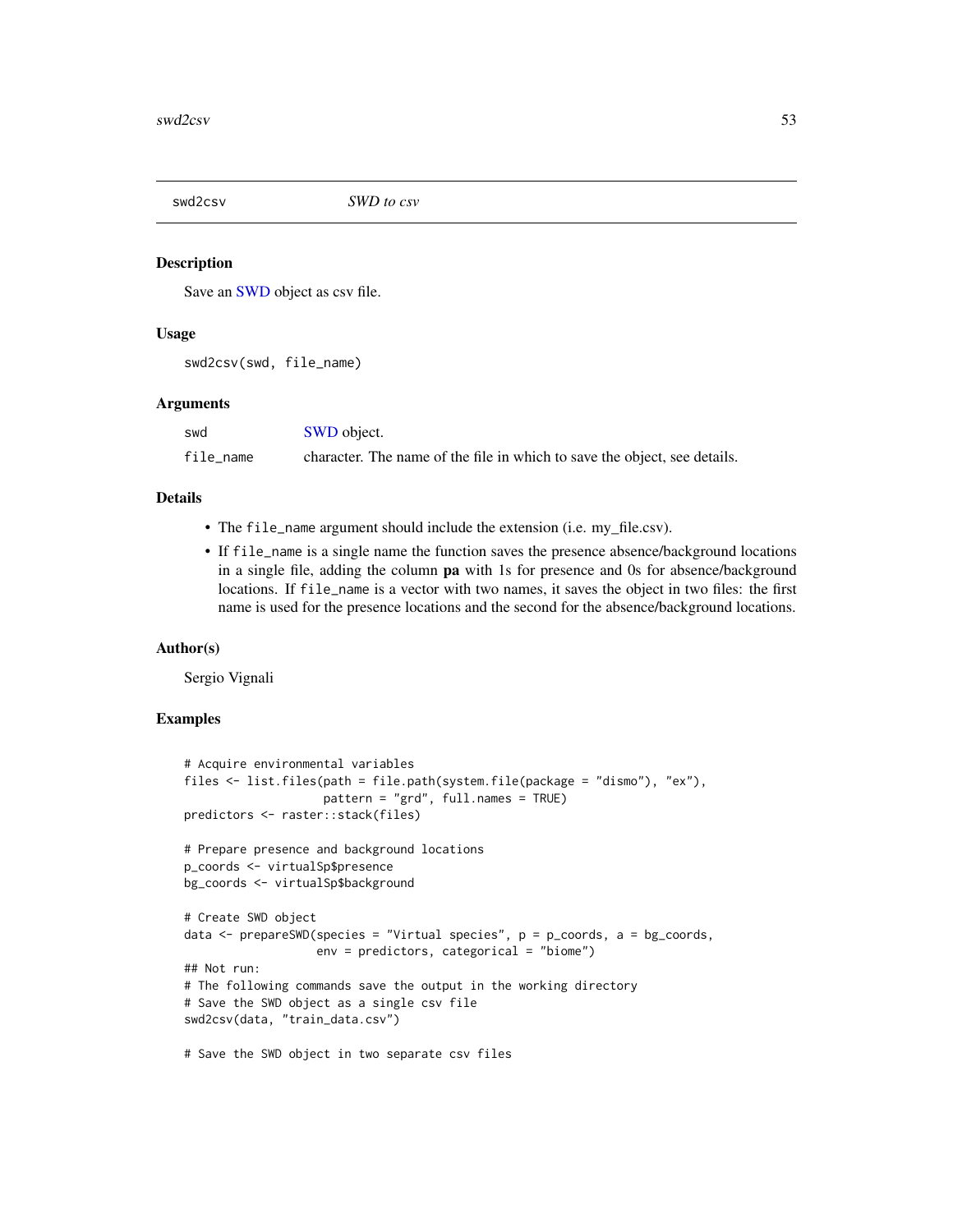swd2csv *SWD to csv*

## Description

Save an SWD object as csv file.

## Usage

```
swd2csv(swd, file_name)
```

## Arguments

| | |
|---|---|
| swd | SWD object. |
| file_name | character. The name of the file in which to save the object, see details. |

## Details

- The `file_name` argument should include the extension (i.e. my_file.csv).
- If `file_name` is a single name the function saves the presence absence/background locations in a single file, adding the column **pa** with 1s for presence and 0s for absence/background locations. If `file_name` is a vector with two names, it saves the object in two files: the first name is used for the presence locations and the second for the absence/background locations.

## Author(s)

Sergio Vignali

## Examples

```
# Acquire environmental variables
files <- list.files(path = file.path(system.file(package = "dismo"), "ex"),
                    pattern = "grd", full.names = TRUE)
predictors <- raster::stack(files)

# Prepare presence and background locations
p_coords <- virtualSp$presence
bg_coords <- virtualSp$background

# Create SWD object
data <- prepareSWD(species = "Virtual species", p = p_coords, a = bg_coords,
                   env = predictors, categorical = "biome")
## Not run:
# The following commands save the output in the working directory
# Save the SWD object as a single csv file
swd2csv(data, "train_data.csv")

# Save the SWD object in two separate csv files
```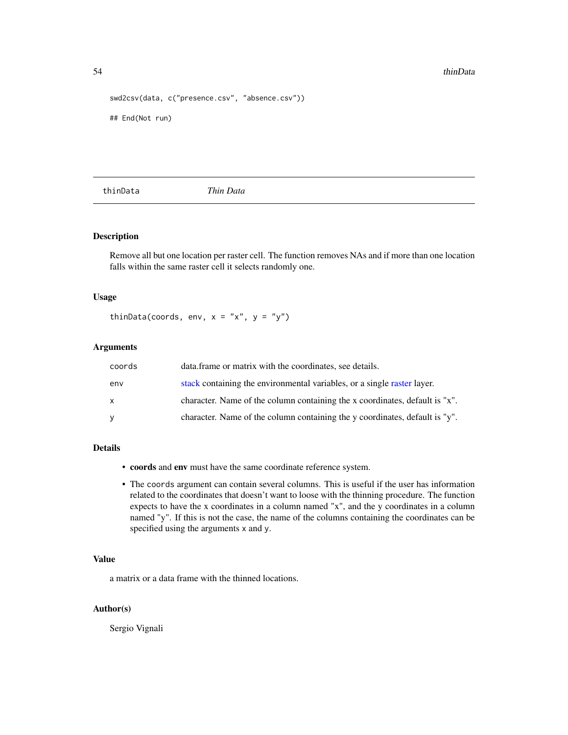```
swd2csv(data, c("presence.csv", "absence.csv"))

## End(Not run)
```

## thinData *Thin Data*

### Description

Remove all but one location per raster cell. The function removes NAs and if more than one location falls within the same raster cell it selects randomly one.

### Usage

```
thinData(coords, env, x = "x", y = "y")
```

### Arguments

| | |
|---|---|
| coords | data.frame or matrix with the coordinates, see details. |
| env | stack containing the environmental variables, or a single raster layer. |
| x | character. Name of the column containing the x coordinates, default is "x". |
| y | character. Name of the column containing the y coordinates, default is "y". |

### Details

- **coords** and **env** must have the same coordinate reference system.
- The `coords` argument can contain several columns. This is useful if the user has information related to the coordinates that doesn't want to loose with the thinning procedure. The function expects to have the x coordinates in a column named "x", and the y coordinates in a column named "y". If this is not the case, the name of the columns containing the coordinates can be specified using the arguments `x` and `y`.

### Value

a matrix or a data frame with the thinned locations.

### Author(s)

Sergio Vignali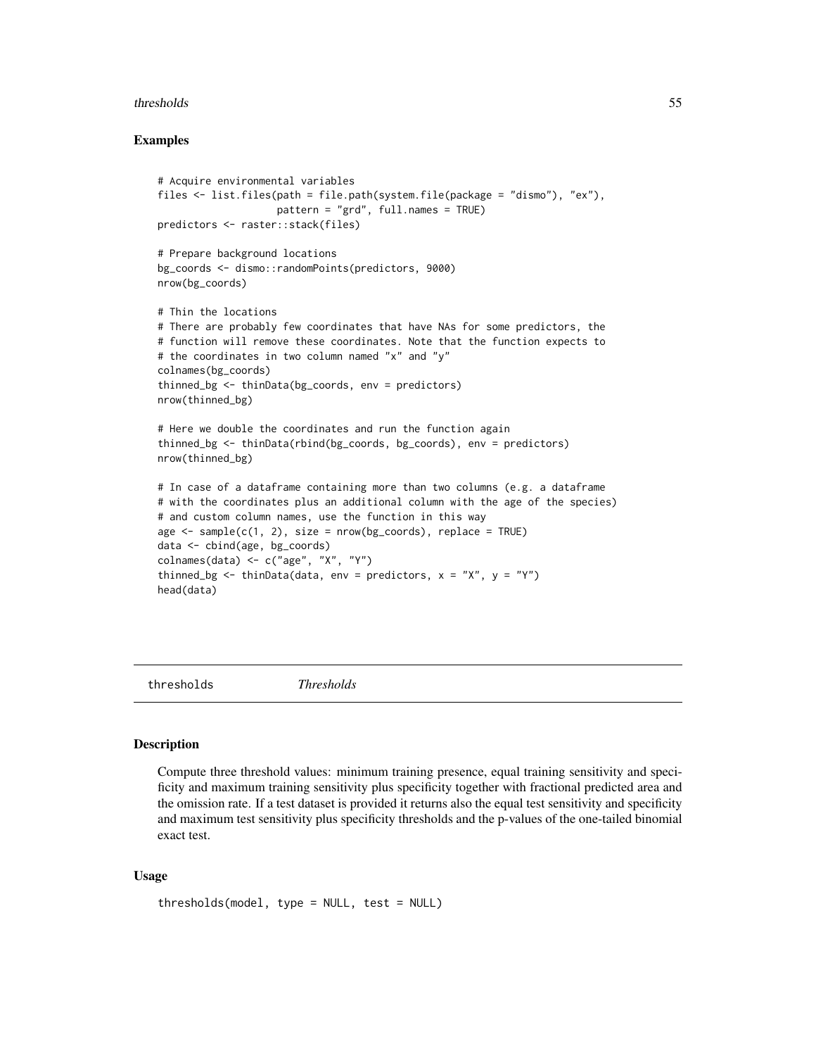## Examples

```
# Acquire environmental variables
files <- list.files(path = file.path(system.file(package = "dismo"), "ex"),
                    pattern = "grd", full.names = TRUE)
predictors <- raster::stack(files)

# Prepare background locations
bg_coords <- dismo::randomPoints(predictors, 9000)
nrow(bg_coords)

# Thin the locations
# There are probably few coordinates that have NAs for some predictors, the
# function will remove these coordinates. Note that the function expects to
# the coordinates in two column named "x" and "y"
colnames(bg_coords)
thinned_bg <- thinData(bg_coords, env = predictors)
nrow(thinned_bg)

# Here we double the coordinates and run the function again
thinned_bg <- thinData(rbind(bg_coords, bg_coords), env = predictors)
nrow(thinned_bg)

# In case of a dataframe containing more than two columns (e.g. a dataframe
# with the coordinates plus an additional column with the age of the species)
# and custom column names, use the function in this way
age <- sample(c(1, 2), size = nrow(bg_coords), replace = TRUE)
data <- cbind(age, bg_coords)
colnames(data) <- c("age", "X", "Y")
thinned_bg <- thinData(data, env = predictors, x = "X", y = "Y")
head(data)
```

---

# thresholds *Thresholds*

## Description

Compute three threshold values: minimum training presence, equal training sensitivity and specificity and maximum training sensitivity plus specificity together with fractional predicted area and the omission rate. If a test dataset is provided it returns also the equal test sensitivity and specificity and maximum test sensitivity plus specificity thresholds and the p-values of the one-tailed binomial exact test.

## Usage

```
thresholds(model, type = NULL, test = NULL)
```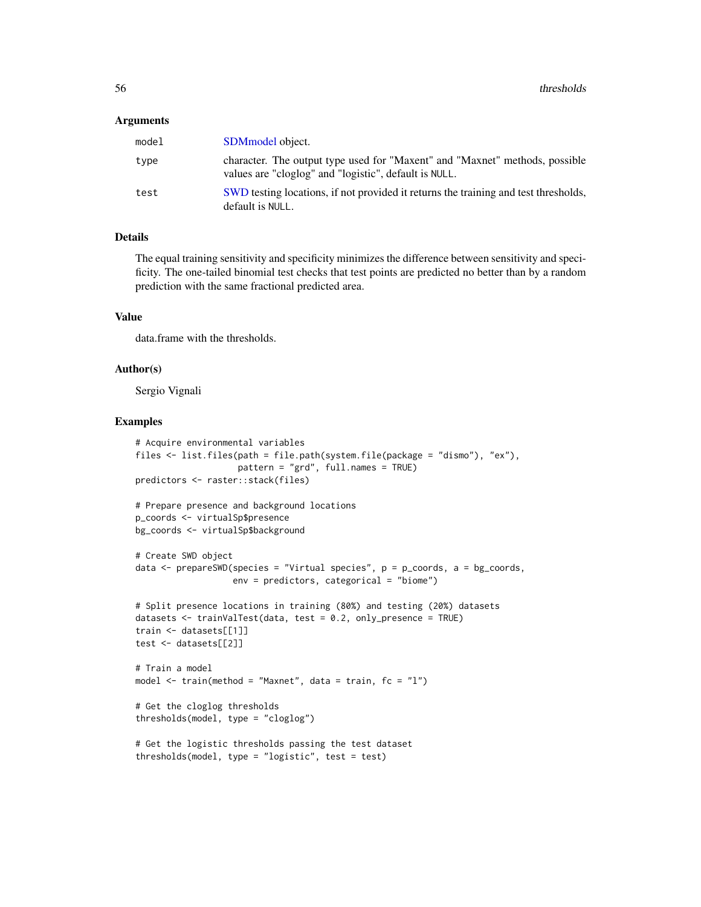## Arguments

| | |
|---|---|
| model | SDMmodel object. |
| type | character. The output type used for "Maxent" and "Maxnet" methods, possible values are "cloglog" and "logistic", default is NULL. |
| test | SWD testing locations, if not provided it returns the training and test thresholds, default is NULL. |

## Details

The equal training sensitivity and specificity minimizes the difference between sensitivity and specificity. The one-tailed binomial test checks that test points are predicted no better than by a random prediction with the same fractional predicted area.

## Value

data.frame with the thresholds.

## Author(s)

Sergio Vignali

## Examples

```
# Acquire environmental variables
files <- list.files(path = file.path(system.file(package = "dismo"), "ex"),
                    pattern = "grd", full.names = TRUE)
predictors <- raster::stack(files)

# Prepare presence and background locations
p_coords <- virtualSp$presence
bg_coords <- virtualSp$background

# Create SWD object
data <- prepareSWD(species = "Virtual species", p = p_coords, a = bg_coords,
                   env = predictors, categorical = "biome")

# Split presence locations in training (80%) and testing (20%) datasets
datasets <- trainValTest(data, test = 0.2, only_presence = TRUE)
train <- datasets[[1]]
test <- datasets[[2]]

# Train a model
model <- train(method = "Maxnet", data = train, fc = "l")

# Get the cloglog thresholds
thresholds(model, type = "cloglog")

# Get the logistic thresholds passing the test dataset
thresholds(model, type = "logistic", test = test)
```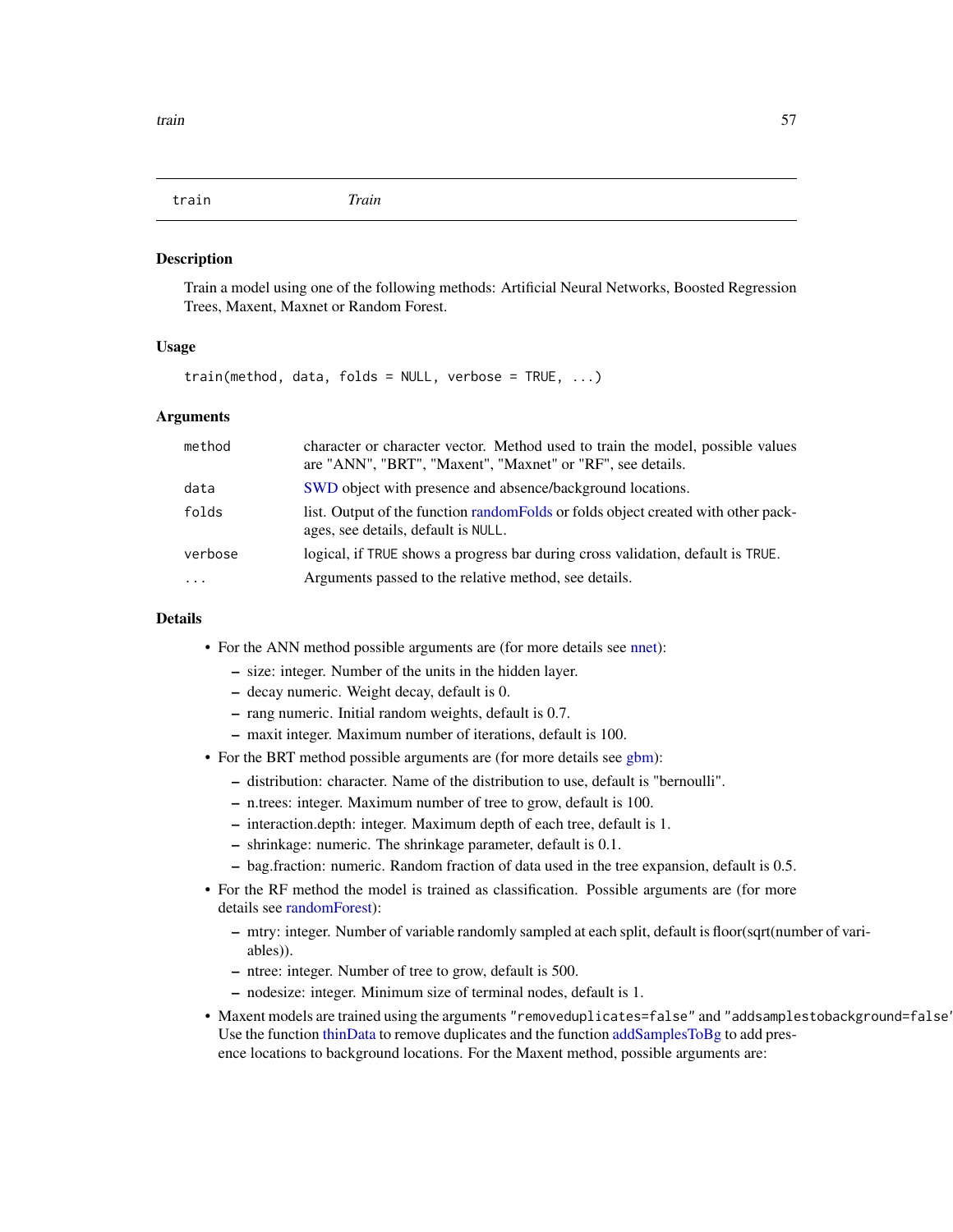## train *Train*

### Description

Train a model using one of the following methods: Artificial Neural Networks, Boosted Regression Trees, Maxent, Maxnet or Random Forest.

### Usage

```
train(method, data, folds = NULL, verbose = TRUE, ...)
```

### Arguments

| | |
|---|---|
| `method` | character or character vector. Method used to train the model, possible values are "ANN", "BRT", "Maxent", "Maxnet" or "RF", see details. |
| `data` | SWD object with presence and absence/background locations. |
| `folds` | list. Output of the function randomFolds or folds object created with other packages, see details, default is `NULL`. |
| `verbose` | logical, if `TRUE` shows a progress bar during cross validation, default is `TRUE`. |
| `...` | Arguments passed to the relative method, see details. |

### Details

- For the ANN method possible arguments are (for more details see nnet):
  - size: integer. Number of the units in the hidden layer.
  - decay numeric. Weight decay, default is 0.
  - rang numeric. Initial random weights, default is 0.7.
  - maxit integer. Maximum number of iterations, default is 100.
- For the BRT method possible arguments are (for more details see gbm):
  - distribution: character. Name of the distribution to use, default is "bernoulli".
  - n.trees: integer. Maximum number of tree to grow, default is 100.
  - interaction.depth: integer. Maximum depth of each tree, default is 1.
  - shrinkage: numeric. The shrinkage parameter, default is 0.1.
  - bag.fraction: numeric. Random fraction of data used in the tree expansion, default is 0.5.
- For the RF method the model is trained as classification. Possible arguments are (for more details see randomForest):
  - mtry: integer. Number of variable randomly sampled at each split, default is floor(sqrt(number of variables)).
  - ntree: integer. Number of tree to grow, default is 500.
  - nodesize: integer. Minimum size of terminal nodes, default is 1.
- Maxent models are trained using the arguments `"removeduplicates=false"` and `"addsamplestobackground=false"`. Use the function thinData to remove duplicates and the function addSamplesToBg to add presence locations to background locations. For the Maxent method, possible arguments are: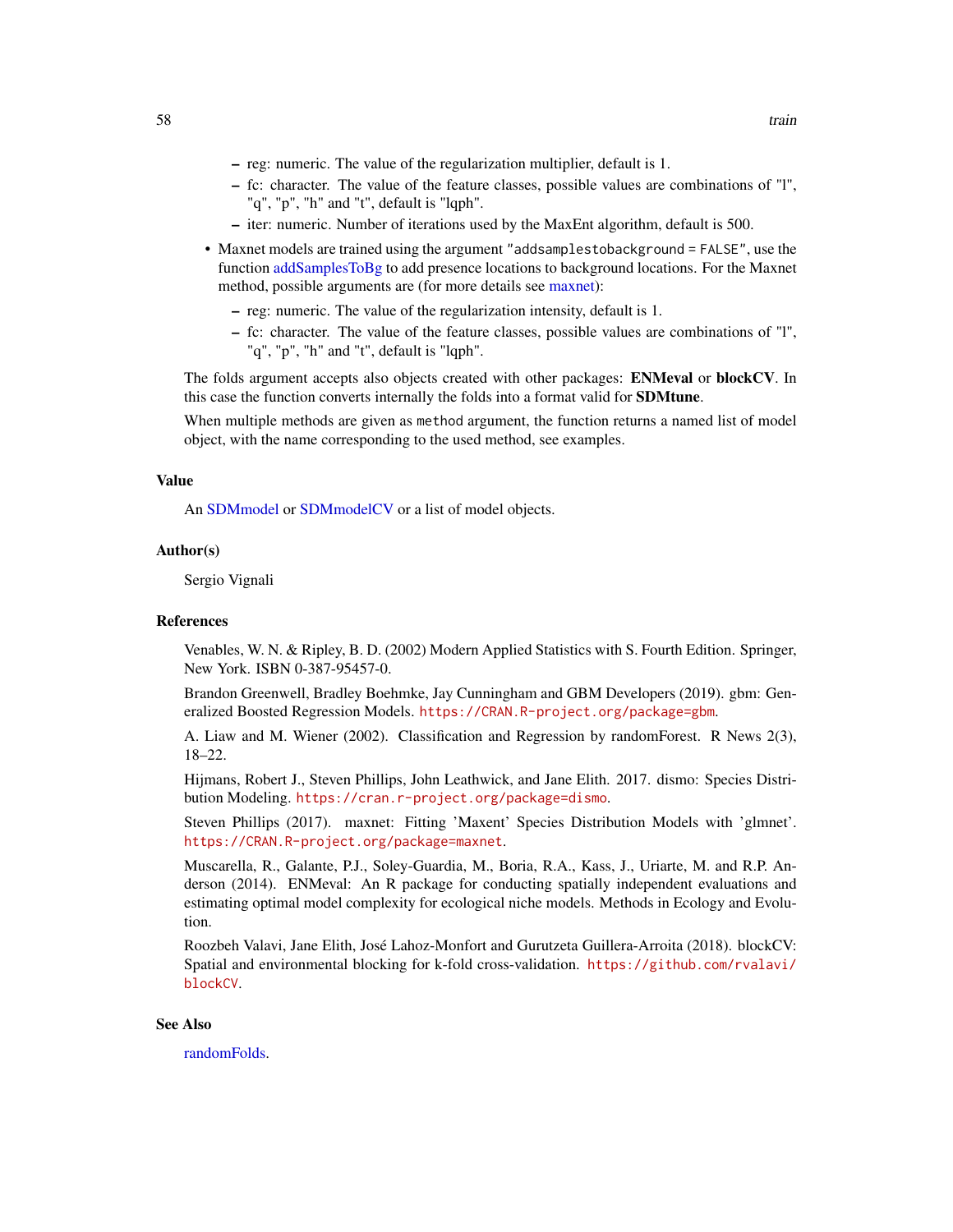- reg: numeric. The value of the regularization multiplier, default is 1.
  - fc: character. The value of the feature classes, possible values are combinations of "l", "q", "p", "h" and "t", default is "lqph".
  - iter: numeric. Number of iterations used by the MaxEnt algorithm, default is 500.
- Maxnet models are trained using the argument `"addsamplestobackground = FALSE"`, use the function addSamplesToBg to add presence locations to background locations. For the Maxnet method, possible arguments are (for more details see maxnet):
  - reg: numeric. The value of the regularization intensity, default is 1.
  - fc: character. The value of the feature classes, possible values are combinations of "l", "q", "p", "h" and "t", default is "lqph".

The folds argument accepts also objects created with other packages: **ENMeval** or **blockCV**. In this case the function converts internally the folds into a format valid for **SDMtune**.

When multiple methods are given as `method` argument, the function returns a named list of model object, with the name corresponding to the used method, see examples.

## Value

An SDMmodel or SDMmodelCV or a list of model objects.

## Author(s)

Sergio Vignali

## References

Venables, W. N. & Ripley, B. D. (2002) Modern Applied Statistics with S. Fourth Edition. Springer, New York. ISBN 0-387-95457-0.

Brandon Greenwell, Bradley Boehmke, Jay Cunningham and GBM Developers (2019). gbm: Generalized Boosted Regression Models. `https://CRAN.R-project.org/package=gbm`.

A. Liaw and M. Wiener (2002). Classification and Regression by randomForest. R News 2(3), 18–22.

Hijmans, Robert J., Steven Phillips, John Leathwick, and Jane Elith. 2017. dismo: Species Distribution Modeling. `https://cran.r-project.org/package=dismo`.

Steven Phillips (2017). maxnet: Fitting 'Maxent' Species Distribution Models with 'glmnet'. `https://CRAN.R-project.org/package=maxnet`.

Muscarella, R., Galante, P.J., Soley-Guardia, M., Boria, R.A., Kass, J., Uriarte, M. and R.P. Anderson (2014). ENMeval: An R package for conducting spatially independent evaluations and estimating optimal model complexity for ecological niche models. Methods in Ecology and Evolution.

Roozbeh Valavi, Jane Elith, José Lahoz-Monfort and Gurutzeta Guillera-Arroita (2018). blockCV: Spatial and environmental blocking for k-fold cross-validation. `https://github.com/rvalavi/blockCV`.

## See Also

randomFolds.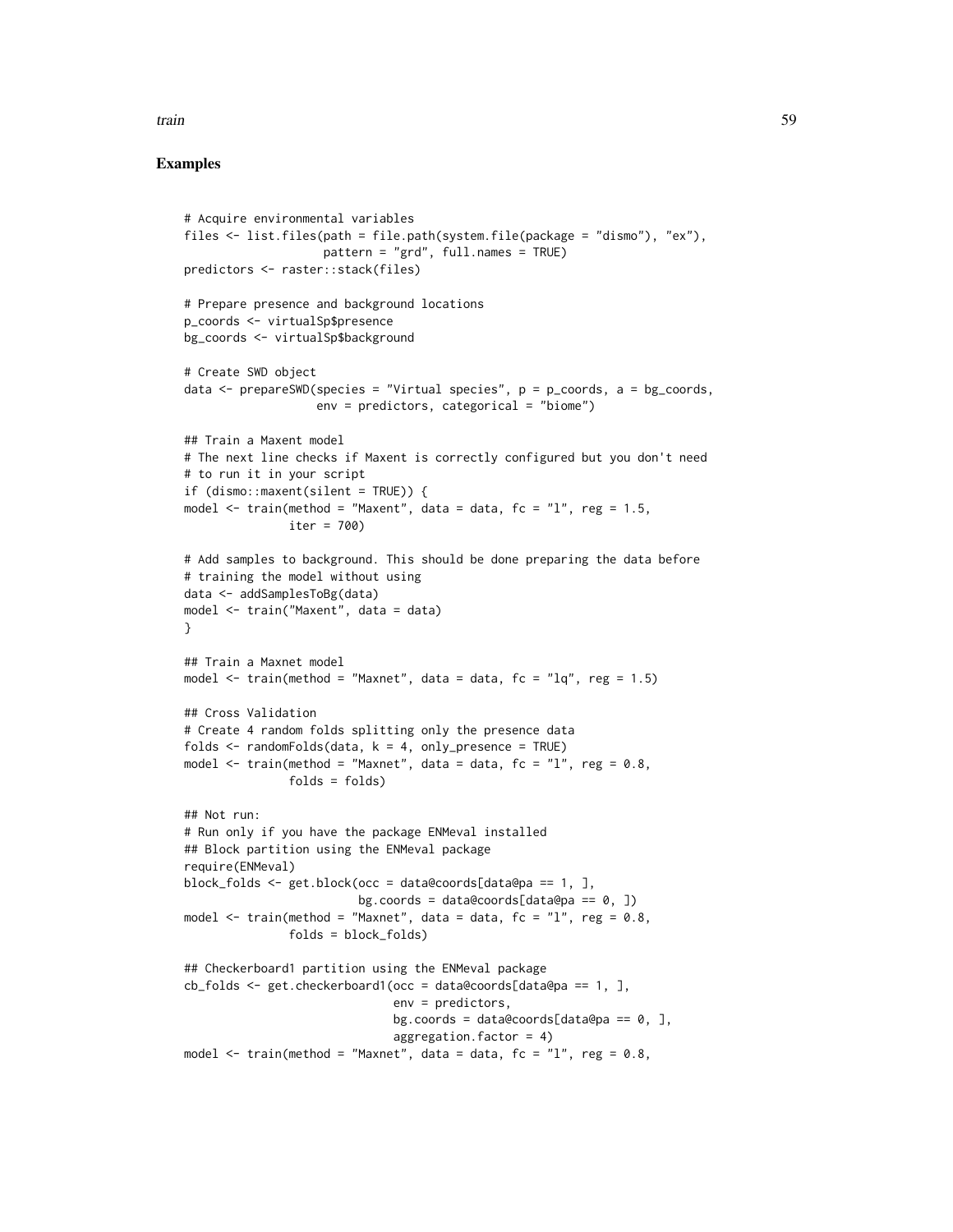## Examples

```
# Acquire environmental variables
files <- list.files(path = file.path(system.file(package = "dismo"), "ex"),
                    pattern = "grd", full.names = TRUE)
predictors <- raster::stack(files)

# Prepare presence and background locations
p_coords <- virtualSp$presence
bg_coords <- virtualSp$background

# Create SWD object
data <- prepareSWD(species = "Virtual species", p = p_coords, a = bg_coords,
                   env = predictors, categorical = "biome")

## Train a Maxent model
# The next line checks if Maxent is correctly configured but you don't need
# to run it in your script
if (dismo::maxent(silent = TRUE)) {
model <- train(method = "Maxent", data = data, fc = "l", reg = 1.5,
               iter = 700)

# Add samples to background. This should be done preparing the data before
# training the model without using
data <- addSamplesToBg(data)
model <- train("Maxent", data = data)
}

## Train a Maxnet model
model <- train(method = "Maxnet", data = data, fc = "lq", reg = 1.5)

## Cross Validation
# Create 4 random folds splitting only the presence data
folds <- randomFolds(data, k = 4, only_presence = TRUE)
model <- train(method = "Maxnet", data = data, fc = "l", reg = 0.8,
               folds = folds)

## Not run:
# Run only if you have the package ENMeval installed
## Block partition using the ENMeval package
require(ENMeval)
block_folds <- get.block(occ = data@coords[data@pa == 1, ],
                         bg.coords = data@coords[data@pa == 0, ])
model <- train(method = "Maxnet", data = data, fc = "l", reg = 0.8,
               folds = block_folds)

## Checkerboard1 partition using the ENMeval package
cb_folds <- get.checkerboard1(occ = data@coords[data@pa == 1, ],
                              env = predictors,
                              bg.coords = data@coords[data@pa == 0, ],
                              aggregation.factor = 4)
model <- train(method = "Maxnet", data = data, fc = "l", reg = 0.8,
```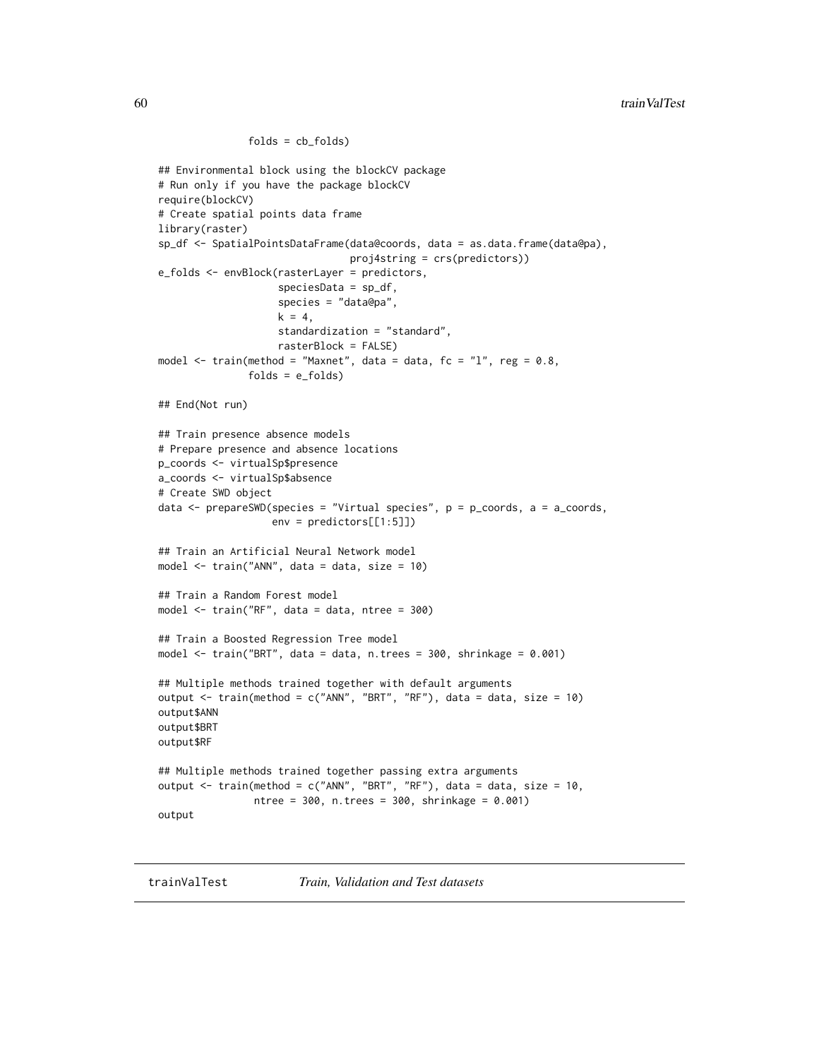```
              folds = cb_folds)

## Environmental block using the blockCV package
# Run only if you have the package blockCV
require(blockCV)
# Create spatial points data frame
library(raster)
sp_df <- SpatialPointsDataFrame(data@coords, data = as.data.frame(data@pa),
                                proj4string = crs(predictors))
e_folds <- envBlock(rasterLayer = predictors,
                    speciesData = sp_df,
                    species = "data@pa",
                    k = 4,
                    standardization = "standard",
                    rasterBlock = FALSE)
model <- train(method = "Maxnet", data = data, fc = "l", reg = 0.8,
              folds = e_folds)

## End(Not run)

## Train presence absence models
# Prepare presence and absence locations
p_coords <- virtualSp$presence
a_coords <- virtualSp$absence
# Create SWD object
data <- prepareSWD(species = "Virtual species", p = p_coords, a = a_coords,
                   env = predictors[[1:5]])

## Train an Artificial Neural Network model
model <- train("ANN", data = data, size = 10)

## Train a Random Forest model
model <- train("RF", data = data, ntree = 300)

## Train a Boosted Regression Tree model
model <- train("BRT", data = data, n.trees = 300, shrinkage = 0.001)

## Multiple methods trained together with default arguments
output <- train(method = c("ANN", "BRT", "RF"), data = data, size = 10)
output$ANN
output$BRT
output$RF

## Multiple methods trained together passing extra arguments
output <- train(method = c("ANN", "BRT", "RF"), data = data, size = 10,
               ntree = 300, n.trees = 300, shrinkage = 0.001)
output
```

---

## trainValTest *Train, Validation and Test datasets*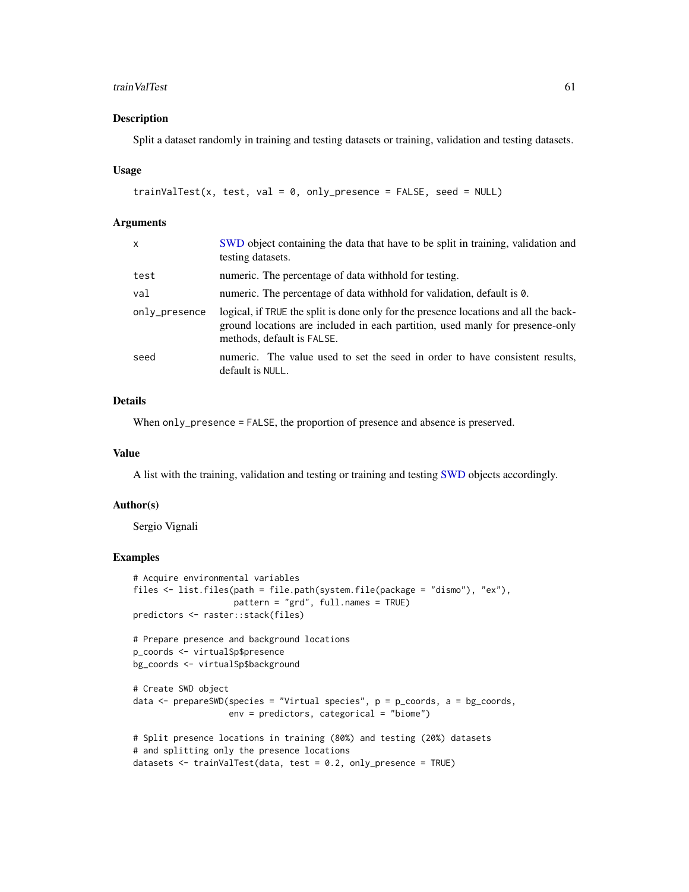## Description

Split a dataset randomly in training and testing datasets or training, validation and testing datasets.

## Usage

```
trainValTest(x, test, val = 0, only_presence = FALSE, seed = NULL)
```

## Arguments

| | |
|---|---|
| x | SWD object containing the data that have to be split in training, validation and testing datasets. |
| test | numeric. The percentage of data withhold for testing. |
| val | numeric. The percentage of data withhold for validation, default is 0. |
| only_presence | logical, if TRUE the split is done only for the presence locations and all the background locations are included in each partition, used manly for presence-only methods, default is FALSE. |
| seed | numeric. The value used to set the seed in order to have consistent results, default is NULL. |

## Details

When only_presence = FALSE, the proportion of presence and absence is preserved.

## Value

A list with the training, validation and testing or training and testing SWD objects accordingly.

## Author(s)

Sergio Vignali

## Examples

```
# Acquire environmental variables
files <- list.files(path = file.path(system.file(package = "dismo"), "ex"),
                    pattern = "grd", full.names = TRUE)
predictors <- raster::stack(files)

# Prepare presence and background locations
p_coords <- virtualSp$presence
bg_coords <- virtualSp$background

# Create SWD object
data <- prepareSWD(species = "Virtual species", p = p_coords, a = bg_coords,
                   env = predictors, categorical = "biome")

# Split presence locations in training (80%) and testing (20%) datasets
# and splitting only the presence locations
datasets <- trainValTest(data, test = 0.2, only_presence = TRUE)
```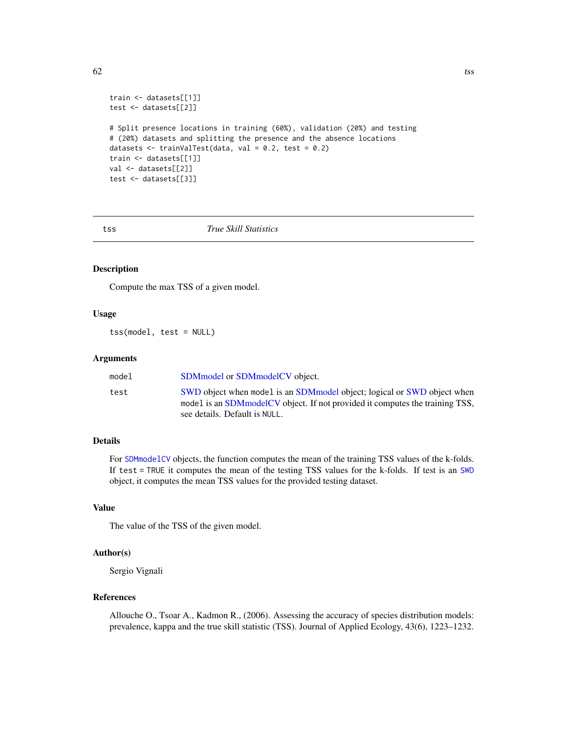```
train <- datasets[[1]]
test <- datasets[[2]]

# Split presence locations in training (60%), validation (20%) and testing
# (20%) datasets and splitting the presence and the absence locations
datasets <- trainValTest(data, val = 0.2, test = 0.2)
train <- datasets[[1]]
val <- datasets[[2]]
test <- datasets[[3]]
```

---

## tss *True Skill Statistics*

---

### Description

Compute the max TSS of a given model.

### Usage

```
tss(model, test = NULL)
```

### Arguments

| | |
|---|---|
| `model` | SDMmodel or SDMmodelCV object. |
| `test` | SWD object when `model` is an SDMmodel object; logical or SWD object when `model` is an SDMmodelCV object. If not provided it computes the training TSS, see details. Default is `NULL`. |

### Details

For `SDMmodelCV` objects, the function computes the mean of the training TSS values of the k-folds. If `test = TRUE` it computes the mean of the testing TSS values for the k-folds. If test is an `SWD` object, it computes the mean TSS values for the provided testing dataset.

### Value

The value of the TSS of the given model.

### Author(s)

Sergio Vignali

### References

Allouche O., Tsoar A., Kadmon R., (2006). Assessing the accuracy of species distribution models: prevalence, kappa and the true skill statistic (TSS). Journal of Applied Ecology, 43(6), 1223–1232.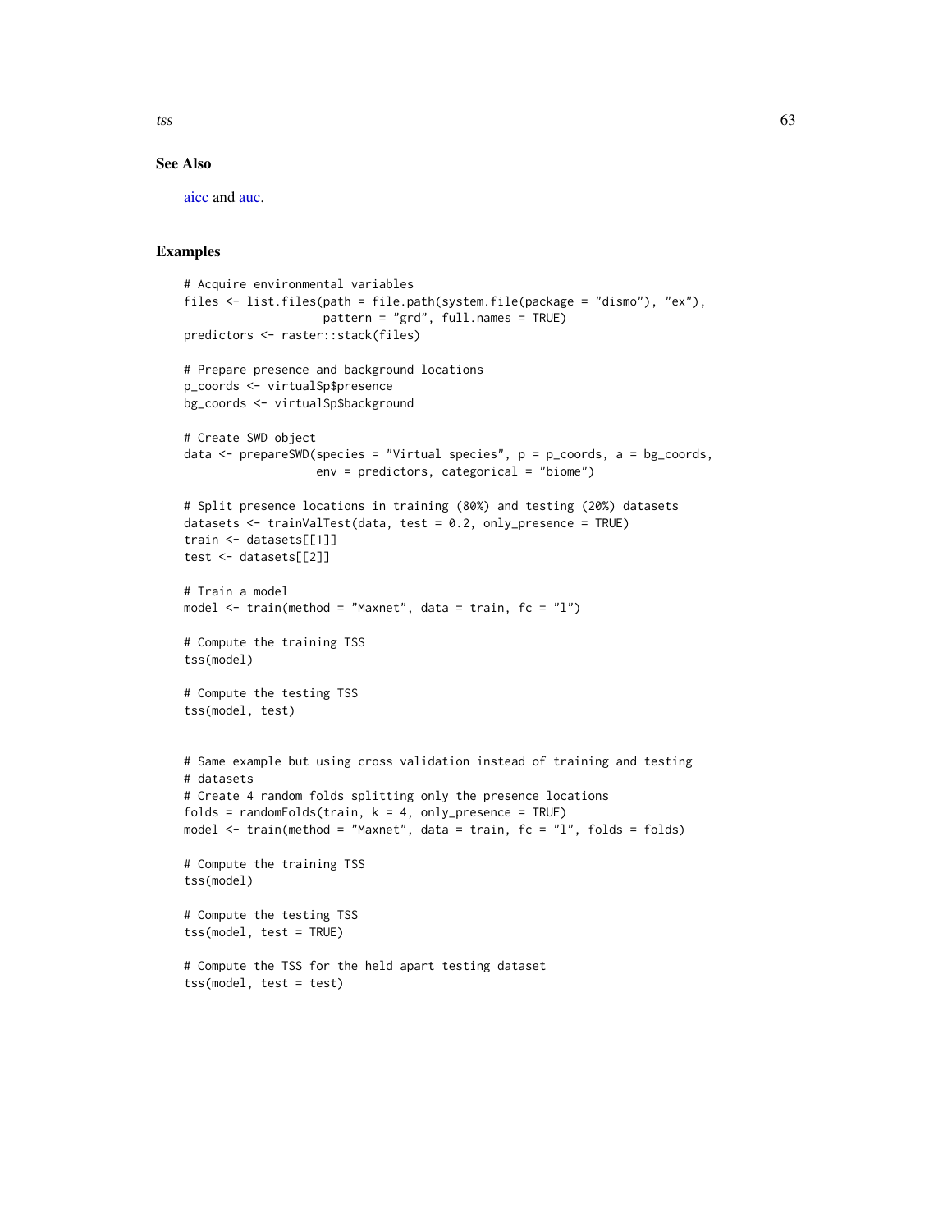## See Also

aicc and auc.

## Examples

```
# Acquire environmental variables
files <- list.files(path = file.path(system.file(package = "dismo"), "ex"),
                    pattern = "grd", full.names = TRUE)
predictors <- raster::stack(files)

# Prepare presence and background locations
p_coords <- virtualSp$presence
bg_coords <- virtualSp$background

# Create SWD object
data <- prepareSWD(species = "Virtual species", p = p_coords, a = bg_coords,
                   env = predictors, categorical = "biome")

# Split presence locations in training (80%) and testing (20%) datasets
datasets <- trainValTest(data, test = 0.2, only_presence = TRUE)
train <- datasets[[1]]
test <- datasets[[2]]

# Train a model
model <- train(method = "Maxnet", data = train, fc = "l")

# Compute the training TSS
tss(model)

# Compute the testing TSS
tss(model, test)


# Same example but using cross validation instead of training and testing
# datasets
# Create 4 random folds splitting only the presence locations
folds = randomFolds(train, k = 4, only_presence = TRUE)
model <- train(method = "Maxnet", data = train, fc = "l", folds = folds)

# Compute the training TSS
tss(model)

# Compute the testing TSS
tss(model, test = TRUE)

# Compute the TSS for the held apart testing dataset
tss(model, test = test)
```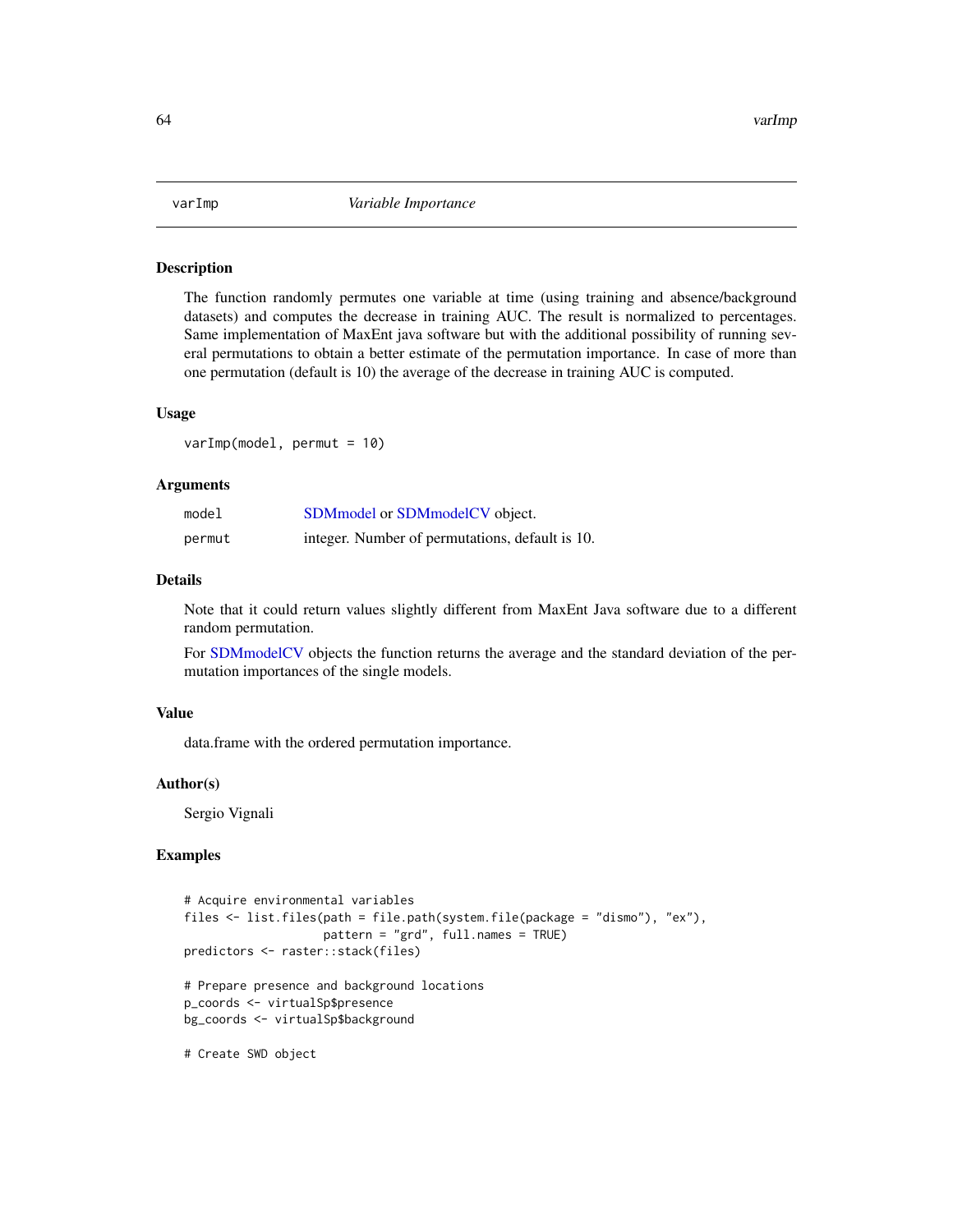## varImp — *Variable Importance*

### Description

The function randomly permutes one variable at time (using training and absence/background datasets) and computes the decrease in training AUC. The result is normalized to percentages. Same implementation of MaxEnt java software but with the additional possibility of running several permutations to obtain a better estimate of the permutation importance. In case of more than one permutation (default is 10) the average of the decrease in training AUC is computed.

### Usage

```
varImp(model, permut = 10)
```

### Arguments

| | |
|---|---|
| model | SDMmodel or SDMmodelCV object. |
| permut | integer. Number of permutations, default is 10. |

### Details

Note that it could return values slightly different from MaxEnt Java software due to a different random permutation.

For SDMmodelCV objects the function returns the average and the standard deviation of the permutation importances of the single models.

### Value

data.frame with the ordered permutation importance.

### Author(s)

Sergio Vignali

### Examples

```
# Acquire environmental variables
files <- list.files(path = file.path(system.file(package = "dismo"), "ex"),
                    pattern = "grd", full.names = TRUE)
predictors <- raster::stack(files)

# Prepare presence and background locations
p_coords <- virtualSp$presence
bg_coords <- virtualSp$background

# Create SWD object
```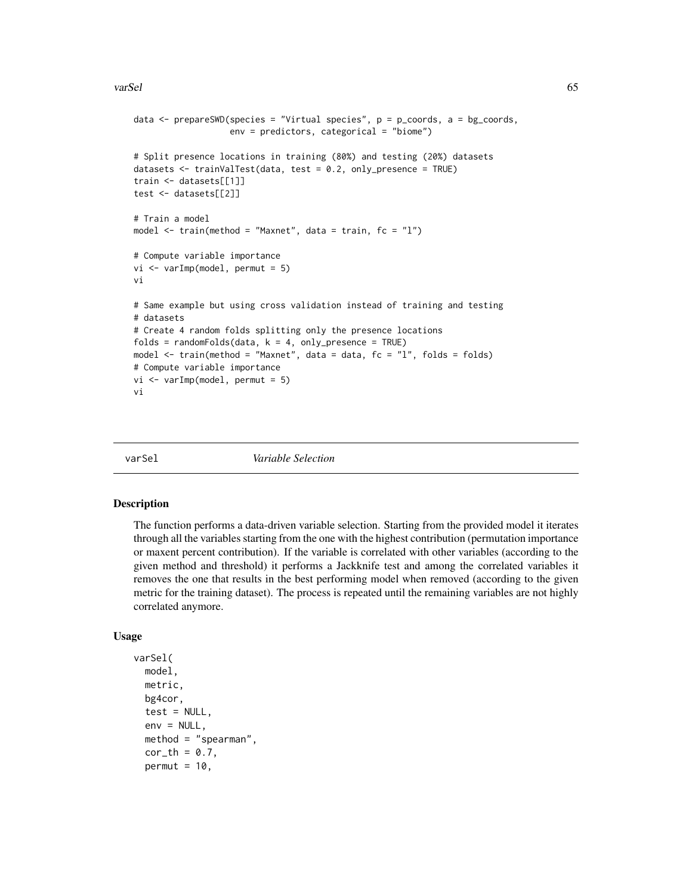```
data <- prepareSWD(species = "Virtual species", p = p_coords, a = bg_coords,
                   env = predictors, categorical = "biome")

# Split presence locations in training (80%) and testing (20%) datasets
datasets <- trainValTest(data, test = 0.2, only_presence = TRUE)
train <- datasets[[1]]
test <- datasets[[2]]

# Train a model
model <- train(method = "Maxnet", data = train, fc = "l")

# Compute variable importance
vi <- varImp(model, permut = 5)
vi

# Same example but using cross validation instead of training and testing
# datasets
# Create 4 random folds splitting only the presence locations
folds = randomFolds(data, k = 4, only_presence = TRUE)
model <- train(method = "Maxnet", data = data, fc = "l", folds = folds)
# Compute variable importance
vi <- varImp(model, permut = 5)
vi
```

## varSel *Variable Selection*

### Description

The function performs a data-driven variable selection. Starting from the provided model it iterates through all the variables starting from the one with the highest contribution (permutation importance or maxent percent contribution). If the variable is correlated with other variables (according to the given method and threshold) it performs a Jackknife test and among the correlated variables it removes the one that results in the best performing model when removed (according to the given metric for the training dataset). The process is repeated until the remaining variables are not highly correlated anymore.

### Usage

```
varSel(
  model,
  metric,
  bg4cor,
  test = NULL,
  env = NULL,
  method = "spearman",
  cor_th = 0.7,
  permut = 10,
```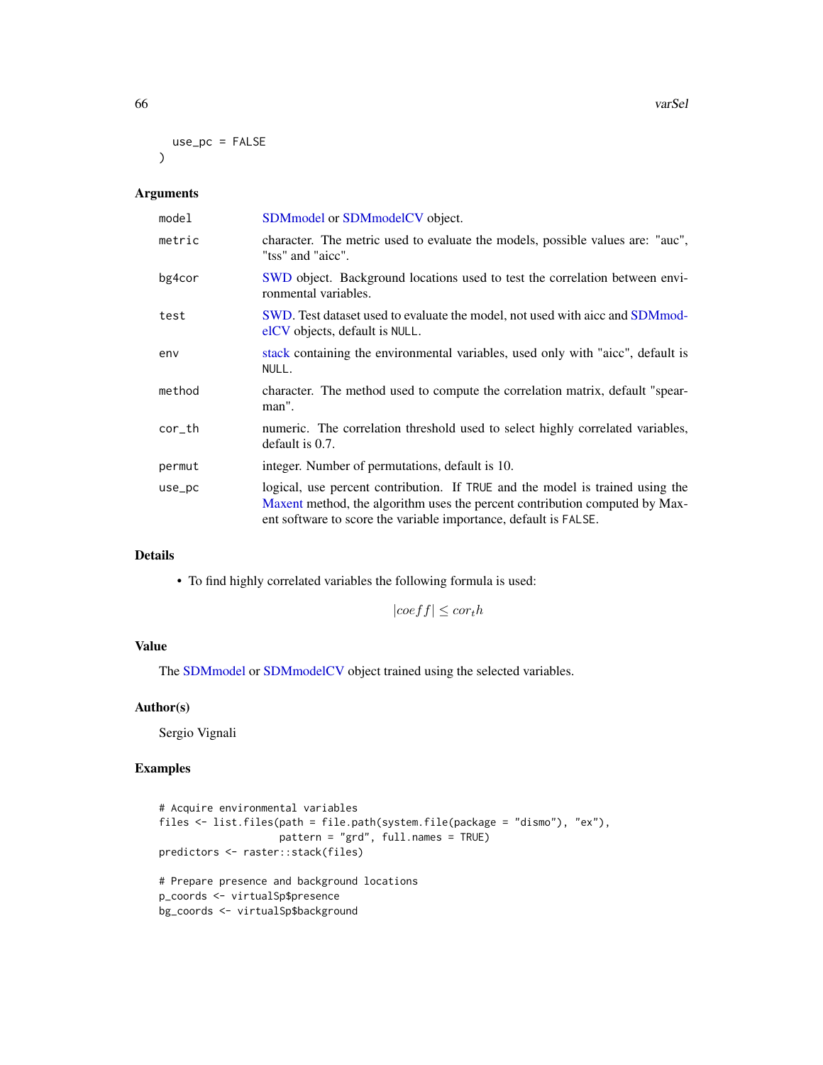```
  use_pc = FALSE
)
```

## Arguments

- `model` — SDMmodel or SDMmodelCV object.
- `metric` — character. The metric used to evaluate the models, possible values are: "auc", "tss" and "aicc".
- `bg4cor` — SWD object. Background locations used to test the correlation between environmental variables.
- `test` — SWD. Test dataset used to evaluate the model, not used with aicc and SDMmodelCV objects, default is `NULL`.
- `env` — stack containing the environmental variables, used only with "aicc", default is `NULL`.
- `method` — character. The method used to compute the correlation matrix, default "spearman".
- `cor_th` — numeric. The correlation threshold used to select highly correlated variables, default is 0.7.
- `permut` — integer. Number of permutations, default is 10.
- `use_pc` — logical, use percent contribution. If `TRUE` and the model is trained using the Maxent method, the algorithm uses the percent contribution computed by Maxent software to score the variable importance, default is `FALSE`.

## Details

- To find highly correlated variables the following formula is used:

$$|coeff| \le cor_th$$

## Value

The SDMmodel or SDMmodelCV object trained using the selected variables.

## Author(s)

Sergio Vignali

## Examples

```
# Acquire environmental variables
files <- list.files(path = file.path(system.file(package = "dismo"), "ex"),
                    pattern = "grd", full.names = TRUE)
predictors <- raster::stack(files)

# Prepare presence and background locations
p_coords <- virtualSp$presence
bg_coords <- virtualSp$background
```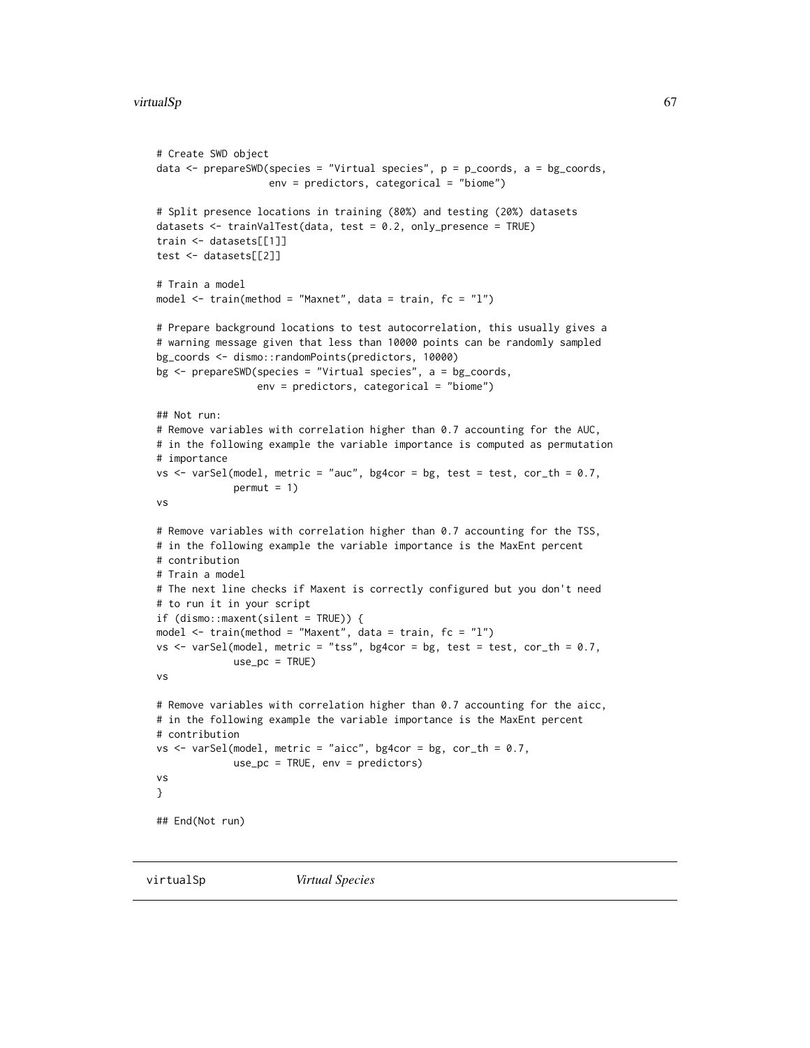```
# Create SWD object
data <- prepareSWD(species = "Virtual species", p = p_coords, a = bg_coords,
                   env = predictors, categorical = "biome")

# Split presence locations in training (80%) and testing (20%) datasets
datasets <- trainValTest(data, test = 0.2, only_presence = TRUE)
train <- datasets[[1]]
test <- datasets[[2]]

# Train a model
model <- train(method = "Maxnet", data = train, fc = "l")

# Prepare background locations to test autocorrelation, this usually gives a
# warning message given that less than 10000 points can be randomly sampled
bg_coords <- dismo::randomPoints(predictors, 10000)
bg <- prepareSWD(species = "Virtual species", a = bg_coords,
                 env = predictors, categorical = "biome")

## Not run:
# Remove variables with correlation higher than 0.7 accounting for the AUC,
# in the following example the variable importance is computed as permutation
# importance
vs <- varSel(model, metric = "auc", bg4cor = bg, test = test, cor_th = 0.7,
             permut = 1)
vs

# Remove variables with correlation higher than 0.7 accounting for the TSS,
# in the following example the variable importance is the MaxEnt percent
# contribution
# Train a model
# The next line checks if Maxent is correctly configured but you don't need
# to run it in your script
if (dismo::maxent(silent = TRUE)) {
model <- train(method = "Maxent", data = train, fc = "l")
vs <- varSel(model, metric = "tss", bg4cor = bg, test = test, cor_th = 0.7,
             use_pc = TRUE)
vs

# Remove variables with correlation higher than 0.7 accounting for the aicc,
# in the following example the variable importance is the MaxEnt percent
# contribution
vs <- varSel(model, metric = "aicc", bg4cor = bg, cor_th = 0.7,
             use_pc = TRUE, env = predictors)
vs
}

## End(Not run)
```

---

virtualSp *Virtual Species*

---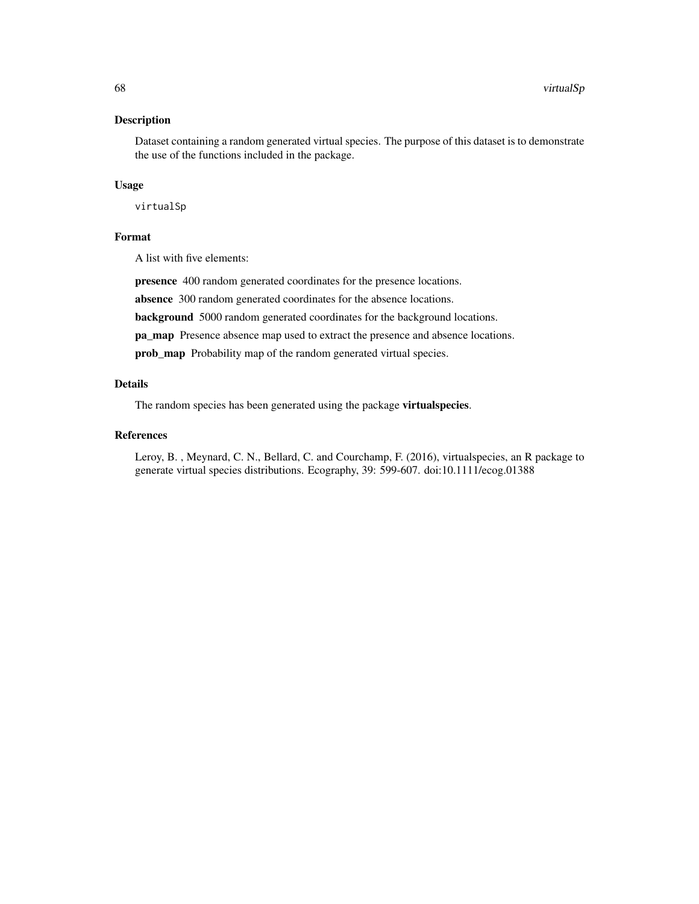## Description

Dataset containing a random generated virtual species. The purpose of this dataset is to demonstrate the use of the functions included in the package.

## Usage

```
virtualSp
```

## Format

A list with five elements:

**presence** 400 random generated coordinates for the presence locations.

**absence** 300 random generated coordinates for the absence locations.

**background** 5000 random generated coordinates for the background locations.

**pa_map** Presence absence map used to extract the presence and absence locations.

**prob_map** Probability map of the random generated virtual species.

## Details

The random species has been generated using the package **virtualspecies**.

## References

Leroy, B. , Meynard, C. N., Bellard, C. and Courchamp, F. (2016), virtualspecies, an R package to generate virtual species distributions. Ecography, 39: 599-607. doi:10.1111/ecog.01388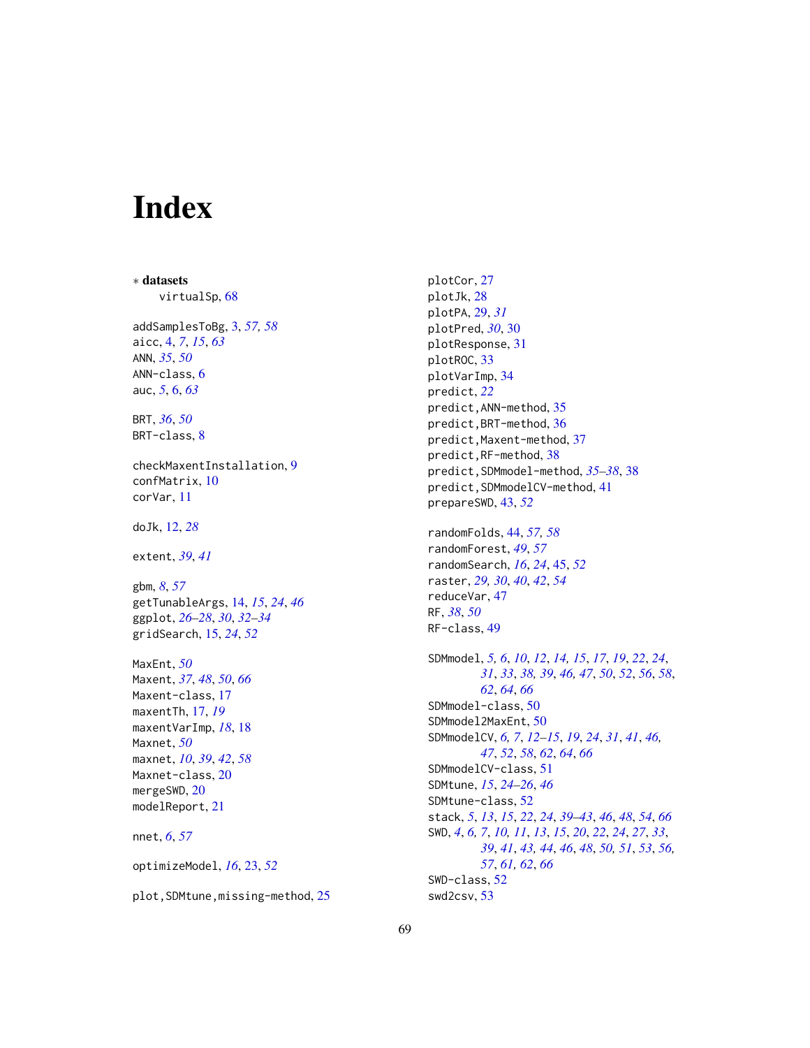# Index

∗ **datasets**
virtualSp, 68

addSamplesToBg, 3, *57, 58*
aicc, 4, *7*, *15*, *63*
ANN, *35*, *50*
ANN-class, 6
auc, *5*, 6, *63*

BRT, *36*, *50*
BRT-class, 8

checkMaxentInstallation, 9
confMatrix, 10
corVar, 11

doJk, 12, *28*

extent, *39*, *41*

gbm, *8*, *57*
getTunableArgs, 14, *15*, *24*, *46*
ggplot, *26–28*, *30*, *32–34*
gridSearch, 15, *24*, *52*

MaxEnt, *50*
Maxent, *37*, *48*, *50*, *66*
Maxent-class, 17
maxentTh, 17, *19*
maxentVarImp, *18*, 18
Maxnet, *50*
maxnet, *10*, *39*, *42*, *58*
Maxnet-class, 20
mergeSWD, 20
modelReport, 21

nnet, *6*, *57*

optimizeModel, *16*, 23, *52*

plot,SDMtune,missing-method, 25
plotCor, 27
plotJk, 28
plotPA, 29, *31*
plotPred, *30*, 30
plotResponse, 31
plotROC, 33
plotVarImp, 34
predict, *22*
predict,ANN-method, 35
predict,BRT-method, 36
predict,Maxent-method, 37
predict,RF-method, 38
predict,SDMmodel-method, *35–38*, 38
predict,SDMmodelCV-method, 41
prepareSWD, 43, *52*

randomFolds, 44, *57, 58*
randomForest, *49*, *57*
randomSearch, *16*, *24*, 45, *52*
raster, *29, 30*, *40*, *42*, *54*
reduceVar, 47
RF, *38*, *50*
RF-class, 49

SDMmodel, *5, 6*, *10*, *12*, *14, 15*, *17*, *19*, *22*, *24*, *31*, *33*, *38, 39*, *46, 47*, *50*, *52*, *56*, *58*, *62*, *64*, *66*
SDMmodel-class, 50
SDMmodel2MaxEnt, 50
SDMmodelCV, *6, 7*, *12–15*, *19*, *24*, *31*, *41*, *46, 47*, *52*, *58*, *62*, *64*, *66*
SDMmodelCV-class, 51
SDMtune, *15*, *24–26*, *46*
SDMtune-class, 52
stack, *5*, *13*, *15*, *22*, *24*, *39–43*, *46*, *48*, *54*, *66*
SWD, *4*, *6, 7*, *10, 11*, *13*, *15*, *20*, *22*, *24*, *27*, *33*, *39*, *41*, *43, 44*, *46*, *48*, *50, 51*, *53*, *56, 57*, *61, 62*, *66*
SWD-class, 52
swd2csv, 53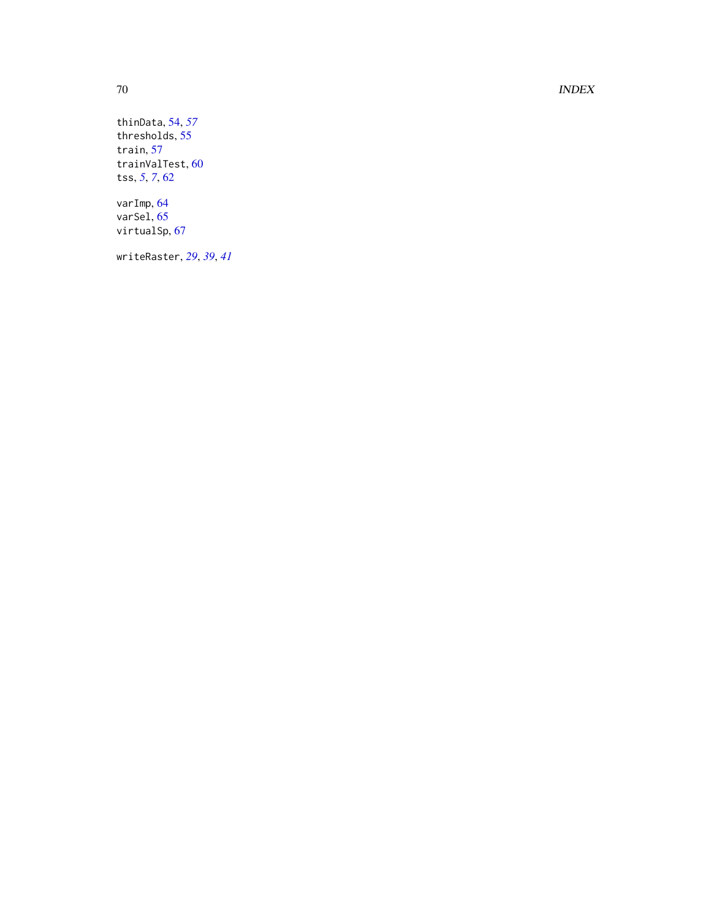thinData, 54, *57*
thresholds, 55
train, 57
trainValTest, 60
tss, *5*, *7*, 62

varImp, 64
varSel, 65
virtualSp, 67

writeRaster, *29*, *39*, *41*